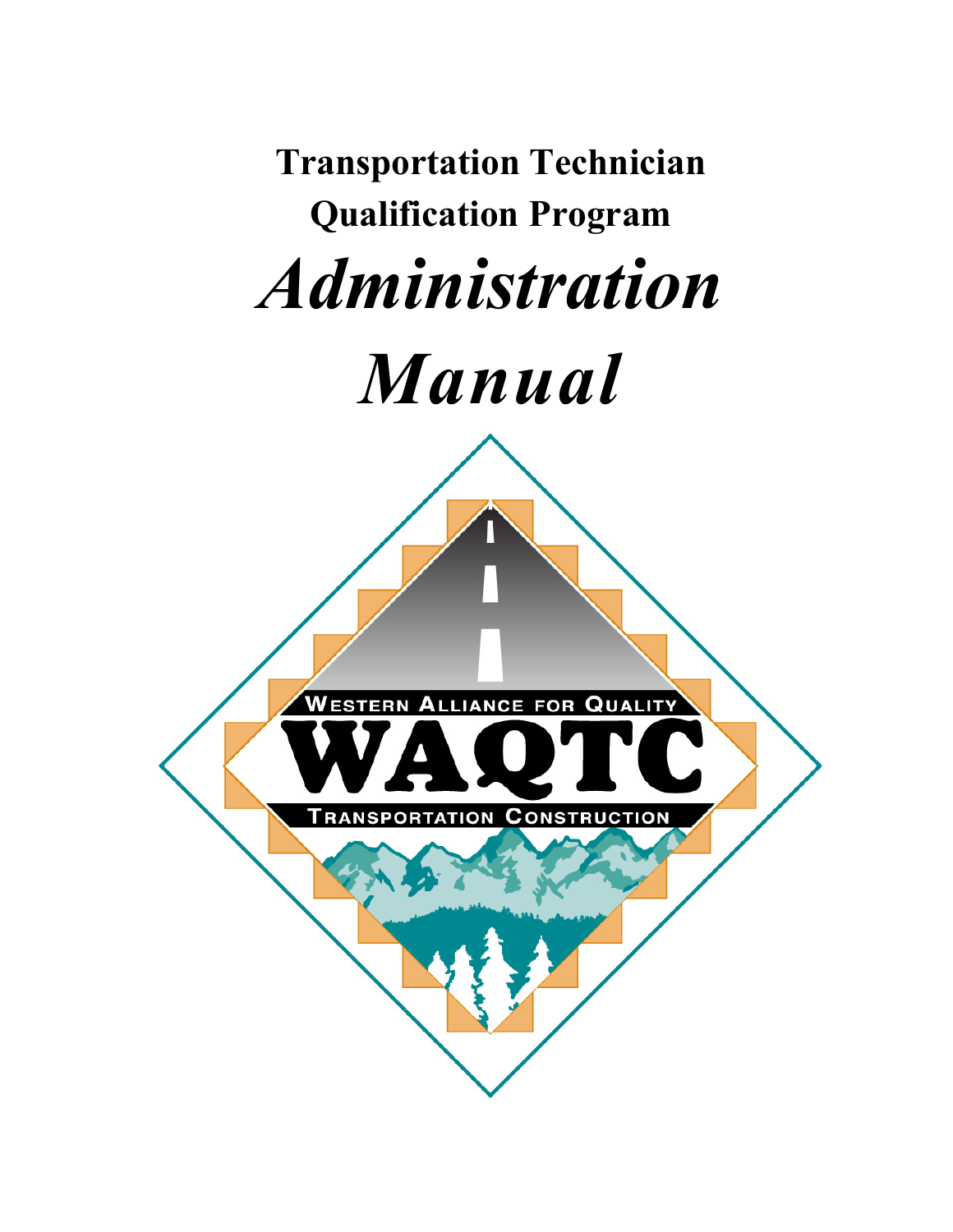**Transportation Technician Qualification Program**

# *Administration Manual*

WESTERN ALLIANCE FOR QUALITY

WAQTC

TRANSPORTATION CONSTRUCTION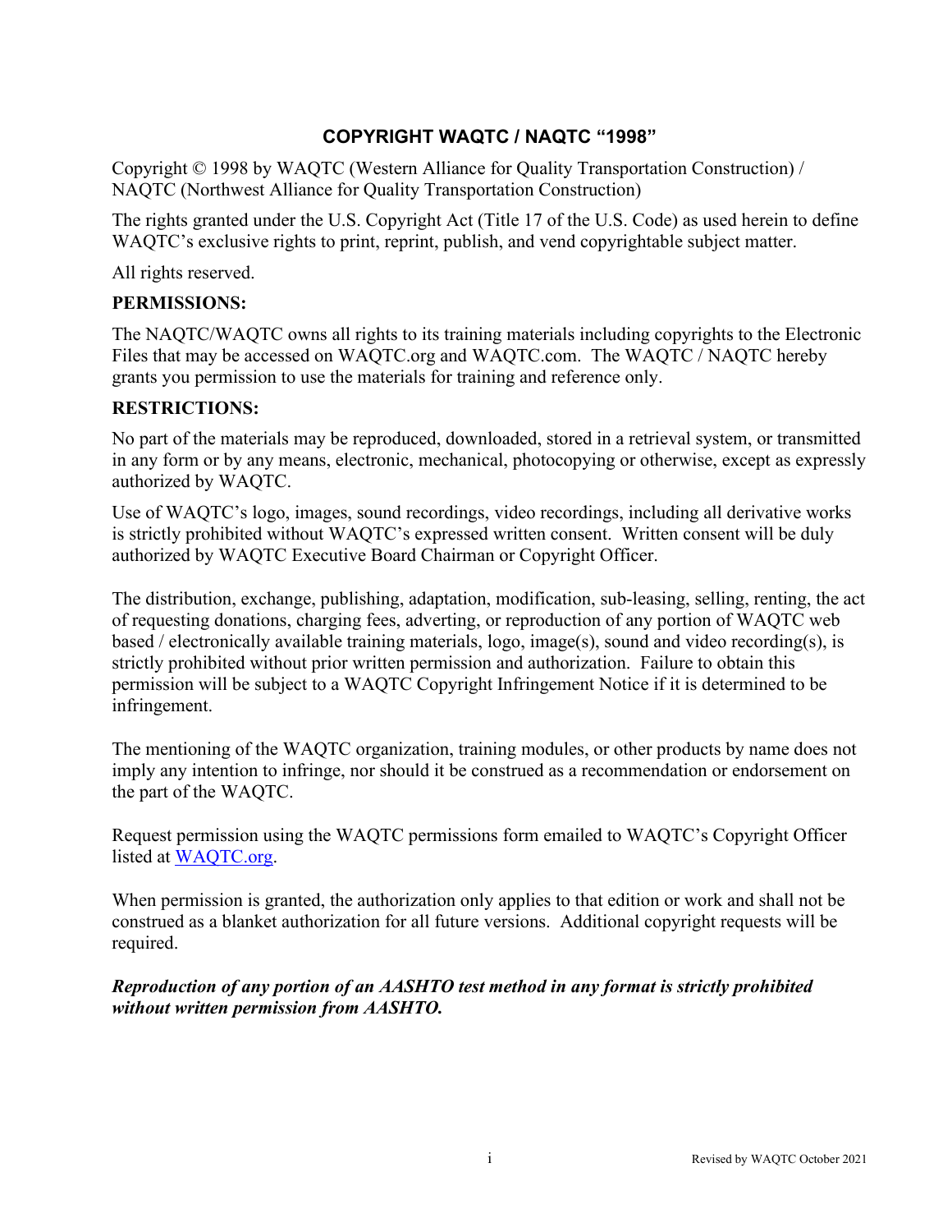## COPYRIGHT WAQTC / NAQTC "1998"

Copyright © 1998 by WAQTC (Western Alliance for Quality Transportation Construction) / NAQTC (Northwest Alliance for Quality Transportation Construction)

The rights granted under the U.S. Copyright Act (Title 17 of the U.S. Code) as used herein to define WAQTC's exclusive rights to print, reprint, publish, and vend copyrightable subject matter.

All rights reserved.

**PERMISSIONS:**

The NAQTC/WAQTC owns all rights to its training materials including copyrights to the Electronic Files that may be accessed on WAQTC.org and WAQTC.com. The WAQTC / NAQTC hereby grants you permission to use the materials for training and reference only.

**RESTRICTIONS:**

No part of the materials may be reproduced, downloaded, stored in a retrieval system, or transmitted in any form or by any means, electronic, mechanical, photocopying or otherwise, except as expressly authorized by WAQTC.

Use of WAQTC's logo, images, sound recordings, video recordings, including all derivative works is strictly prohibited without WAQTC's expressed written consent. Written consent will be duly authorized by WAQTC Executive Board Chairman or Copyright Officer.

The distribution, exchange, publishing, adaptation, modification, sub-leasing, selling, renting, the act of requesting donations, charging fees, adverting, or reproduction of any portion of WAQTC web based / electronically available training materials, logo, image(s), sound and video recording(s), is strictly prohibited without prior written permission and authorization. Failure to obtain this permission will be subject to a WAQTC Copyright Infringement Notice if it is determined to be infringement.

The mentioning of the WAQTC organization, training modules, or other products by name does not imply any intention to infringe, nor should it be construed as a recommendation or endorsement on the part of the WAQTC.

Request permission using the WAQTC permissions form emailed to WAQTC's Copyright Officer listed at WAQTC.org.

When permission is granted, the authorization only applies to that edition or work and shall not be construed as a blanket authorization for all future versions. Additional copyright requests will be required.

***Reproduction of any portion of an AASHTO test method in any format is strictly prohibited without written permission from AASHTO.***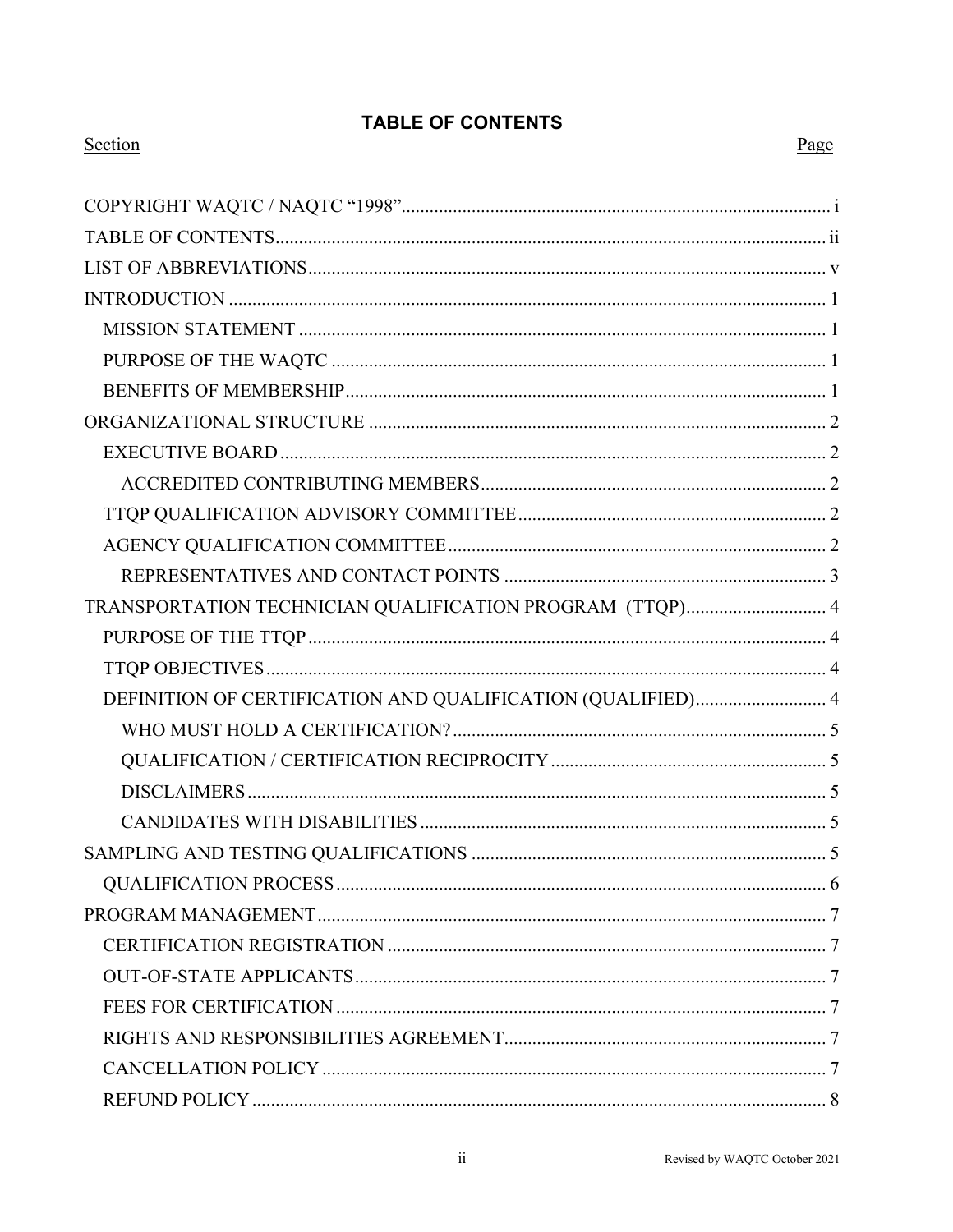# TABLE OF CONTENTS

| Section | Page |
|---|---|
| COPYRIGHT WAQTC / NAQTC "1998" | i |
| TABLE OF CONTENTS | ii |
| LIST OF ABBREVIATIONS | v |
| INTRODUCTION | 1 |
| MISSION STATEMENT | 1 |
| PURPOSE OF THE WAQTC | 1 |
| BENEFITS OF MEMBERSHIP | 1 |
| ORGANIZATIONAL STRUCTURE | 2 |
| EXECUTIVE BOARD | 2 |
| ACCREDITED CONTRIBUTING MEMBERS | 2 |
| TTQP QUALIFICATION ADVISORY COMMITTEE | 2 |
| AGENCY QUALIFICATION COMMITTEE | 2 |
| REPRESENTATIVES AND CONTACT POINTS | 3 |
| TRANSPORTATION TECHNICIAN QUALIFICATION PROGRAM (TTQP) | 4 |
| PURPOSE OF THE TTQP | 4 |
| TTQP OBJECTIVES | 4 |
| DEFINITION OF CERTIFICATION AND QUALIFICATION (QUALIFIED) | 4 |
| WHO MUST HOLD A CERTIFICATION? | 5 |
| QUALIFICATION / CERTIFICATION RECIPROCITY | 5 |
| DISCLAIMERS | 5 |
| CANDIDATES WITH DISABILITIES | 5 |
| SAMPLING AND TESTING QUALIFICATIONS | 5 |
| QUALIFICATION PROCESS | 6 |
| PROGRAM MANAGEMENT | 7 |
| CERTIFICATION REGISTRATION | 7 |
| OUT-OF-STATE APPLICANTS | 7 |
| FEES FOR CERTIFICATION | 7 |
| RIGHTS AND RESPONSIBILITIES AGREEMENT | 7 |
| CANCELLATION POLICY | 7 |
| REFUND POLICY | 8 |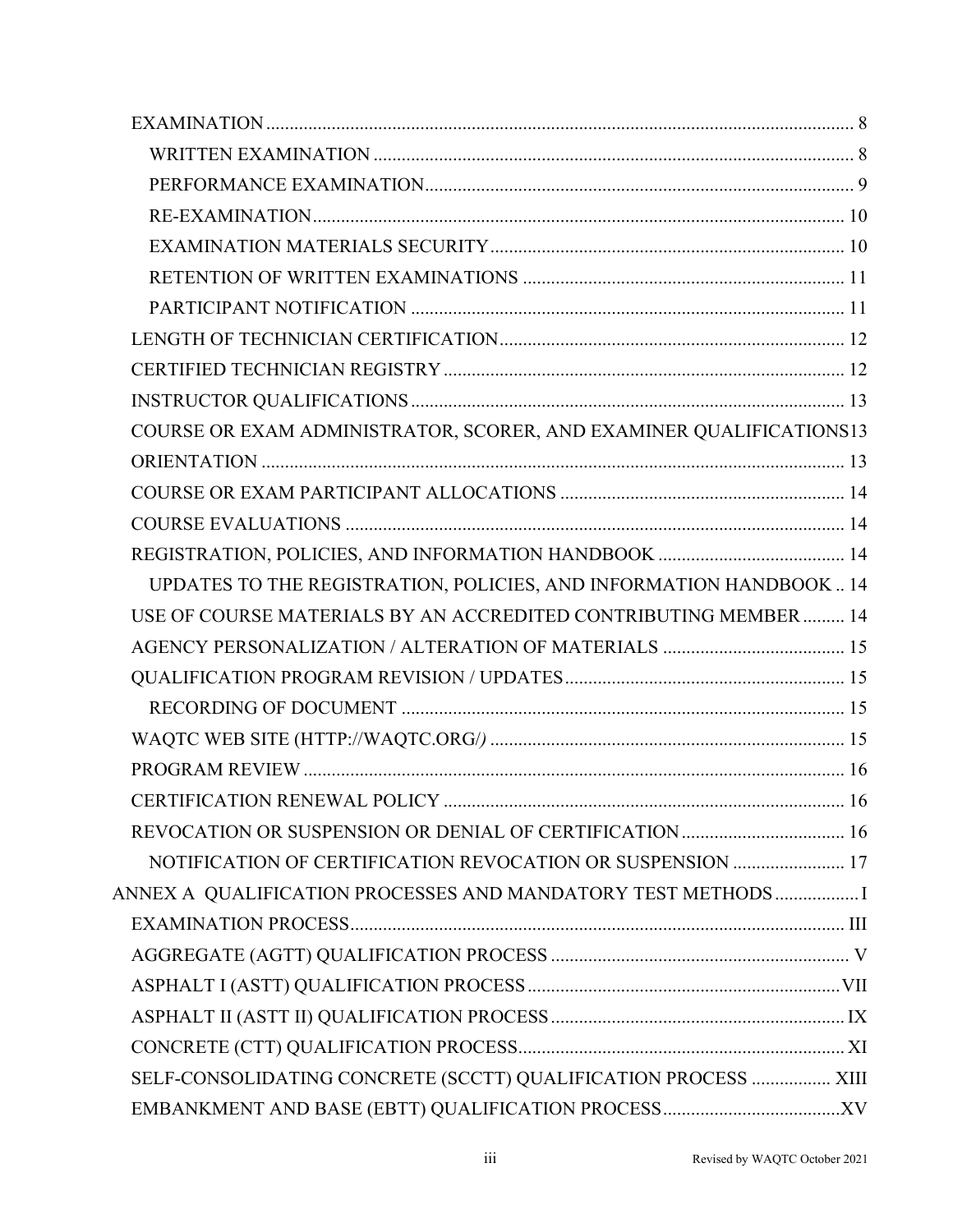EXAMINATION .......... 8

WRITTEN EXAMINATION .......... 8

PERFORMANCE EXAMINATION .......... 9

RE-EXAMINATION .......... 10

EXAMINATION MATERIALS SECURITY .......... 10

RETENTION OF WRITTEN EXAMINATIONS .......... 11

PARTICIPANT NOTIFICATION .......... 11

LENGTH OF TECHNICIAN CERTIFICATION .......... 12

CERTIFIED TECHNICIAN REGISTRY .......... 12

INSTRUCTOR QUALIFICATIONS .......... 13

COURSE OR EXAM ADMINISTRATOR, SCORER, AND EXAMINER QUALIFICATIONS 13

ORIENTATION .......... 13

COURSE OR EXAM PARTICIPANT ALLOCATIONS .......... 14

COURSE EVALUATIONS .......... 14

REGISTRATION, POLICIES, AND INFORMATION HANDBOOK .......... 14

UPDATES TO THE REGISTRATION, POLICIES, AND INFORMATION HANDBOOK .. 14

USE OF COURSE MATERIALS BY AN ACCREDITED CONTRIBUTING MEMBER .......... 14

AGENCY PERSONALIZATION / ALTERATION OF MATERIALS .......... 15

QUALIFICATION PROGRAM REVISION / UPDATES .......... 15

RECORDING OF DOCUMENT .......... 15

WAQTC WEB SITE (HTTP://WAQTC.ORG/) .......... 15

PROGRAM REVIEW .......... 16

CERTIFICATION RENEWAL POLICY .......... 16

REVOCATION OR SUSPENSION OR DENIAL OF CERTIFICATION .......... 16

NOTIFICATION OF CERTIFICATION REVOCATION OR SUSPENSION .......... 17

ANNEX A QUALIFICATION PROCESSES AND MANDATORY TEST METHODS .......... I

EXAMINATION PROCESS .......... III

AGGREGATE (AGTT) QUALIFICATION PROCESS .......... V

ASPHALT I (ASTT) QUALIFICATION PROCESS .......... VII

ASPHALT II (ASTT II) QUALIFICATION PROCESS .......... IX

CONCRETE (CTT) QUALIFICATION PROCESS .......... XI

SELF-CONSOLIDATING CONCRETE (SCCTT) QUALIFICATION PROCESS .......... XIII

EMBANKMENT AND BASE (EBTT) QUALIFICATION PROCESS .......... XV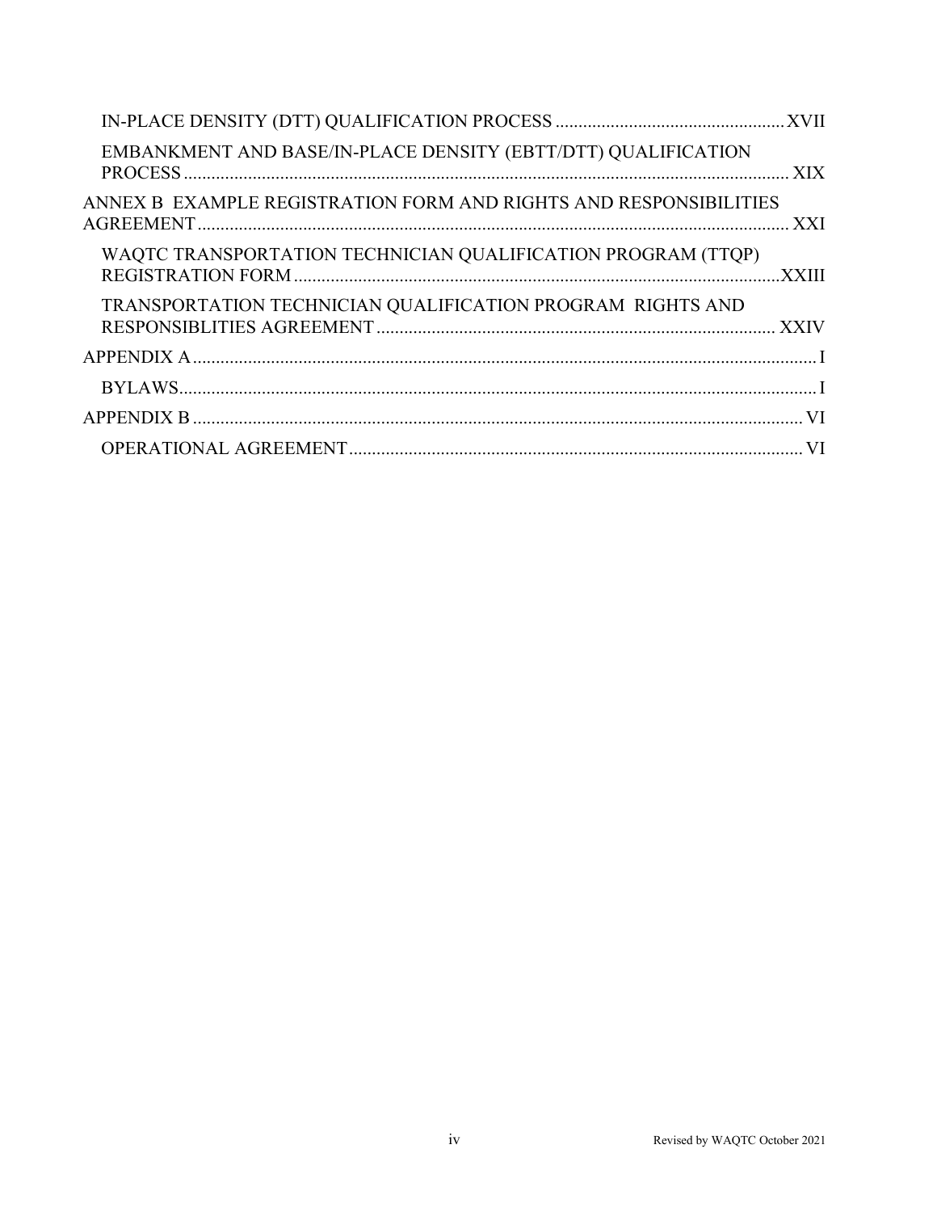IN-PLACE DENSITY (DTT) QUALIFICATION PROCESS ...... XVII

EMBANKMENT AND BASE/IN-PLACE DENSITY (EBTT/DTT) QUALIFICATION PROCESS ...... XIX

ANNEX B EXAMPLE REGISTRATION FORM AND RIGHTS AND RESPONSIBILITIES AGREEMENT ...... XXI

WAQTC TRANSPORTATION TECHNICIAN QUALIFICATION PROGRAM (TTQP) REGISTRATION FORM ...... XXIII

TRANSPORTATION TECHNICIAN QUALIFICATION PROGRAM RIGHTS AND RESPONSIBLITIES AGREEMENT ...... XXIV

APPENDIX A ...... I

BYLAWS ...... I

APPENDIX B ...... VI

OPERATIONAL AGREEMENT ...... VI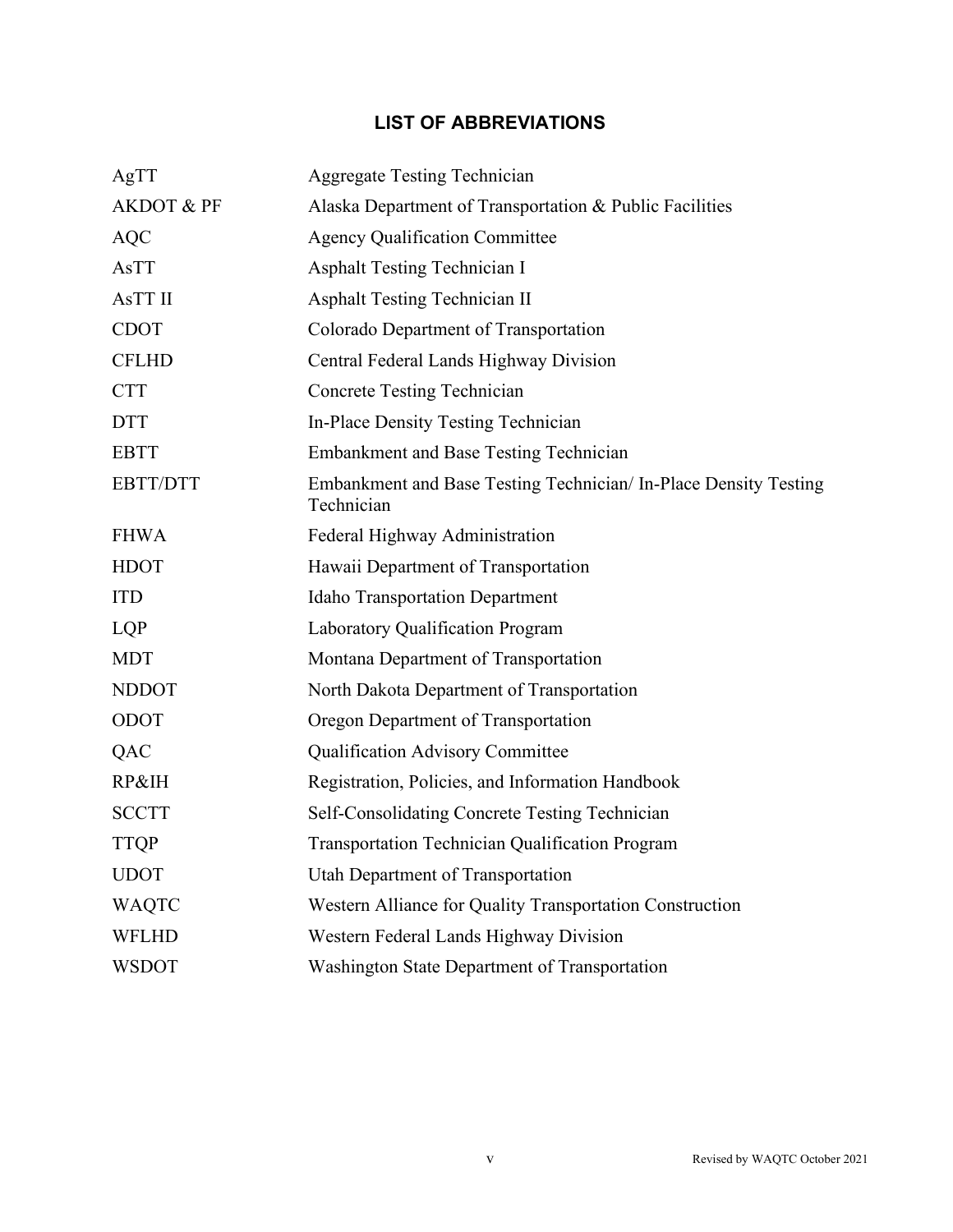## LIST OF ABBREVIATIONS

| | |
|---|---|
| AgTT | Aggregate Testing Technician |
| AKDOT & PF | Alaska Department of Transportation & Public Facilities |
| AQC | Agency Qualification Committee |
| AsTT | Asphalt Testing Technician I |
| AsTT II | Asphalt Testing Technician II |
| CDOT | Colorado Department of Transportation |
| CFLHD | Central Federal Lands Highway Division |
| CTT | Concrete Testing Technician |
| DTT | In-Place Density Testing Technician |
| EBTT | Embankment and Base Testing Technician |
| EBTT/DTT | Embankment and Base Testing Technician/ In-Place Density Testing Technician |
| FHWA | Federal Highway Administration |
| HDOT | Hawaii Department of Transportation |
| ITD | Idaho Transportation Department |
| LQP | Laboratory Qualification Program |
| MDT | Montana Department of Transportation |
| NDDOT | North Dakota Department of Transportation |
| ODOT | Oregon Department of Transportation |
| QAC | Qualification Advisory Committee |
| RP&IH | Registration, Policies, and Information Handbook |
| SCCTT | Self-Consolidating Concrete Testing Technician |
| TTQP | Transportation Technician Qualification Program |
| UDOT | Utah Department of Transportation |
| WAQTC | Western Alliance for Quality Transportation Construction |
| WFLHD | Western Federal Lands Highway Division |
| WSDOT | Washington State Department of Transportation |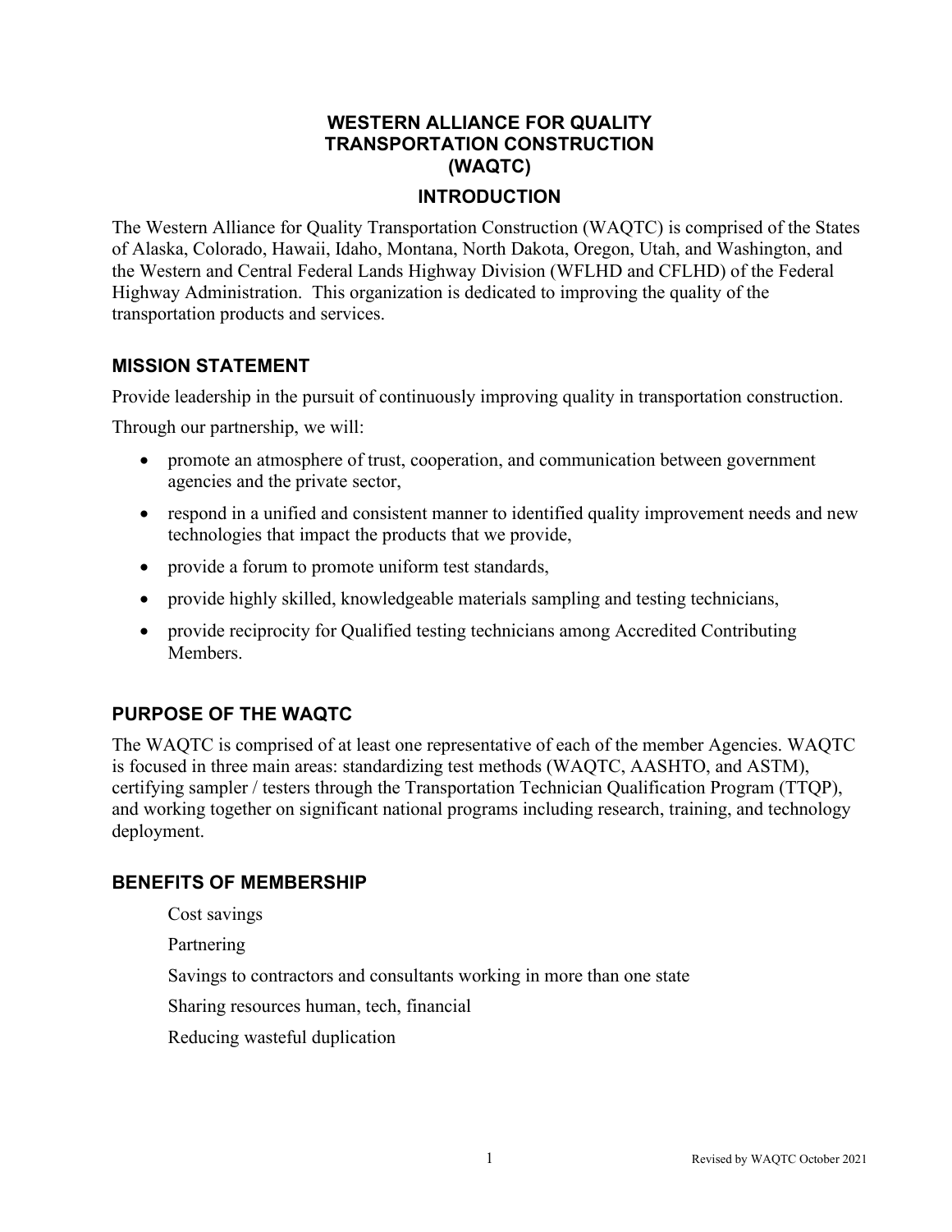# WESTERN ALLIANCE FOR QUALITY TRANSPORTATION CONSTRUCTION (WAQTC)

## INTRODUCTION

The Western Alliance for Quality Transportation Construction (WAQTC) is comprised of the States of Alaska, Colorado, Hawaii, Idaho, Montana, North Dakota, Oregon, Utah, and Washington, and the Western and Central Federal Lands Highway Division (WFLHD and CFLHD) of the Federal Highway Administration. This organization is dedicated to improving the quality of the transportation products and services.

### MISSION STATEMENT

Provide leadership in the pursuit of continuously improving quality in transportation construction.

Through our partnership, we will:

- promote an atmosphere of trust, cooperation, and communication between government agencies and the private sector,
- respond in a unified and consistent manner to identified quality improvement needs and new technologies that impact the products that we provide,
- provide a forum to promote uniform test standards,
- provide highly skilled, knowledgeable materials sampling and testing technicians,
- provide reciprocity for Qualified testing technicians among Accredited Contributing Members.

### PURPOSE OF THE WAQTC

The WAQTC is comprised of at least one representative of each of the member Agencies. WAQTC is focused in three main areas: standardizing test methods (WAQTC, AASHTO, and ASTM), certifying sampler / testers through the Transportation Technician Qualification Program (TTQP), and working together on significant national programs including research, training, and technology deployment.

### BENEFITS OF MEMBERSHIP

Cost savings

Partnering

Savings to contractors and consultants working in more than one state

Sharing resources human, tech, financial

Reducing wasteful duplication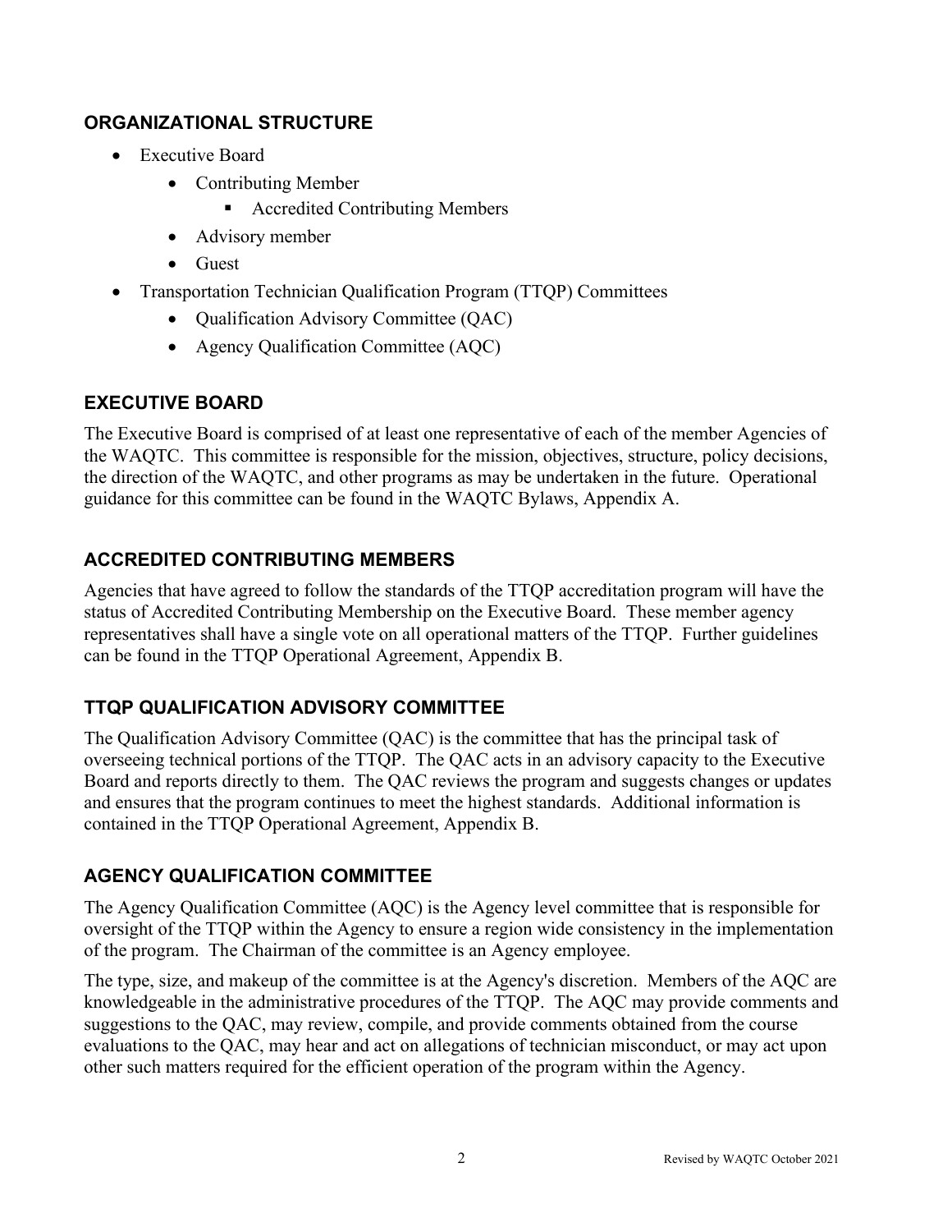## ORGANIZATIONAL STRUCTURE

- Executive Board
  - Contributing Member
    - Accredited Contributing Members
  - Advisory member
  - Guest
- Transportation Technician Qualification Program (TTQP) Committees
  - Qualification Advisory Committee (QAC)
  - Agency Qualification Committee (AQC)

## EXECUTIVE BOARD

The Executive Board is comprised of at least one representative of each of the member Agencies of the WAQTC. This committee is responsible for the mission, objectives, structure, policy decisions, the direction of the WAQTC, and other programs as may be undertaken in the future. Operational guidance for this committee can be found in the WAQTC Bylaws, Appendix A.

## ACCREDITED CONTRIBUTING MEMBERS

Agencies that have agreed to follow the standards of the TTQP accreditation program will have the status of Accredited Contributing Membership on the Executive Board. These member agency representatives shall have a single vote on all operational matters of the TTQP. Further guidelines can be found in the TTQP Operational Agreement, Appendix B.

## TTQP QUALIFICATION ADVISORY COMMITTEE

The Qualification Advisory Committee (QAC) is the committee that has the principal task of overseeing technical portions of the TTQP. The QAC acts in an advisory capacity to the Executive Board and reports directly to them. The QAC reviews the program and suggests changes or updates and ensures that the program continues to meet the highest standards. Additional information is contained in the TTQP Operational Agreement, Appendix B.

## AGENCY QUALIFICATION COMMITTEE

The Agency Qualification Committee (AQC) is the Agency level committee that is responsible for oversight of the TTQP within the Agency to ensure a region wide consistency in the implementation of the program. The Chairman of the committee is an Agency employee.

The type, size, and makeup of the committee is at the Agency's discretion. Members of the AQC are knowledgeable in the administrative procedures of the TTQP. The AQC may provide comments and suggestions to the QAC, may review, compile, and provide comments obtained from the course evaluations to the QAC, may hear and act on allegations of technician misconduct, or may act upon other such matters required for the efficient operation of the program within the Agency.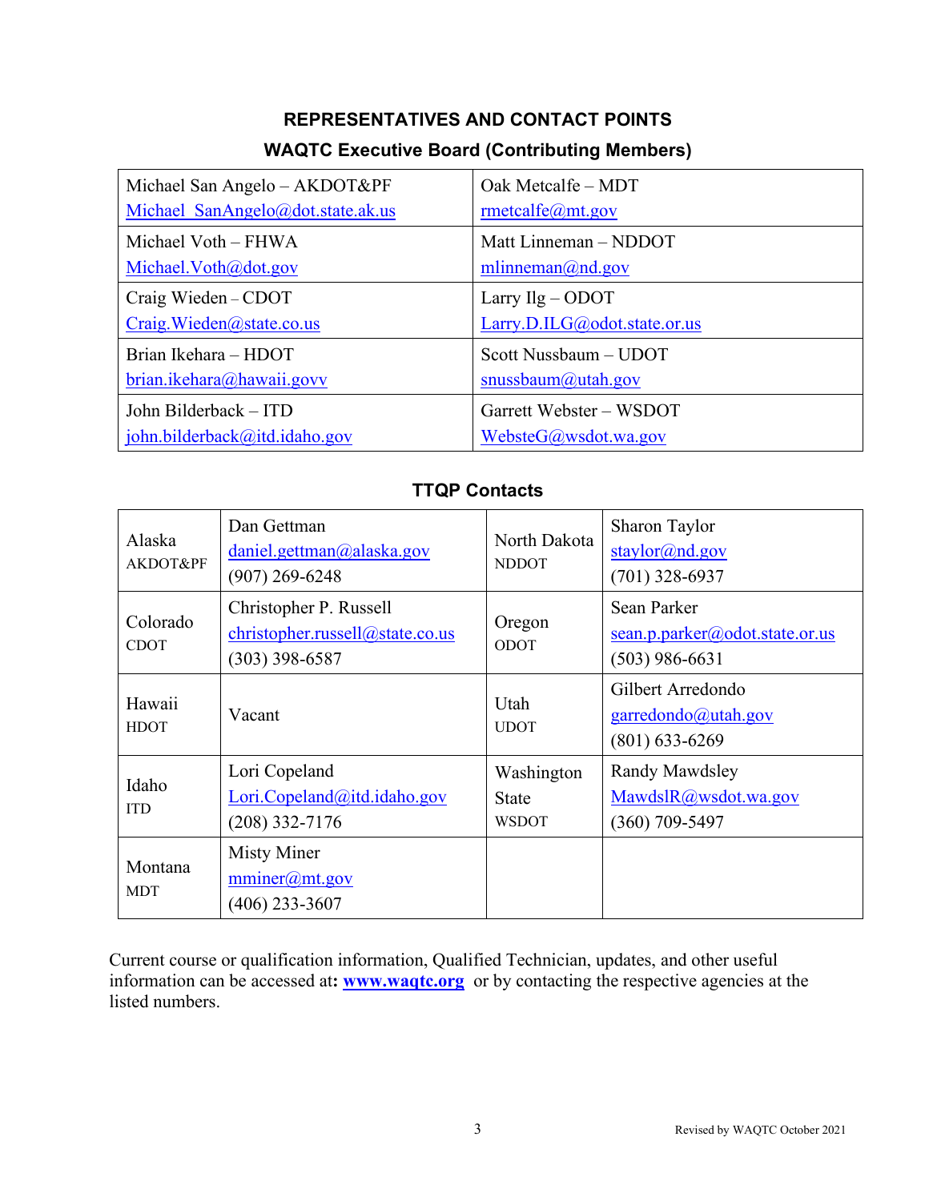## REPRESENTATIVES AND CONTACT POINTS

### WAQTC Executive Board (Contributing Members)

| | |
|---|---|
| Michael San Angelo – AKDOT&PF<br>Michael_SanAngelo@dot.state.ak.us | Oak Metcalfe – MDT<br>rmetcalfe@mt.gov |
| Michael Voth – FHWA<br>Michael.Voth@dot.gov | Matt Linneman – NDDOT<br>mlinneman@nd.gov |
| Craig Wieden – CDOT<br>Craig.Wieden@state.co.us | Larry Ilg – ODOT<br>Larry.D.ILG@odot.state.or.us |
| Brian Ikehara – HDOT<br>brian.ikehara@hawaii.govv | Scott Nussbaum – UDOT<br>snussbaum@utah.gov |
| John Bilderback – ITD<br>john.bilderback@itd.idaho.gov | Garrett Webster – WSDOT<br>WebsteG@wsdot.wa.gov |

### TTQP Contacts

| | | | |
|---|---|---|---|
| Alaska<br>AKDOT&PF | Dan Gettman<br>daniel.gettman@alaska.gov<br>(907) 269-6248 | North Dakota<br>NDDOT | Sharon Taylor<br>staylor@nd.gov<br>(701) 328-6937 |
| Colorado<br>CDOT | Christopher P. Russell<br>christopher.russell@state.co.us<br>(303) 398-6587 | Oregon<br>ODOT | Sean Parker<br>sean.p.parker@odot.state.or.us<br>(503) 986-6631 |
| Hawaii<br>HDOT | Vacant | Utah<br>UDOT | Gilbert Arredondo<br>garredondo@utah.gov<br>(801) 633-6269 |
| Idaho<br>ITD | Lori Copeland<br>Lori.Copeland@itd.idaho.gov<br>(208) 332-7176 | Washington State<br>WSDOT | Randy Mawdsley<br>MawdslR@wsdot.wa.gov<br>(360) 709-5497 |
| Montana<br>MDT | Misty Miner<br>mminer@mt.gov<br>(406) 233-3607 | | |

Current course or qualification information, Qualified Technician, updates, and other useful information can be accessed at**:** **www.waqtc.org** or by contacting the respective agencies at the listed numbers.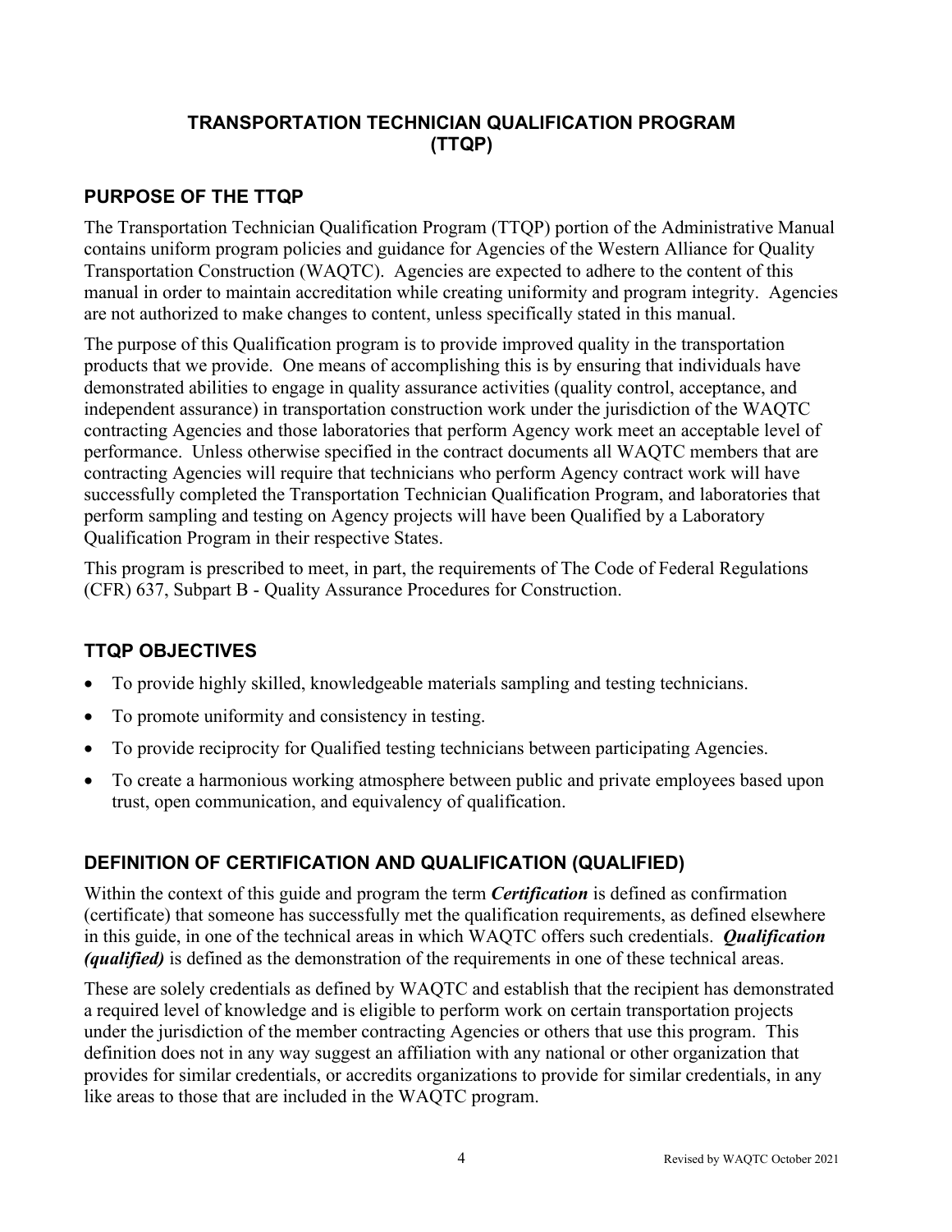# TRANSPORTATION TECHNICIAN QUALIFICATION PROGRAM (TTQP)

## PURPOSE OF THE TTQP

The Transportation Technician Qualification Program (TTQP) portion of the Administrative Manual contains uniform program policies and guidance for Agencies of the Western Alliance for Quality Transportation Construction (WAQTC). Agencies are expected to adhere to the content of this manual in order to maintain accreditation while creating uniformity and program integrity. Agencies are not authorized to make changes to content, unless specifically stated in this manual.

The purpose of this Qualification program is to provide improved quality in the transportation products that we provide. One means of accomplishing this is by ensuring that individuals have demonstrated abilities to engage in quality assurance activities (quality control, acceptance, and independent assurance) in transportation construction work under the jurisdiction of the WAQTC contracting Agencies and those laboratories that perform Agency work meet an acceptable level of performance. Unless otherwise specified in the contract documents all WAQTC members that are contracting Agencies will require that technicians who perform Agency contract work will have successfully completed the Transportation Technician Qualification Program, and laboratories that perform sampling and testing on Agency projects will have been Qualified by a Laboratory Qualification Program in their respective States.

This program is prescribed to meet, in part, the requirements of The Code of Federal Regulations (CFR) 637, Subpart B - Quality Assurance Procedures for Construction.

## TTQP OBJECTIVES

- To provide highly skilled, knowledgeable materials sampling and testing technicians.
- To promote uniformity and consistency in testing.
- To provide reciprocity for Qualified testing technicians between participating Agencies.
- To create a harmonious working atmosphere between public and private employees based upon trust, open communication, and equivalency of qualification.

## DEFINITION OF CERTIFICATION AND QUALIFICATION (QUALIFIED)

Within the context of this guide and program the term ***Certification*** is defined as confirmation (certificate) that someone has successfully met the qualification requirements, as defined elsewhere in this guide, in one of the technical areas in which WAQTC offers such credentials. ***Qualification (qualified)*** is defined as the demonstration of the requirements in one of these technical areas.

These are solely credentials as defined by WAQTC and establish that the recipient has demonstrated a required level of knowledge and is eligible to perform work on certain transportation projects under the jurisdiction of the member contracting Agencies or others that use this program. This definition does not in any way suggest an affiliation with any national or other organization that provides for similar credentials, or accredits organizations to provide for similar credentials, in any like areas to those that are included in the WAQTC program.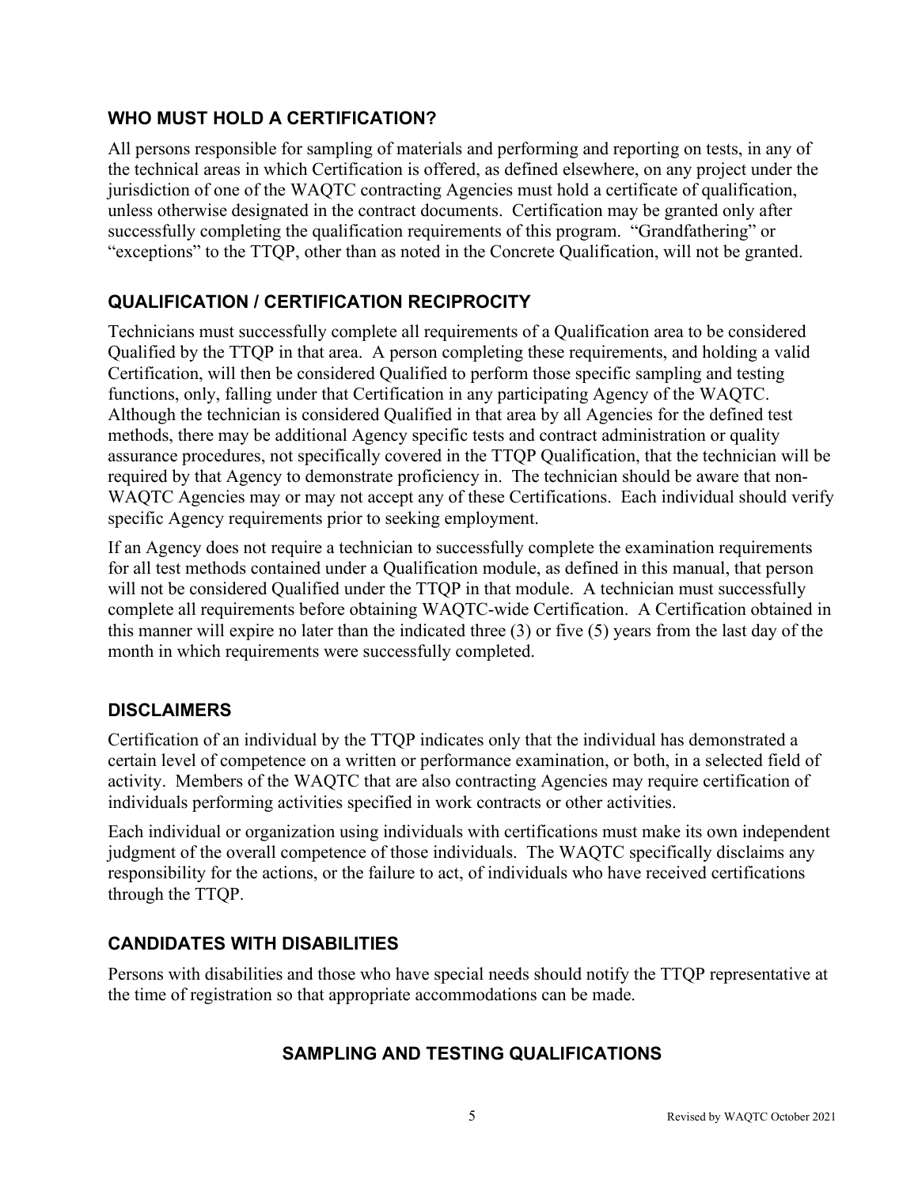## WHO MUST HOLD A CERTIFICATION?

All persons responsible for sampling of materials and performing and reporting on tests, in any of the technical areas in which Certification is offered, as defined elsewhere, on any project under the jurisdiction of one of the WAQTC contracting Agencies must hold a certificate of qualification, unless otherwise designated in the contract documents. Certification may be granted only after successfully completing the qualification requirements of this program. "Grandfathering" or "exceptions" to the TTQP, other than as noted in the Concrete Qualification, will not be granted.

## QUALIFICATION / CERTIFICATION RECIPROCITY

Technicians must successfully complete all requirements of a Qualification area to be considered Qualified by the TTQP in that area. A person completing these requirements, and holding a valid Certification, will then be considered Qualified to perform those specific sampling and testing functions, only, falling under that Certification in any participating Agency of the WAQTC. Although the technician is considered Qualified in that area by all Agencies for the defined test methods, there may be additional Agency specific tests and contract administration or quality assurance procedures, not specifically covered in the TTQP Qualification, that the technician will be required by that Agency to demonstrate proficiency in. The technician should be aware that non-WAQTC Agencies may or may not accept any of these Certifications. Each individual should verify specific Agency requirements prior to seeking employment.

If an Agency does not require a technician to successfully complete the examination requirements for all test methods contained under a Qualification module, as defined in this manual, that person will not be considered Qualified under the TTQP in that module. A technician must successfully complete all requirements before obtaining WAQTC-wide Certification. A Certification obtained in this manner will expire no later than the indicated three (3) or five (5) years from the last day of the month in which requirements were successfully completed.

## DISCLAIMERS

Certification of an individual by the TTQP indicates only that the individual has demonstrated a certain level of competence on a written or performance examination, or both, in a selected field of activity. Members of the WAQTC that are also contracting Agencies may require certification of individuals performing activities specified in work contracts or other activities.

Each individual or organization using individuals with certifications must make its own independent judgment of the overall competence of those individuals. The WAQTC specifically disclaims any responsibility for the actions, or the failure to act, of individuals who have received certifications through the TTQP.

## CANDIDATES WITH DISABILITIES

Persons with disabilities and those who have special needs should notify the TTQP representative at the time of registration so that appropriate accommodations can be made.

## SAMPLING AND TESTING QUALIFICATIONS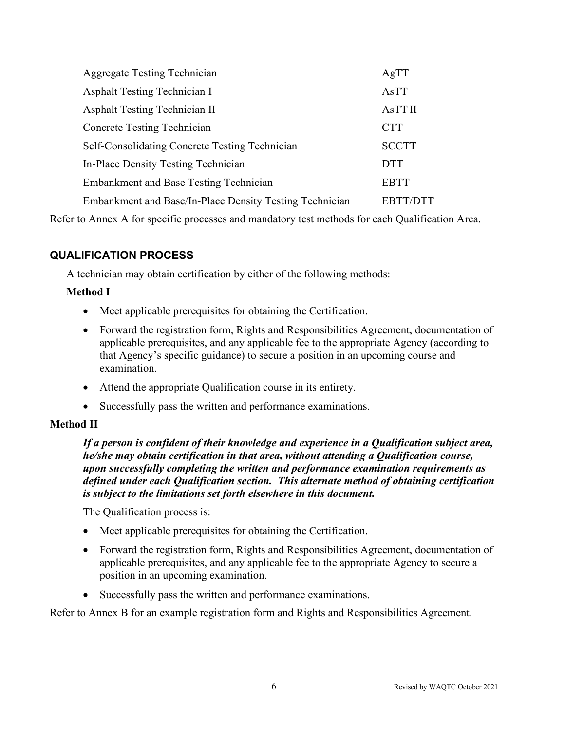| | |
|---|---|
| Aggregate Testing Technician | AgTT |
| Asphalt Testing Technician I | AsTT |
| Asphalt Testing Technician II | AsTT II |
| Concrete Testing Technician | CTT |
| Self-Consolidating Concrete Testing Technician | SCCTT |
| In-Place Density Testing Technician | DTT |
| Embankment and Base Testing Technician | EBTT |
| Embankment and Base/In-Place Density Testing Technician | EBTT/DTT |

Refer to Annex A for specific processes and mandatory test methods for each Qualification Area.

## QUALIFICATION PROCESS

A technician may obtain certification by either of the following methods:

**Method I**

- Meet applicable prerequisites for obtaining the Certification.
- Forward the registration form, Rights and Responsibilities Agreement, documentation of applicable prerequisites, and any applicable fee to the appropriate Agency (according to that Agency's specific guidance) to secure a position in an upcoming course and examination.
- Attend the appropriate Qualification course in its entirety.
- Successfully pass the written and performance examinations.

**Method II**

***If a person is confident of their knowledge and experience in a Qualification subject area, he/she may obtain certification in that area, without attending a Qualification course, upon successfully completing the written and performance examination requirements as defined under each Qualification section. This alternate method of obtaining certification is subject to the limitations set forth elsewhere in this document.***

The Qualification process is:

- Meet applicable prerequisites for obtaining the Certification.
- Forward the registration form, Rights and Responsibilities Agreement, documentation of applicable prerequisites, and any applicable fee to the appropriate Agency to secure a position in an upcoming examination.
- Successfully pass the written and performance examinations.

Refer to Annex B for an example registration form and Rights and Responsibilities Agreement.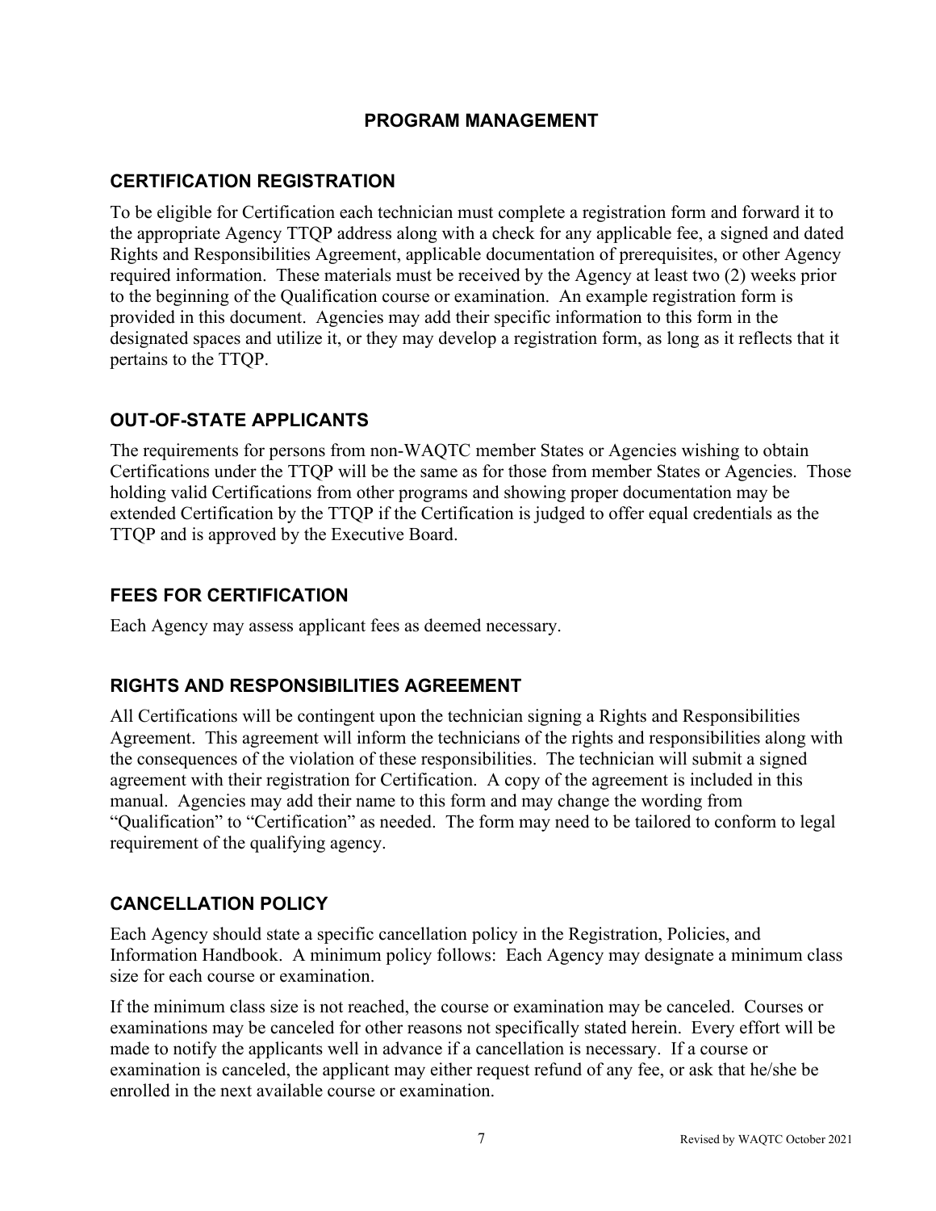# PROGRAM MANAGEMENT

## CERTIFICATION REGISTRATION

To be eligible for Certification each technician must complete a registration form and forward it to the appropriate Agency TTQP address along with a check for any applicable fee, a signed and dated Rights and Responsibilities Agreement, applicable documentation of prerequisites, or other Agency required information. These materials must be received by the Agency at least two (2) weeks prior to the beginning of the Qualification course or examination. An example registration form is provided in this document. Agencies may add their specific information to this form in the designated spaces and utilize it, or they may develop a registration form, as long as it reflects that it pertains to the TTQP.

## OUT-OF-STATE APPLICANTS

The requirements for persons from non-WAQTC member States or Agencies wishing to obtain Certifications under the TTQP will be the same as for those from member States or Agencies. Those holding valid Certifications from other programs and showing proper documentation may be extended Certification by the TTQP if the Certification is judged to offer equal credentials as the TTQP and is approved by the Executive Board.

## FEES FOR CERTIFICATION

Each Agency may assess applicant fees as deemed necessary.

## RIGHTS AND RESPONSIBILITIES AGREEMENT

All Certifications will be contingent upon the technician signing a Rights and Responsibilities Agreement. This agreement will inform the technicians of the rights and responsibilities along with the consequences of the violation of these responsibilities. The technician will submit a signed agreement with their registration for Certification. A copy of the agreement is included in this manual. Agencies may add their name to this form and may change the wording from "Qualification" to "Certification" as needed. The form may need to be tailored to conform to legal requirement of the qualifying agency.

## CANCELLATION POLICY

Each Agency should state a specific cancellation policy in the Registration, Policies, and Information Handbook. A minimum policy follows: Each Agency may designate a minimum class size for each course or examination.

If the minimum class size is not reached, the course or examination may be canceled. Courses or examinations may be canceled for other reasons not specifically stated herein. Every effort will be made to notify the applicants well in advance if a cancellation is necessary. If a course or examination is canceled, the applicant may either request refund of any fee, or ask that he/she be enrolled in the next available course or examination.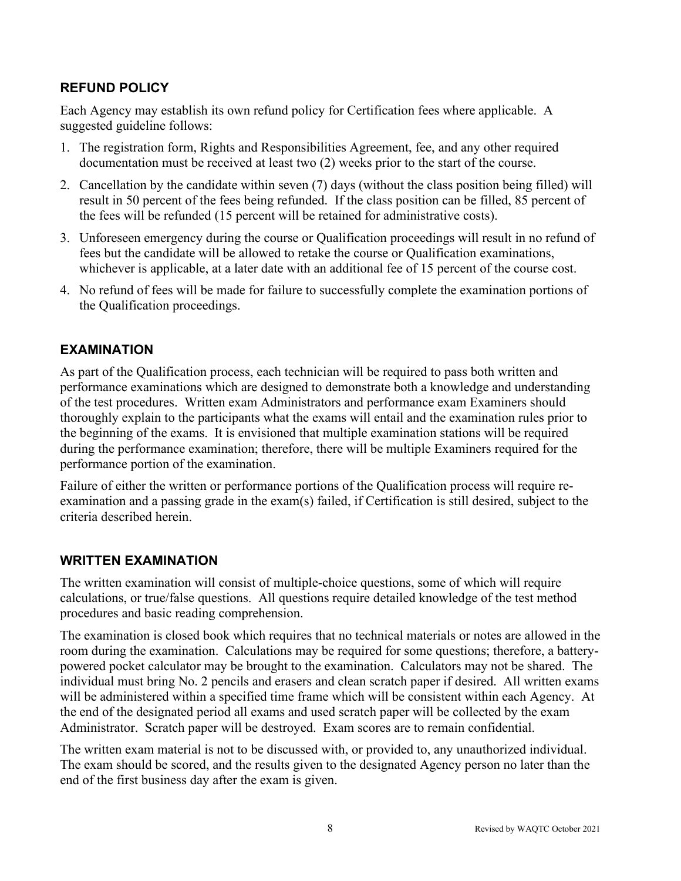## REFUND POLICY

Each Agency may establish its own refund policy for Certification fees where applicable. A suggested guideline follows:

1. The registration form, Rights and Responsibilities Agreement, fee, and any other required documentation must be received at least two (2) weeks prior to the start of the course.
2. Cancellation by the candidate within seven (7) days (without the class position being filled) will result in 50 percent of the fees being refunded. If the class position can be filled, 85 percent of the fees will be refunded (15 percent will be retained for administrative costs).
3. Unforeseen emergency during the course or Qualification proceedings will result in no refund of fees but the candidate will be allowed to retake the course or Qualification examinations, whichever is applicable, at a later date with an additional fee of 15 percent of the course cost.
4. No refund of fees will be made for failure to successfully complete the examination portions of the Qualification proceedings.

## EXAMINATION

As part of the Qualification process, each technician will be required to pass both written and performance examinations which are designed to demonstrate both a knowledge and understanding of the test procedures. Written exam Administrators and performance exam Examiners should thoroughly explain to the participants what the exams will entail and the examination rules prior to the beginning of the exams. It is envisioned that multiple examination stations will be required during the performance examination; therefore, there will be multiple Examiners required for the performance portion of the examination.

Failure of either the written or performance portions of the Qualification process will require re-examination and a passing grade in the exam(s) failed, if Certification is still desired, subject to the criteria described herein.

## WRITTEN EXAMINATION

The written examination will consist of multiple-choice questions, some of which will require calculations, or true/false questions. All questions require detailed knowledge of the test method procedures and basic reading comprehension.

The examination is closed book which requires that no technical materials or notes are allowed in the room during the examination. Calculations may be required for some questions; therefore, a battery-powered pocket calculator may be brought to the examination. Calculators may not be shared. The individual must bring No. 2 pencils and erasers and clean scratch paper if desired. All written exams will be administered within a specified time frame which will be consistent within each Agency. At the end of the designated period all exams and used scratch paper will be collected by the exam Administrator. Scratch paper will be destroyed. Exam scores are to remain confidential.

The written exam material is not to be discussed with, or provided to, any unauthorized individual. The exam should be scored, and the results given to the designated Agency person no later than the end of the first business day after the exam is given.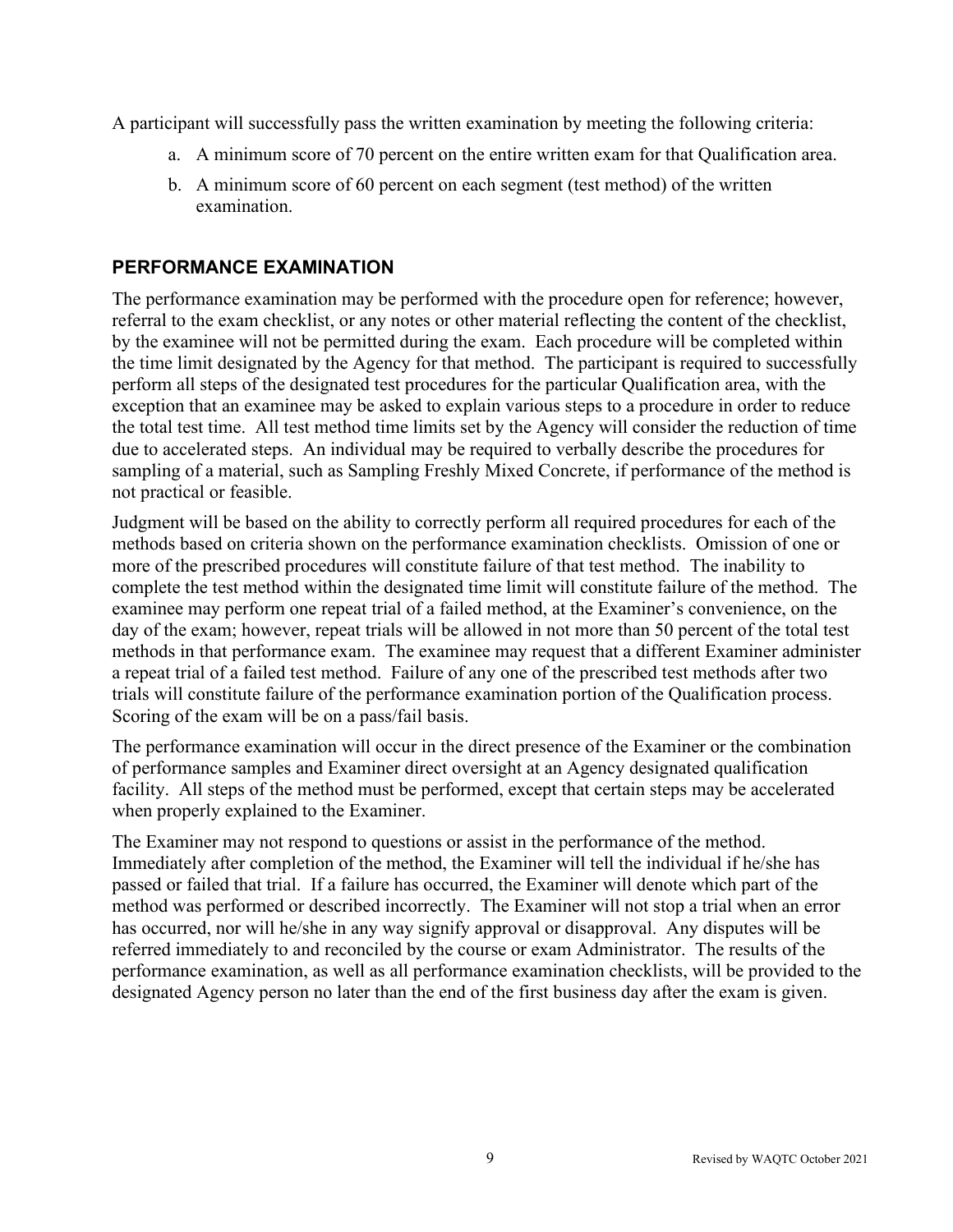A participant will successfully pass the written examination by meeting the following criteria:

a. A minimum score of 70 percent on the entire written exam for that Qualification area.
b. A minimum score of 60 percent on each segment (test method) of the written examination.

## PERFORMANCE EXAMINATION

The performance examination may be performed with the procedure open for reference; however, referral to the exam checklist, or any notes or other material reflecting the content of the checklist, by the examinee will not be permitted during the exam. Each procedure will be completed within the time limit designated by the Agency for that method. The participant is required to successfully perform all steps of the designated test procedures for the particular Qualification area, with the exception that an examinee may be asked to explain various steps to a procedure in order to reduce the total test time. All test method time limits set by the Agency will consider the reduction of time due to accelerated steps. An individual may be required to verbally describe the procedures for sampling of a material, such as Sampling Freshly Mixed Concrete, if performance of the method is not practical or feasible.

Judgment will be based on the ability to correctly perform all required procedures for each of the methods based on criteria shown on the performance examination checklists. Omission of one or more of the prescribed procedures will constitute failure of that test method. The inability to complete the test method within the designated time limit will constitute failure of the method. The examinee may perform one repeat trial of a failed method, at the Examiner's convenience, on the day of the exam; however, repeat trials will be allowed in not more than 50 percent of the total test methods in that performance exam. The examinee may request that a different Examiner administer a repeat trial of a failed test method. Failure of any one of the prescribed test methods after two trials will constitute failure of the performance examination portion of the Qualification process. Scoring of the exam will be on a pass/fail basis.

The performance examination will occur in the direct presence of the Examiner or the combination of performance samples and Examiner direct oversight at an Agency designated qualification facility. All steps of the method must be performed, except that certain steps may be accelerated when properly explained to the Examiner.

The Examiner may not respond to questions or assist in the performance of the method. Immediately after completion of the method, the Examiner will tell the individual if he/she has passed or failed that trial. If a failure has occurred, the Examiner will denote which part of the method was performed or described incorrectly. The Examiner will not stop a trial when an error has occurred, nor will he/she in any way signify approval or disapproval. Any disputes will be referred immediately to and reconciled by the course or exam Administrator. The results of the performance examination, as well as all performance examination checklists, will be provided to the designated Agency person no later than the end of the first business day after the exam is given.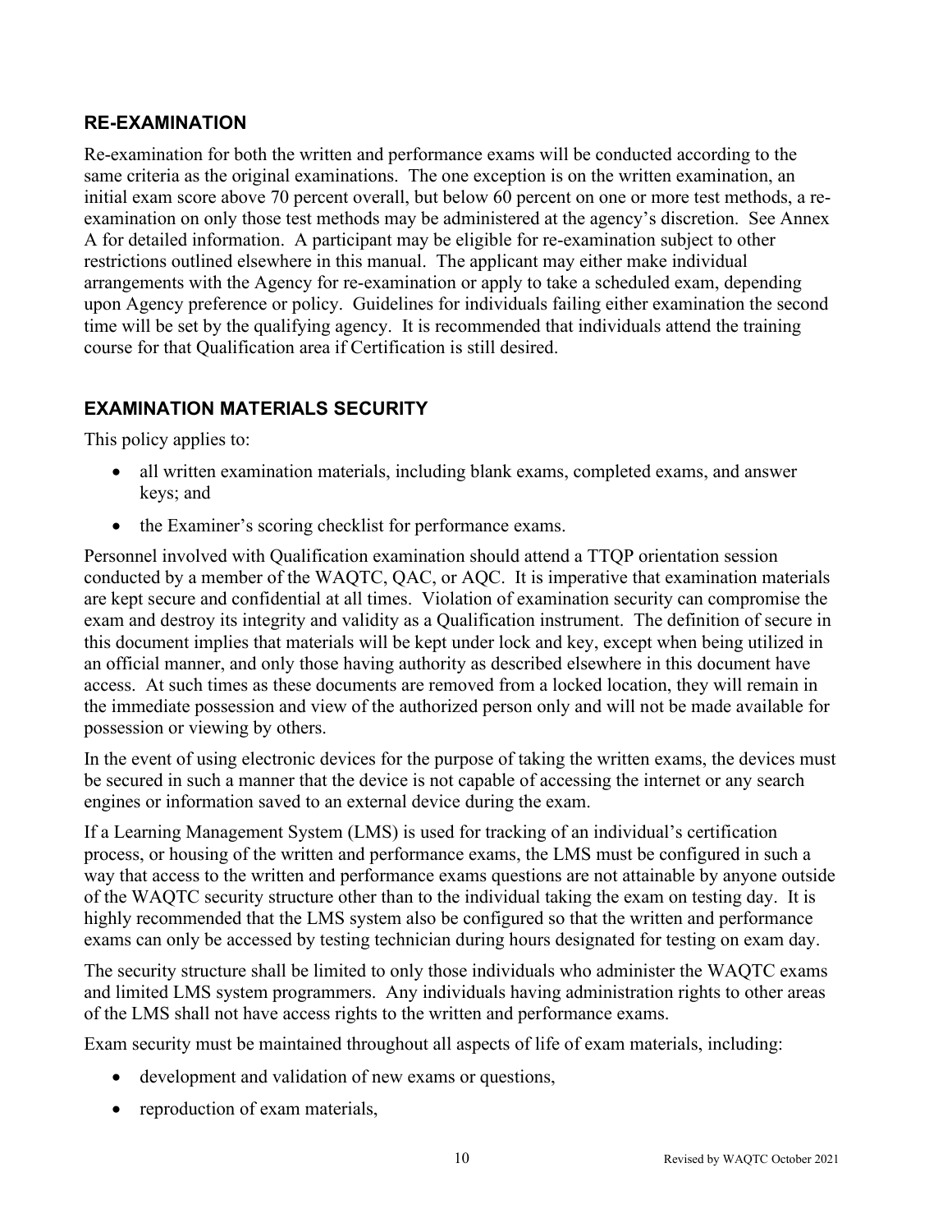## RE-EXAMINATION

Re-examination for both the written and performance exams will be conducted according to the same criteria as the original examinations. The one exception is on the written examination, an initial exam score above 70 percent overall, but below 60 percent on one or more test methods, a re-examination on only those test methods may be administered at the agency's discretion. See Annex A for detailed information. A participant may be eligible for re-examination subject to other restrictions outlined elsewhere in this manual. The applicant may either make individual arrangements with the Agency for re-examination or apply to take a scheduled exam, depending upon Agency preference or policy. Guidelines for individuals failing either examination the second time will be set by the qualifying agency. It is recommended that individuals attend the training course for that Qualification area if Certification is still desired.

## EXAMINATION MATERIALS SECURITY

This policy applies to:

- all written examination materials, including blank exams, completed exams, and answer keys; and
- the Examiner's scoring checklist for performance exams.

Personnel involved with Qualification examination should attend a TTQP orientation session conducted by a member of the WAQTC, QAC, or AQC. It is imperative that examination materials are kept secure and confidential at all times. Violation of examination security can compromise the exam and destroy its integrity and validity as a Qualification instrument. The definition of secure in this document implies that materials will be kept under lock and key, except when being utilized in an official manner, and only those having authority as described elsewhere in this document have access. At such times as these documents are removed from a locked location, they will remain in the immediate possession and view of the authorized person only and will not be made available for possession or viewing by others.

In the event of using electronic devices for the purpose of taking the written exams, the devices must be secured in such a manner that the device is not capable of accessing the internet or any search engines or information saved to an external device during the exam.

If a Learning Management System (LMS) is used for tracking of an individual's certification process, or housing of the written and performance exams, the LMS must be configured in such a way that access to the written and performance exams questions are not attainable by anyone outside of the WAQTC security structure other than to the individual taking the exam on testing day. It is highly recommended that the LMS system also be configured so that the written and performance exams can only be accessed by testing technician during hours designated for testing on exam day.

The security structure shall be limited to only those individuals who administer the WAQTC exams and limited LMS system programmers. Any individuals having administration rights to other areas of the LMS shall not have access rights to the written and performance exams.

Exam security must be maintained throughout all aspects of life of exam materials, including:

- development and validation of new exams or questions,
- reproduction of exam materials,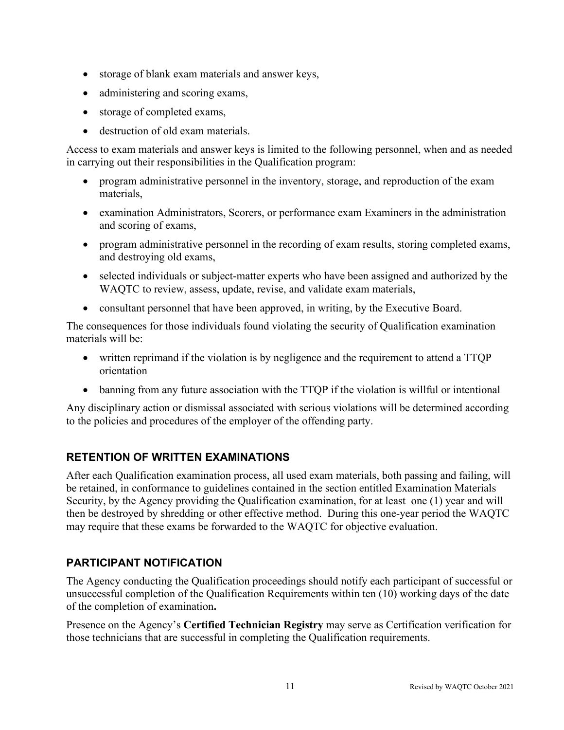- storage of blank exam materials and answer keys,
- administering and scoring exams,
- storage of completed exams,
- destruction of old exam materials.

Access to exam materials and answer keys is limited to the following personnel, when and as needed in carrying out their responsibilities in the Qualification program:

- program administrative personnel in the inventory, storage, and reproduction of the exam materials,
- examination Administrators, Scorers, or performance exam Examiners in the administration and scoring of exams,
- program administrative personnel in the recording of exam results, storing completed exams, and destroying old exams,
- selected individuals or subject-matter experts who have been assigned and authorized by the WAQTC to review, assess, update, revise, and validate exam materials,
- consultant personnel that have been approved, in writing, by the Executive Board.

The consequences for those individuals found violating the security of Qualification examination materials will be:

- written reprimand if the violation is by negligence and the requirement to attend a TTQP orientation
- banning from any future association with the TTQP if the violation is willful or intentional

Any disciplinary action or dismissal associated with serious violations will be determined according to the policies and procedures of the employer of the offending party.

## RETENTION OF WRITTEN EXAMINATIONS

After each Qualification examination process, all used exam materials, both passing and failing, will be retained, in conformance to guidelines contained in the section entitled Examination Materials Security, by the Agency providing the Qualification examination, for at least one (1) year and will then be destroyed by shredding or other effective method. During this one-year period the WAQTC may require that these exams be forwarded to the WAQTC for objective evaluation.

## PARTICIPANT NOTIFICATION

The Agency conducting the Qualification proceedings should notify each participant of successful or unsuccessful completion of the Qualification Requirements within ten (10) working days of the date of the completion of examination**.**

Presence on the Agency's **Certified Technician Registry** may serve as Certification verification for those technicians that are successful in completing the Qualification requirements.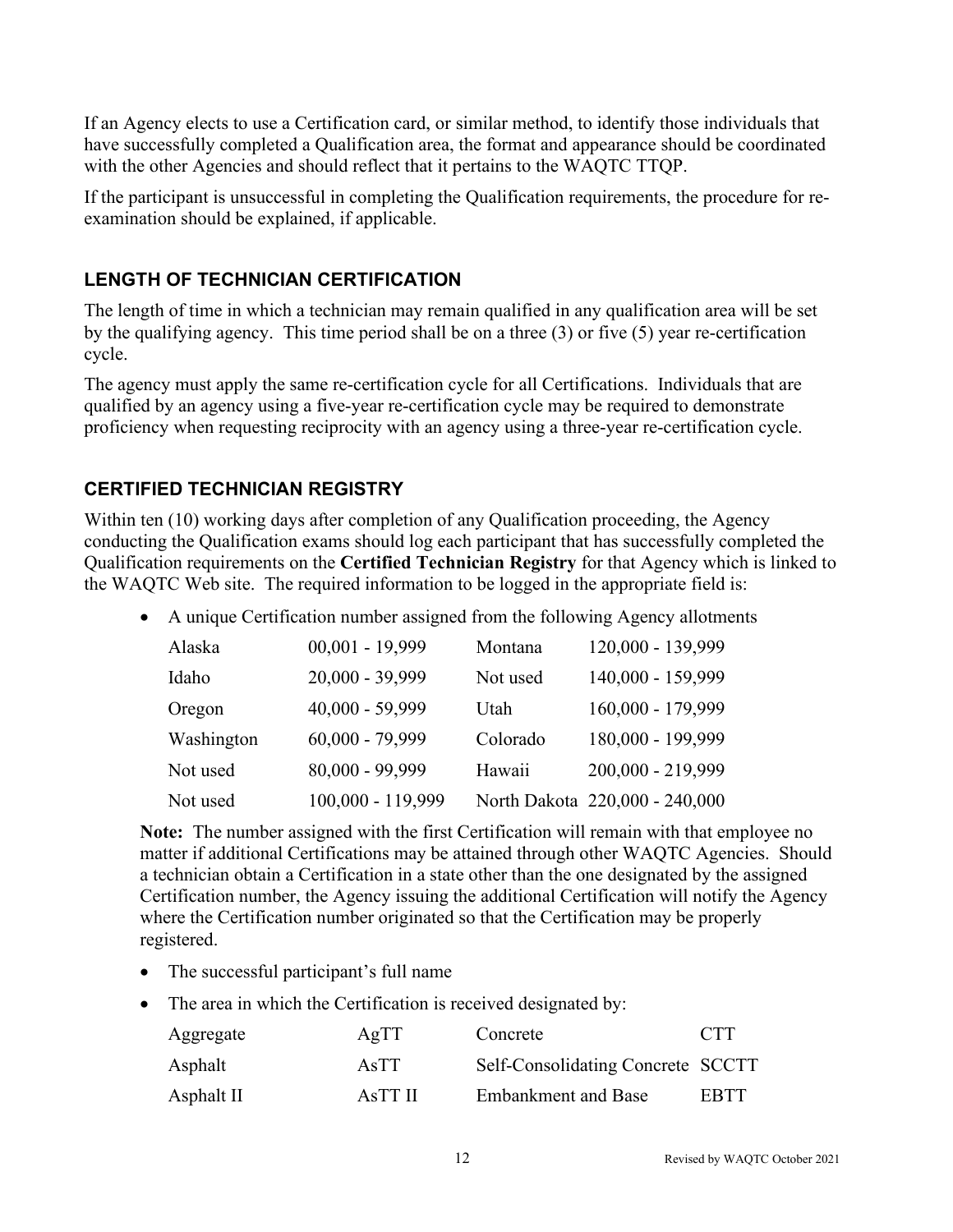If an Agency elects to use a Certification card, or similar method, to identify those individuals that have successfully completed a Qualification area, the format and appearance should be coordinated with the other Agencies and should reflect that it pertains to the WAQTC TTQP.

If the participant is unsuccessful in completing the Qualification requirements, the procedure for re-examination should be explained, if applicable.

## LENGTH OF TECHNICIAN CERTIFICATION

The length of time in which a technician may remain qualified in any qualification area will be set by the qualifying agency. This time period shall be on a three (3) or five (5) year re-certification cycle.

The agency must apply the same re-certification cycle for all Certifications. Individuals that are qualified by an agency using a five-year re-certification cycle may be required to demonstrate proficiency when requesting reciprocity with an agency using a three-year re-certification cycle.

## CERTIFIED TECHNICIAN REGISTRY

Within ten (10) working days after completion of any Qualification proceeding, the Agency conducting the Qualification exams should log each participant that has successfully completed the Qualification requirements on the **Certified Technician Registry** for that Agency which is linked to the WAQTC Web site. The required information to be logged in the appropriate field is:

- A unique Certification number assigned from the following Agency allotments

| | | | |
|---|---|---|---|
| Alaska | 00,001 - 19,999 | Montana | 120,000 - 139,999 |
| Idaho | 20,000 - 39,999 | Not used | 140,000 - 159,999 |
| Oregon | 40,000 - 59,999 | Utah | 160,000 - 179,999 |
| Washington | 60,000 - 79,999 | Colorado | 180,000 - 199,999 |
| Not used | 80,000 - 99,999 | Hawaii | 200,000 - 219,999 |
| Not used | 100,000 - 119,999 | North Dakota | 220,000 - 240,000 |

**Note:** The number assigned with the first Certification will remain with that employee no matter if additional Certifications may be attained through other WAQTC Agencies. Should a technician obtain a Certification in a state other than the one designated by the assigned Certification number, the Agency issuing the additional Certification will notify the Agency where the Certification number originated so that the Certification may be properly registered.

- The successful participant's full name
- The area in which the Certification is received designated by:

| | | | |
|---|---|---|---|
| Aggregate | AgTT | Concrete | CTT |
| Asphalt | AsTT | Self-Consolidating Concrete | SCCTT |
| Asphalt II | AsTT II | Embankment and Base | EBTT |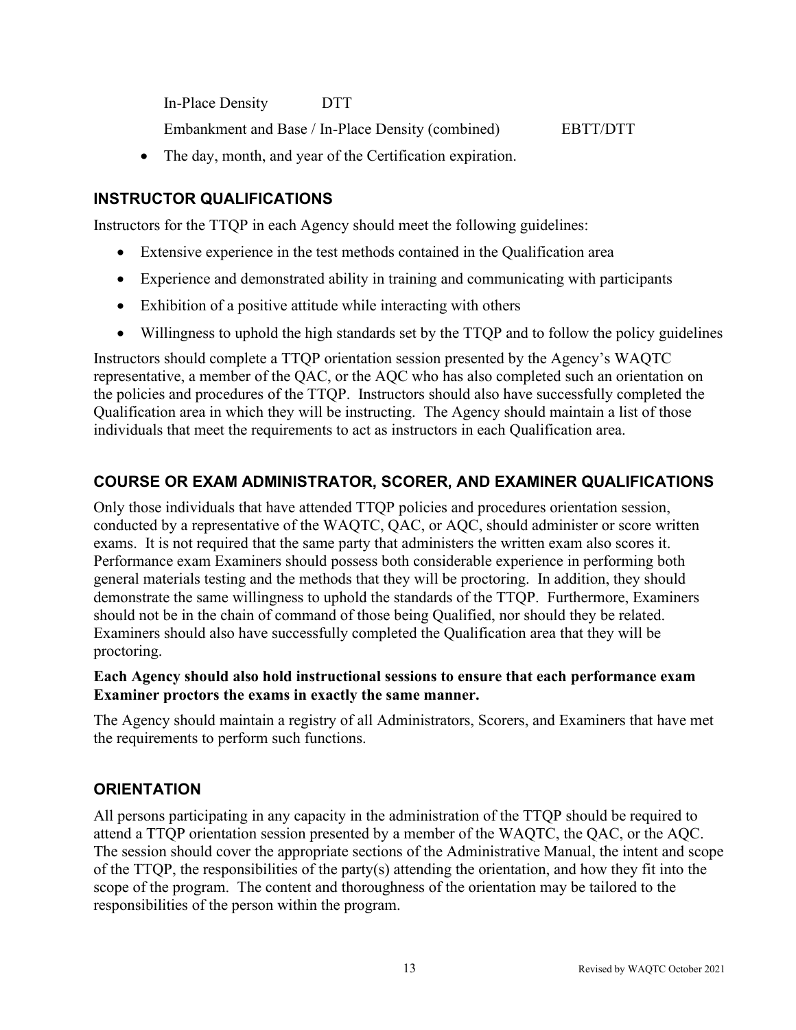In-Place Density DTT

Embankment and Base / In-Place Density (combined) EBTT/DTT

- The day, month, and year of the Certification expiration.

## INSTRUCTOR QUALIFICATIONS

Instructors for the TTQP in each Agency should meet the following guidelines:

- Extensive experience in the test methods contained in the Qualification area
- Experience and demonstrated ability in training and communicating with participants
- Exhibition of a positive attitude while interacting with others
- Willingness to uphold the high standards set by the TTQP and to follow the policy guidelines

Instructors should complete a TTQP orientation session presented by the Agency's WAQTC representative, a member of the QAC, or the AQC who has also completed such an orientation on the policies and procedures of the TTQP. Instructors should also have successfully completed the Qualification area in which they will be instructing. The Agency should maintain a list of those individuals that meet the requirements to act as instructors in each Qualification area.

## COURSE OR EXAM ADMINISTRATOR, SCORER, AND EXAMINER QUALIFICATIONS

Only those individuals that have attended TTQP policies and procedures orientation session, conducted by a representative of the WAQTC, QAC, or AQC, should administer or score written exams. It is not required that the same party that administers the written exam also scores it. Performance exam Examiners should possess both considerable experience in performing both general materials testing and the methods that they will be proctoring. In addition, they should demonstrate the same willingness to uphold the standards of the TTQP. Furthermore, Examiners should not be in the chain of command of those being Qualified, nor should they be related. Examiners should also have successfully completed the Qualification area that they will be proctoring.

**Each Agency should also hold instructional sessions to ensure that each performance exam Examiner proctors the exams in exactly the same manner.**

The Agency should maintain a registry of all Administrators, Scorers, and Examiners that have met the requirements to perform such functions.

## ORIENTATION

All persons participating in any capacity in the administration of the TTQP should be required to attend a TTQP orientation session presented by a member of the WAQTC, the QAC, or the AQC. The session should cover the appropriate sections of the Administrative Manual, the intent and scope of the TTQP, the responsibilities of the party(s) attending the orientation, and how they fit into the scope of the program. The content and thoroughness of the orientation may be tailored to the responsibilities of the person within the program.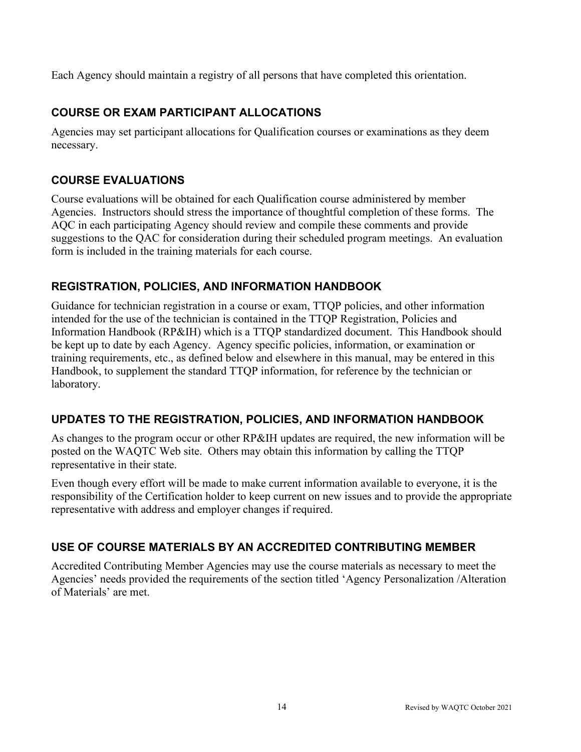Each Agency should maintain a registry of all persons that have completed this orientation.

## COURSE OR EXAM PARTICIPANT ALLOCATIONS

Agencies may set participant allocations for Qualification courses or examinations as they deem necessary.

## COURSE EVALUATIONS

Course evaluations will be obtained for each Qualification course administered by member Agencies. Instructors should stress the importance of thoughtful completion of these forms. The AQC in each participating Agency should review and compile these comments and provide suggestions to the QAC for consideration during their scheduled program meetings. An evaluation form is included in the training materials for each course.

## REGISTRATION, POLICIES, AND INFORMATION HANDBOOK

Guidance for technician registration in a course or exam, TTQP policies, and other information intended for the use of the technician is contained in the TTQP Registration, Policies and Information Handbook (RP&IH) which is a TTQP standardized document. This Handbook should be kept up to date by each Agency. Agency specific policies, information, or examination or training requirements, etc., as defined below and elsewhere in this manual, may be entered in this Handbook, to supplement the standard TTQP information, for reference by the technician or laboratory.

## UPDATES TO THE REGISTRATION, POLICIES, AND INFORMATION HANDBOOK

As changes to the program occur or other RP&IH updates are required, the new information will be posted on the WAQTC Web site. Others may obtain this information by calling the TTQP representative in their state.

Even though every effort will be made to make current information available to everyone, it is the responsibility of the Certification holder to keep current on new issues and to provide the appropriate representative with address and employer changes if required.

## USE OF COURSE MATERIALS BY AN ACCREDITED CONTRIBUTING MEMBER

Accredited Contributing Member Agencies may use the course materials as necessary to meet the Agencies' needs provided the requirements of the section titled 'Agency Personalization /Alteration of Materials' are met.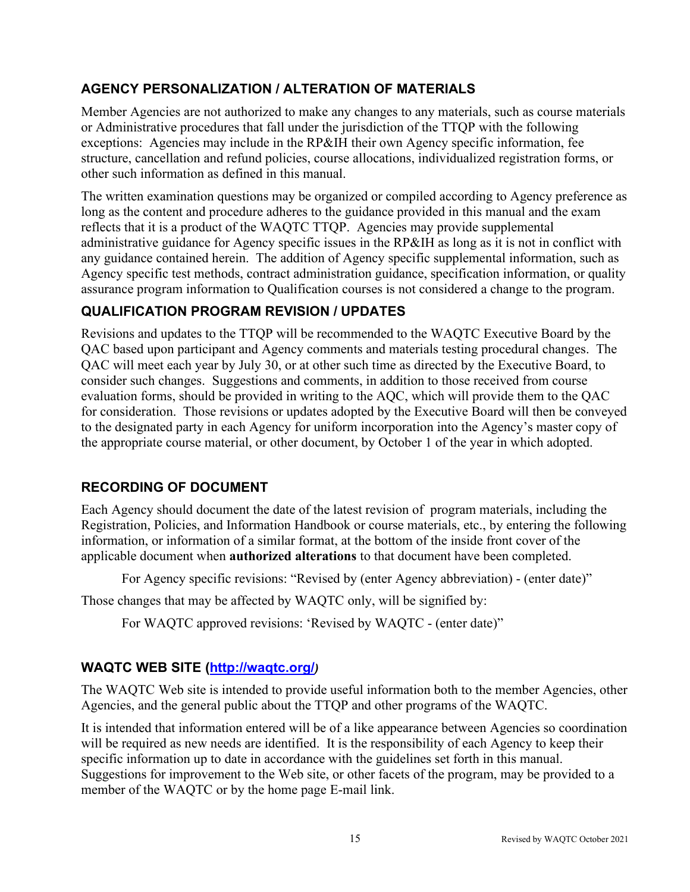## AGENCY PERSONALIZATION / ALTERATION OF MATERIALS

Member Agencies are not authorized to make any changes to any materials, such as course materials or Administrative procedures that fall under the jurisdiction of the TTQP with the following exceptions: Agencies may include in the RP&IH their own Agency specific information, fee structure, cancellation and refund policies, course allocations, individualized registration forms, or other such information as defined in this manual.

The written examination questions may be organized or compiled according to Agency preference as long as the content and procedure adheres to the guidance provided in this manual and the exam reflects that it is a product of the WAQTC TTQP. Agencies may provide supplemental administrative guidance for Agency specific issues in the RP&IH as long as it is not in conflict with any guidance contained herein. The addition of Agency specific supplemental information, such as Agency specific test methods, contract administration guidance, specification information, or quality assurance program information to Qualification courses is not considered a change to the program.

## QUALIFICATION PROGRAM REVISION / UPDATES

Revisions and updates to the TTQP will be recommended to the WAQTC Executive Board by the QAC based upon participant and Agency comments and materials testing procedural changes. The QAC will meet each year by July 30, or at other such time as directed by the Executive Board, to consider such changes. Suggestions and comments, in addition to those received from course evaluation forms, should be provided in writing to the AQC, which will provide them to the QAC for consideration. Those revisions or updates adopted by the Executive Board will then be conveyed to the designated party in each Agency for uniform incorporation into the Agency's master copy of the appropriate course material, or other document, by October 1 of the year in which adopted.

## RECORDING OF DOCUMENT

Each Agency should document the date of the latest revision of program materials, including the Registration, Policies, and Information Handbook or course materials, etc., by entering the following information, or information of a similar format, at the bottom of the inside front cover of the applicable document when **authorized alterations** to that document have been completed.

For Agency specific revisions: "Revised by (enter Agency abbreviation) - (enter date)"

Those changes that may be affected by WAQTC only, will be signified by:

For WAQTC approved revisions: 'Revised by WAQTC - (enter date)"

## WAQTC WEB SITE (http://waqtc.org/)

The WAQTC Web site is intended to provide useful information both to the member Agencies, other Agencies, and the general public about the TTQP and other programs of the WAQTC.

It is intended that information entered will be of a like appearance between Agencies so coordination will be required as new needs are identified. It is the responsibility of each Agency to keep their specific information up to date in accordance with the guidelines set forth in this manual. Suggestions for improvement to the Web site, or other facets of the program, may be provided to a member of the WAQTC or by the home page E-mail link.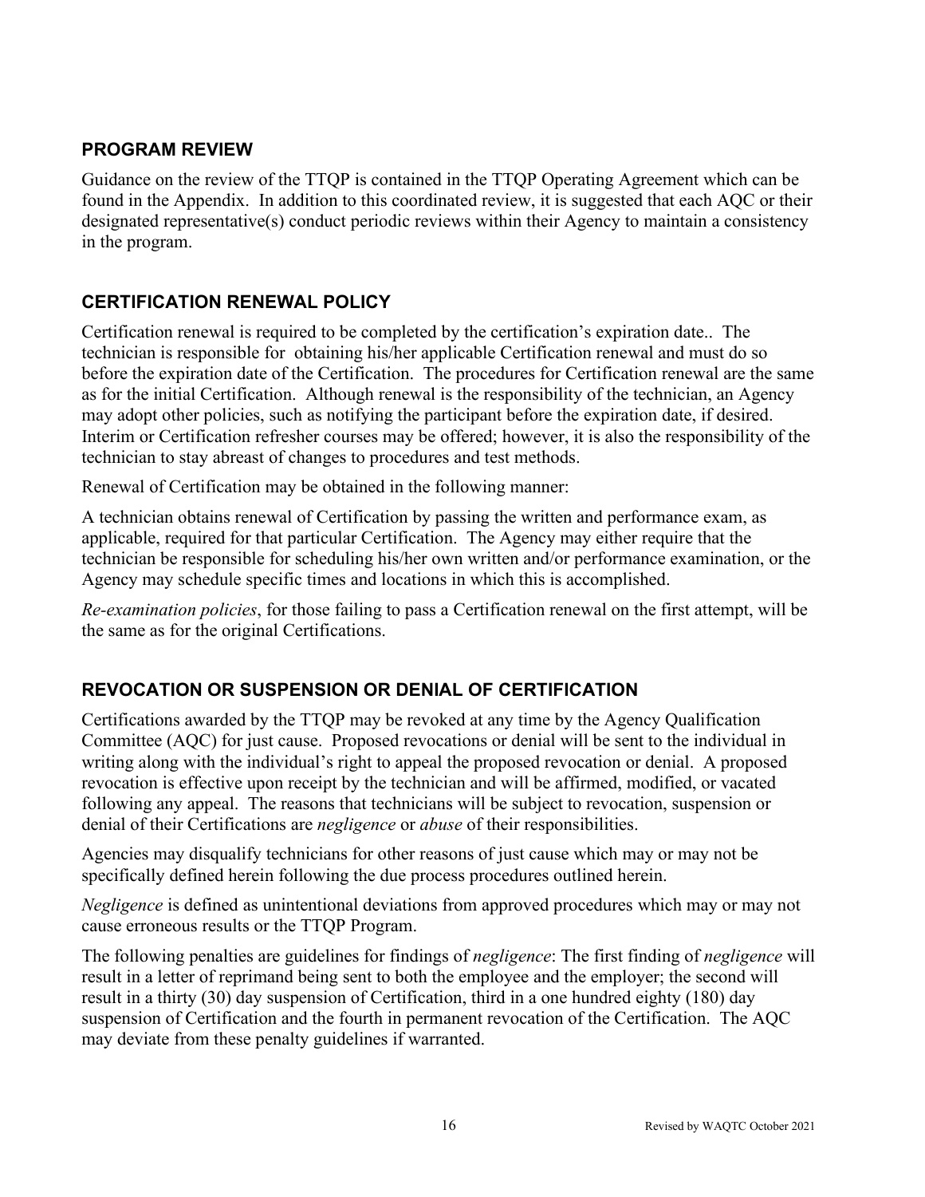## PROGRAM REVIEW

Guidance on the review of the TTQP is contained in the TTQP Operating Agreement which can be found in the Appendix. In addition to this coordinated review, it is suggested that each AQC or their designated representative(s) conduct periodic reviews within their Agency to maintain a consistency in the program.

## CERTIFICATION RENEWAL POLICY

Certification renewal is required to be completed by the certification's expiration date.. The technician is responsible for obtaining his/her applicable Certification renewal and must do so before the expiration date of the Certification. The procedures for Certification renewal are the same as for the initial Certification. Although renewal is the responsibility of the technician, an Agency may adopt other policies, such as notifying the participant before the expiration date, if desired. Interim or Certification refresher courses may be offered; however, it is also the responsibility of the technician to stay abreast of changes to procedures and test methods.

Renewal of Certification may be obtained in the following manner:

A technician obtains renewal of Certification by passing the written and performance exam, as applicable, required for that particular Certification. The Agency may either require that the technician be responsible for scheduling his/her own written and/or performance examination, or the Agency may schedule specific times and locations in which this is accomplished.

*Re-examination policies*, for those failing to pass a Certification renewal on the first attempt, will be the same as for the original Certifications.

## REVOCATION OR SUSPENSION OR DENIAL OF CERTIFICATION

Certifications awarded by the TTQP may be revoked at any time by the Agency Qualification Committee (AQC) for just cause. Proposed revocations or denial will be sent to the individual in writing along with the individual's right to appeal the proposed revocation or denial. A proposed revocation is effective upon receipt by the technician and will be affirmed, modified, or vacated following any appeal. The reasons that technicians will be subject to revocation, suspension or denial of their Certifications are *negligence* or *abuse* of their responsibilities.

Agencies may disqualify technicians for other reasons of just cause which may or may not be specifically defined herein following the due process procedures outlined herein.

*Negligence* is defined as unintentional deviations from approved procedures which may or may not cause erroneous results or the TTQP Program.

The following penalties are guidelines for findings of *negligence*: The first finding of *negligence* will result in a letter of reprimand being sent to both the employee and the employer; the second will result in a thirty (30) day suspension of Certification, third in a one hundred eighty (180) day suspension of Certification and the fourth in permanent revocation of the Certification. The AQC may deviate from these penalty guidelines if warranted.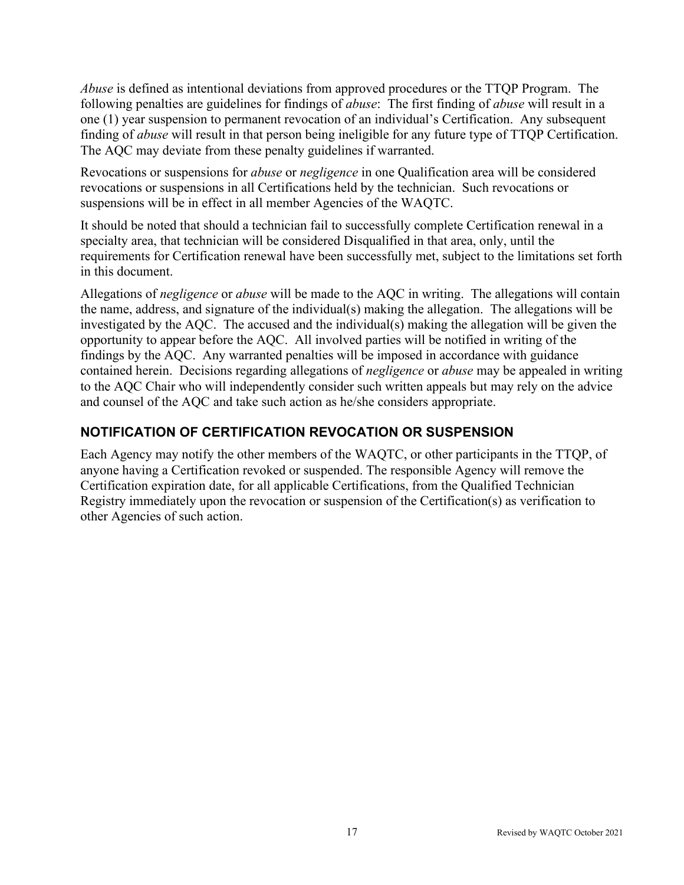*Abuse* is defined as intentional deviations from approved procedures or the TTQP Program. The following penalties are guidelines for findings of *abuse*: The first finding of *abuse* will result in a one (1) year suspension to permanent revocation of an individual's Certification. Any subsequent finding of *abuse* will result in that person being ineligible for any future type of TTQP Certification. The AQC may deviate from these penalty guidelines if warranted.

Revocations or suspensions for *abuse* or *negligence* in one Qualification area will be considered revocations or suspensions in all Certifications held by the technician. Such revocations or suspensions will be in effect in all member Agencies of the WAQTC.

It should be noted that should a technician fail to successfully complete Certification renewal in a specialty area, that technician will be considered Disqualified in that area, only, until the requirements for Certification renewal have been successfully met, subject to the limitations set forth in this document.

Allegations of *negligence* or *abuse* will be made to the AQC in writing. The allegations will contain the name, address, and signature of the individual(s) making the allegation. The allegations will be investigated by the AQC. The accused and the individual(s) making the allegation will be given the opportunity to appear before the AQC. All involved parties will be notified in writing of the findings by the AQC. Any warranted penalties will be imposed in accordance with guidance contained herein. Decisions regarding allegations of *negligence* or *abuse* may be appealed in writing to the AQC Chair who will independently consider such written appeals but may rely on the advice and counsel of the AQC and take such action as he/she considers appropriate.

## NOTIFICATION OF CERTIFICATION REVOCATION OR SUSPENSION

Each Agency may notify the other members of the WAQTC, or other participants in the TTQP, of anyone having a Certification revoked or suspended. The responsible Agency will remove the Certification expiration date, for all applicable Certifications, from the Qualified Technician Registry immediately upon the revocation or suspension of the Certification(s) as verification to other Agencies of such action.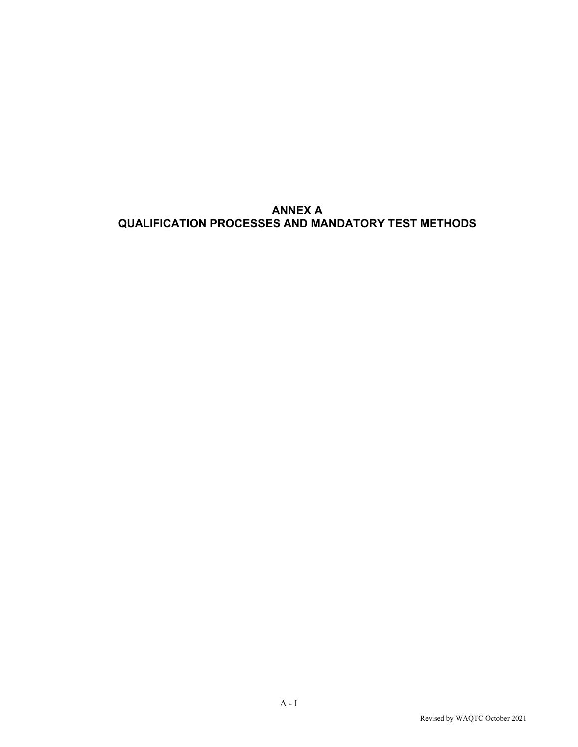# ANNEX A
# QUALIFICATION PROCESSES AND MANDATORY TEST METHODS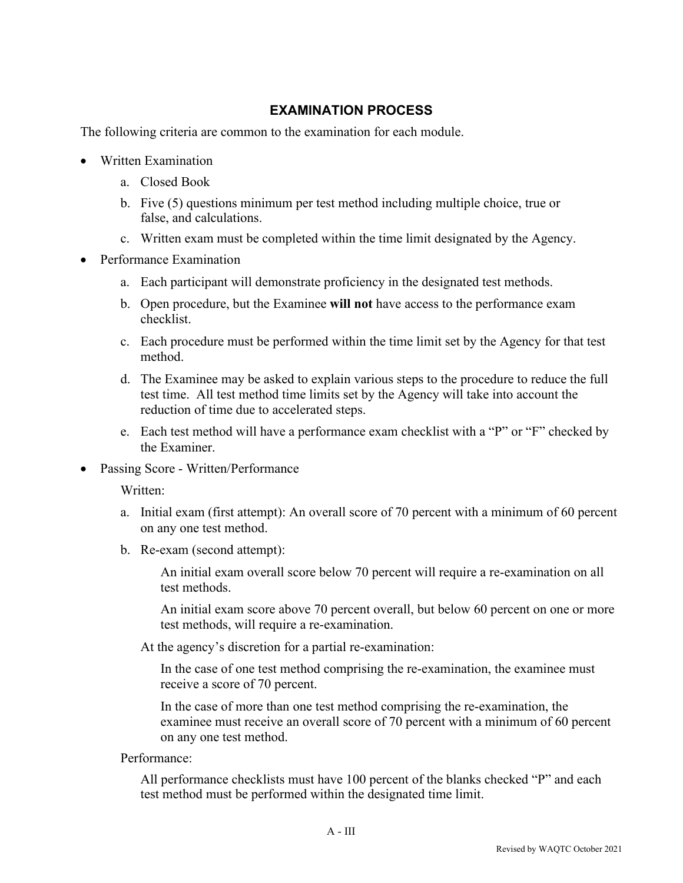## EXAMINATION PROCESS

The following criteria are common to the examination for each module.

- Written Examination
  a. Closed Book
  b. Five (5) questions minimum per test method including multiple choice, true or false, and calculations.
  c. Written exam must be completed within the time limit designated by the Agency.
- Performance Examination
  a. Each participant will demonstrate proficiency in the designated test methods.
  b. Open procedure, but the Examinee **will not** have access to the performance exam checklist.
  c. Each procedure must be performed within the time limit set by the Agency for that test method.
  d. The Examinee may be asked to explain various steps to the procedure to reduce the full test time. All test method time limits set by the Agency will take into account the reduction of time due to accelerated steps.
  e. Each test method will have a performance exam checklist with a "P" or "F" checked by the Examiner.
- Passing Score - Written/Performance

  Written:

  a. Initial exam (first attempt): An overall score of 70 percent with a minimum of 60 percent on any one test method.
  b. Re-exam (second attempt):

     An initial exam overall score below 70 percent will require a re-examination on all test methods.

     An initial exam score above 70 percent overall, but below 60 percent on one or more test methods, will require a re-examination.

  At the agency's discretion for a partial re-examination:

     In the case of one test method comprising the re-examination, the examinee must receive a score of 70 percent.

     In the case of more than one test method comprising the re-examination, the examinee must receive an overall score of 70 percent with a minimum of 60 percent on any one test method.

  Performance:

  All performance checklists must have 100 percent of the blanks checked "P" and each test method must be performed within the designated time limit.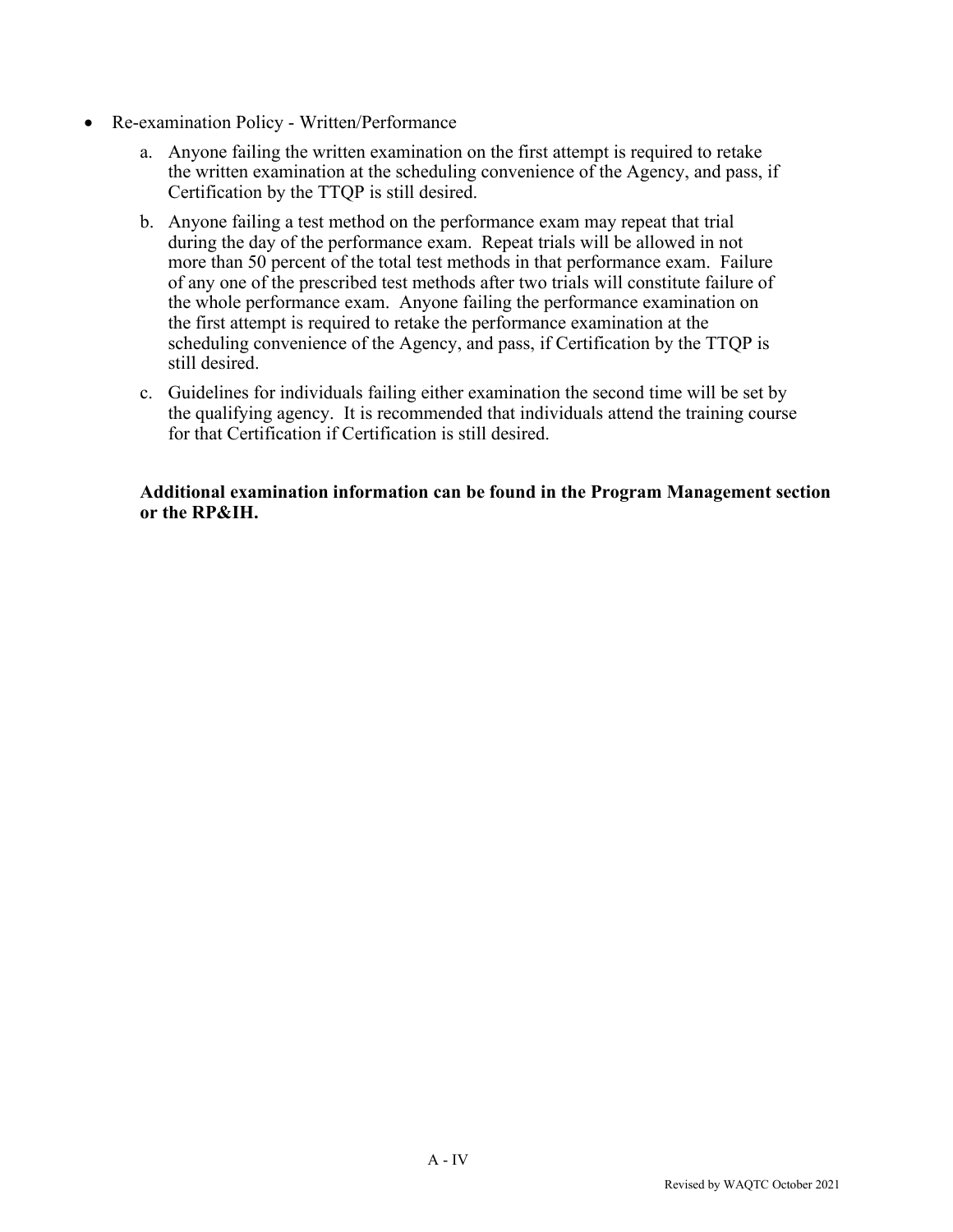- Re-examination Policy - Written/Performance

    a. Anyone failing the written examination on the first attempt is required to retake the written examination at the scheduling convenience of the Agency, and pass, if Certification by the TTQP is still desired.

    b. Anyone failing a test method on the performance exam may repeat that trial during the day of the performance exam. Repeat trials will be allowed in not more than 50 percent of the total test methods in that performance exam. Failure of any one of the prescribed test methods after two trials will constitute failure of the whole performance exam. Anyone failing the performance examination on the first attempt is required to retake the performance examination at the scheduling convenience of the Agency, and pass, if Certification by the TTQP is still desired.

    c. Guidelines for individuals failing either examination the second time will be set by the qualifying agency. It is recommended that individuals attend the training course for that Certification if Certification is still desired.

**Additional examination information can be found in the Program Management section or the RP&IH.**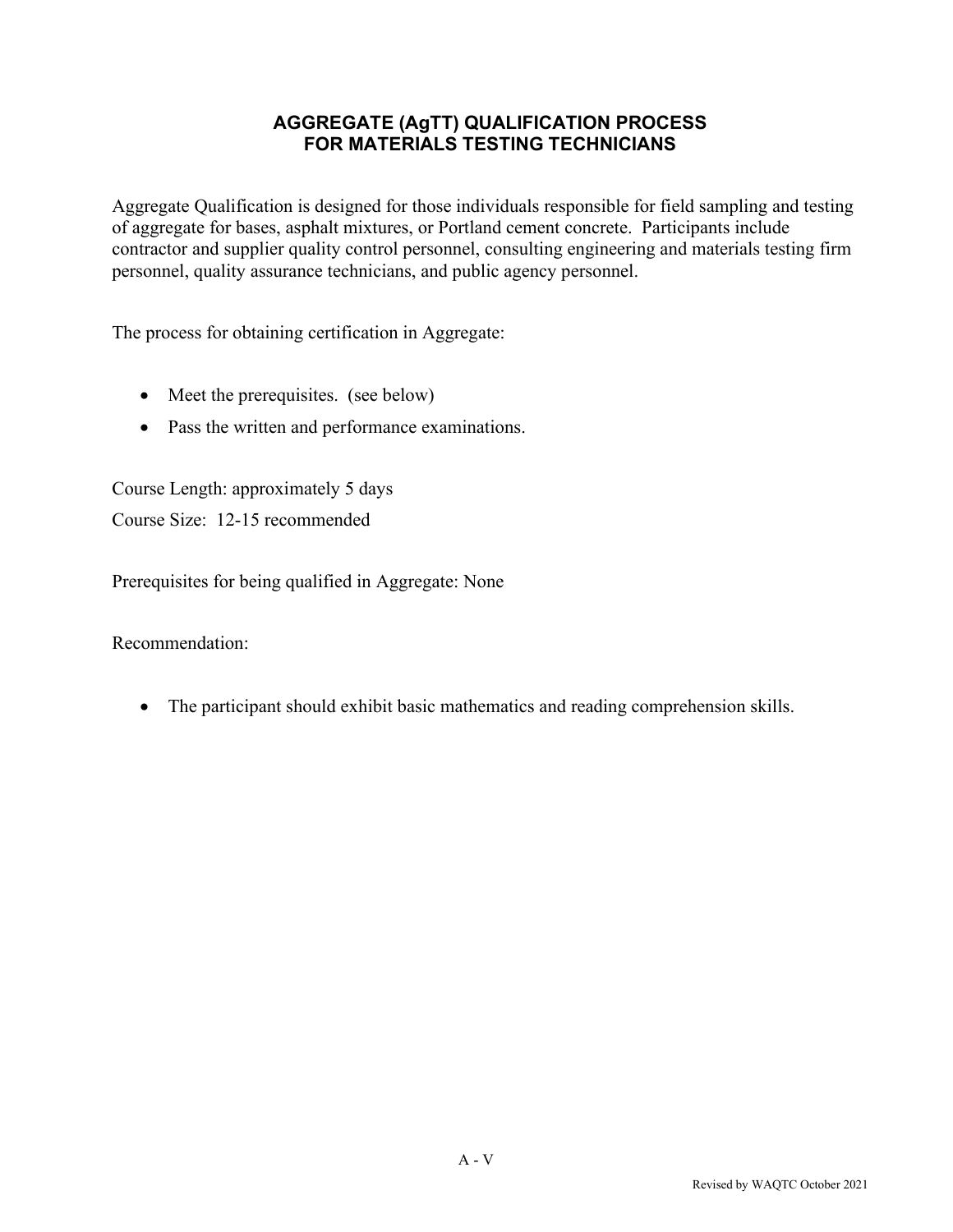# AGGREGATE (AgTT) QUALIFICATION PROCESS FOR MATERIALS TESTING TECHNICIANS

Aggregate Qualification is designed for those individuals responsible for field sampling and testing of aggregate for bases, asphalt mixtures, or Portland cement concrete. Participants include contractor and supplier quality control personnel, consulting engineering and materials testing firm personnel, quality assurance technicians, and public agency personnel.

The process for obtaining certification in Aggregate:

- Meet the prerequisites. (see below)
- Pass the written and performance examinations.

Course Length: approximately 5 days

Course Size: 12-15 recommended

Prerequisites for being qualified in Aggregate: None

Recommendation:

- The participant should exhibit basic mathematics and reading comprehension skills.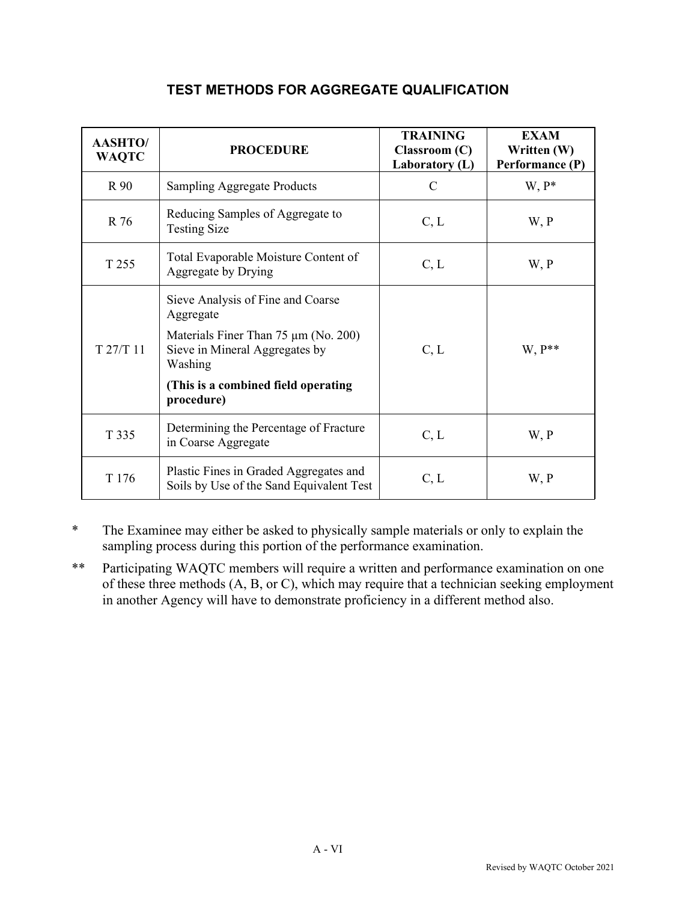## TEST METHODS FOR AGGREGATE QUALIFICATION

| AASHTO/ WAQTC | PROCEDURE | TRAINING Classroom (C) Laboratory (L) | EXAM Written (W) Performance (P) |
|---|---|---|---|
| R 90 | Sampling Aggregate Products | C | W, P* |
| R 76 | Reducing Samples of Aggregate to Testing Size | C, L | W, P |
| T 255 | Total Evaporable Moisture Content of Aggregate by Drying | C, L | W, P |
| T 27/T 11 | Sieve Analysis of Fine and Coarse Aggregate<br>Materials Finer Than 75 µm (No. 200) Sieve in Mineral Aggregates by Washing<br>**(This is a combined field operating procedure)** | C, L | W, P** |
| T 335 | Determining the Percentage of Fracture in Coarse Aggregate | C, L | W, P |
| T 176 | Plastic Fines in Graded Aggregates and Soils by Use of the Sand Equivalent Test | C, L | W, P |

\* The Examinee may either be asked to physically sample materials or only to explain the sampling process during this portion of the performance examination.

\*\* Participating WAQTC members will require a written and performance examination on one of these three methods (A, B, or C), which may require that a technician seeking employment in another Agency will have to demonstrate proficiency in a different method also.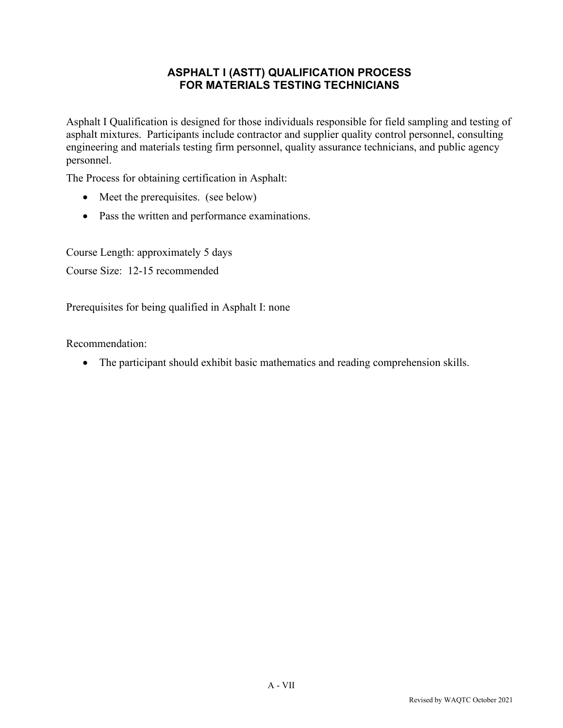# ASPHALT I (ASTT) QUALIFICATION PROCESS FOR MATERIALS TESTING TECHNICIANS

Asphalt I Qualification is designed for those individuals responsible for field sampling and testing of asphalt mixtures. Participants include contractor and supplier quality control personnel, consulting engineering and materials testing firm personnel, quality assurance technicians, and public agency personnel.

The Process for obtaining certification in Asphalt:

- Meet the prerequisites. (see below)
- Pass the written and performance examinations.

Course Length: approximately 5 days

Course Size: 12-15 recommended

Prerequisites for being qualified in Asphalt I: none

Recommendation:

- The participant should exhibit basic mathematics and reading comprehension skills.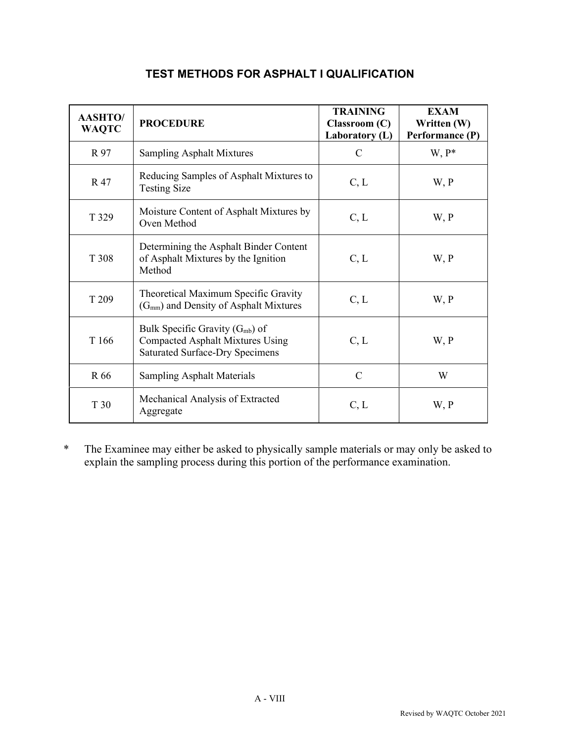## TEST METHODS FOR ASPHALT I QUALIFICATION

| AASHTO/ WAQTC | PROCEDURE | TRAINING Classroom (C) Laboratory (L) | EXAM Written (W) Performance (P) |
|---|---|---|---|
| R 97 | Sampling Asphalt Mixtures | C | W, P* |
| R 47 | Reducing Samples of Asphalt Mixtures to Testing Size | C, L | W, P |
| T 329 | Moisture Content of Asphalt Mixtures by Oven Method | C, L | W, P |
| T 308 | Determining the Asphalt Binder Content of Asphalt Mixtures by the Ignition Method | C, L | W, P |
| T 209 | Theoretical Maximum Specific Gravity ($G_{mm}$) and Density of Asphalt Mixtures | C, L | W, P |
| T 166 | Bulk Specific Gravity ($G_{mb}$) of Compacted Asphalt Mixtures Using Saturated Surface-Dry Specimens | C, L | W, P |
| R 66 | Sampling Asphalt Materials | C | W |
| T 30 | Mechanical Analysis of Extracted Aggregate | C, L | W, P |

\* The Examinee may either be asked to physically sample materials or may only be asked to explain the sampling process during this portion of the performance examination.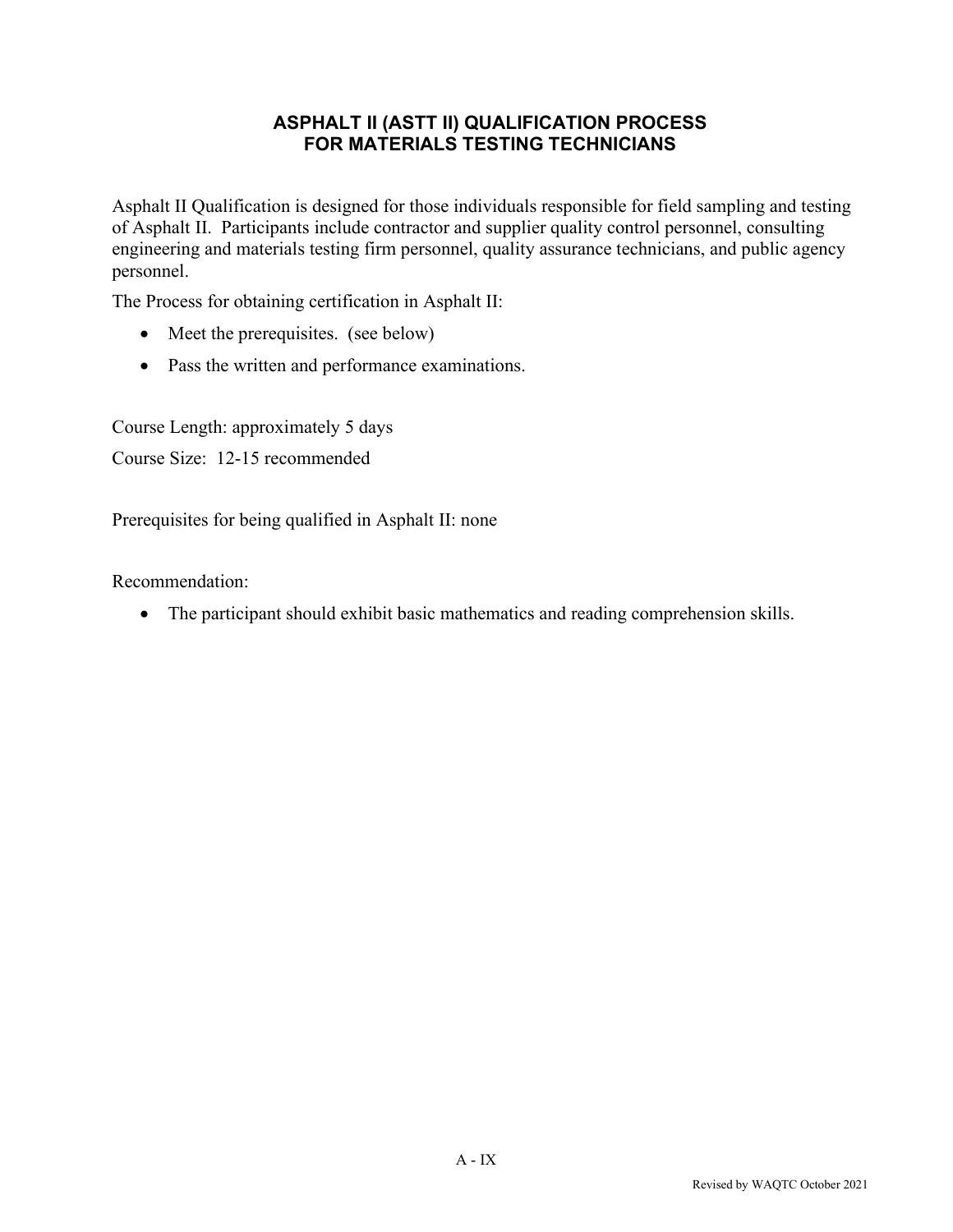# ASPHALT II (ASTT II) QUALIFICATION PROCESS FOR MATERIALS TESTING TECHNICIANS

Asphalt II Qualification is designed for those individuals responsible for field sampling and testing of Asphalt II. Participants include contractor and supplier quality control personnel, consulting engineering and materials testing firm personnel, quality assurance technicians, and public agency personnel.

The Process for obtaining certification in Asphalt II:

- Meet the prerequisites. (see below)
- Pass the written and performance examinations.

Course Length: approximately 5 days

Course Size: 12-15 recommended

Prerequisites for being qualified in Asphalt II: none

Recommendation:

- The participant should exhibit basic mathematics and reading comprehension skills.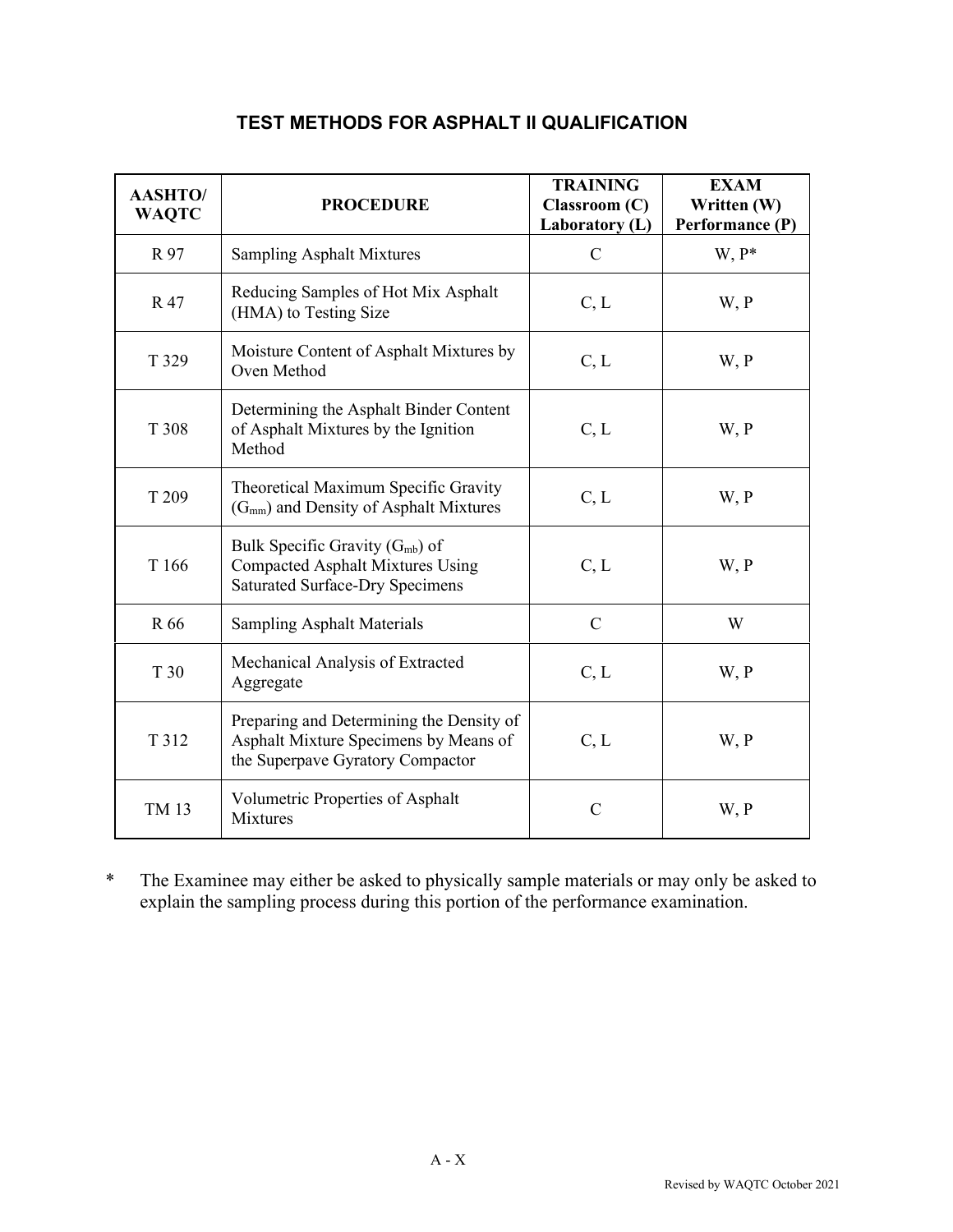# TEST METHODS FOR ASPHALT II QUALIFICATION

| AASHTO/ WAQTC | PROCEDURE | TRAINING Classroom (C) Laboratory (L) | EXAM Written (W) Performance (P) |
|---|---|---|---|
| R 97 | Sampling Asphalt Mixtures | C | W, P* |
| R 47 | Reducing Samples of Hot Mix Asphalt (HMA) to Testing Size | C, L | W, P |
| T 329 | Moisture Content of Asphalt Mixtures by Oven Method | C, L | W, P |
| T 308 | Determining the Asphalt Binder Content of Asphalt Mixtures by the Ignition Method | C, L | W, P |
| T 209 | Theoretical Maximum Specific Gravity ($G_{mm}$) and Density of Asphalt Mixtures | C, L | W, P |
| T 166 | Bulk Specific Gravity ($G_{mb}$) of Compacted Asphalt Mixtures Using Saturated Surface-Dry Specimens | C, L | W, P |
| R 66 | Sampling Asphalt Materials | C | W |
| T 30 | Mechanical Analysis of Extracted Aggregate | C, L | W, P |
| T 312 | Preparing and Determining the Density of Asphalt Mixture Specimens by Means of the Superpave Gyratory Compactor | C, L | W, P |
| TM 13 | Volumetric Properties of Asphalt Mixtures | C | W, P |

\* The Examinee may either be asked to physically sample materials or may only be asked to explain the sampling process during this portion of the performance examination.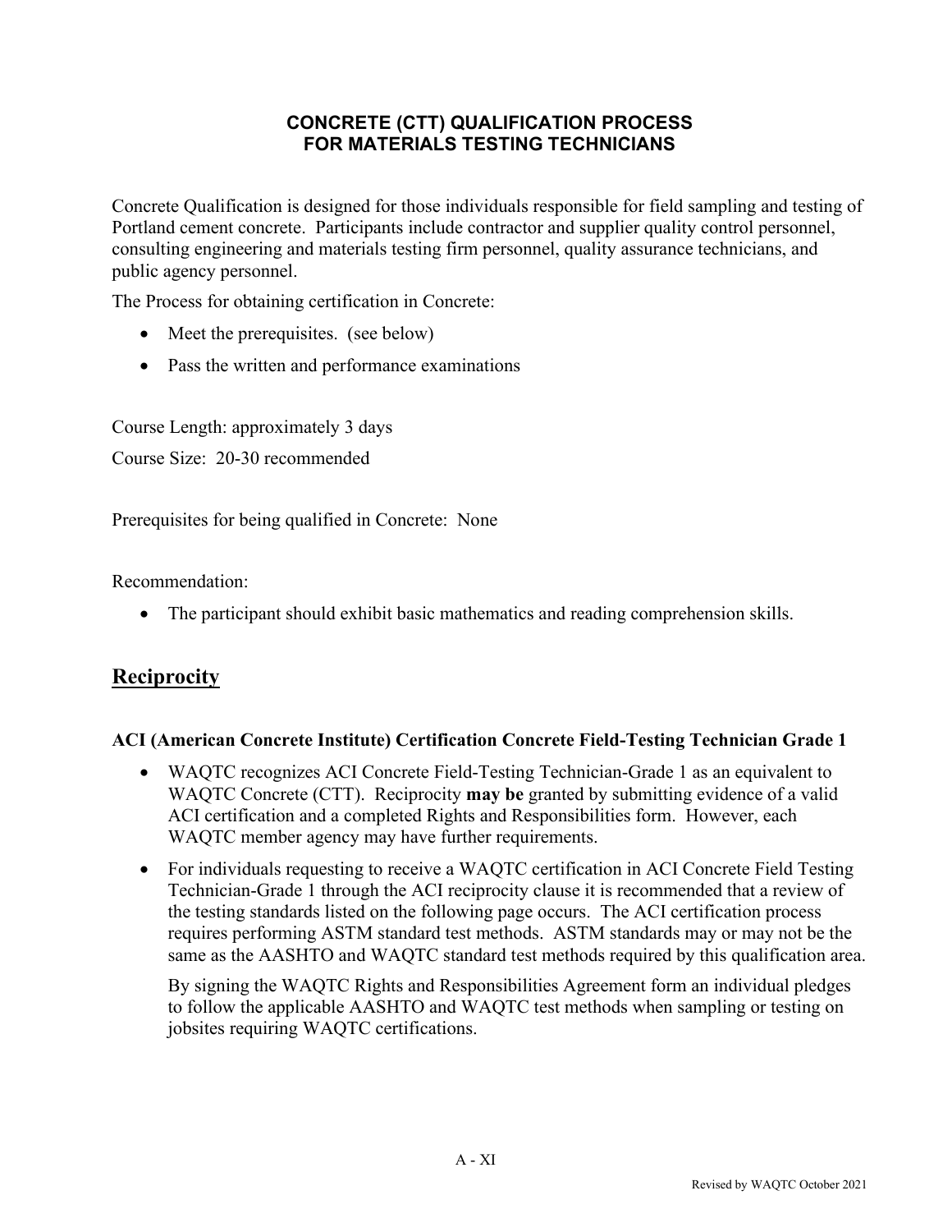# CONCRETE (CTT) QUALIFICATION PROCESS FOR MATERIALS TESTING TECHNICIANS

Concrete Qualification is designed for those individuals responsible for field sampling and testing of Portland cement concrete. Participants include contractor and supplier quality control personnel, consulting engineering and materials testing firm personnel, quality assurance technicians, and public agency personnel.

The Process for obtaining certification in Concrete:

- Meet the prerequisites. (see below)
- Pass the written and performance examinations

Course Length: approximately 3 days

Course Size: 20-30 recommended

Prerequisites for being qualified in Concrete: None

Recommendation:

- The participant should exhibit basic mathematics and reading comprehension skills.

## Reciprocity

### ACI (American Concrete Institute) Certification Concrete Field-Testing Technician Grade 1

- WAQTC recognizes ACI Concrete Field-Testing Technician-Grade 1 as an equivalent to WAQTC Concrete (CTT). Reciprocity **may be** granted by submitting evidence of a valid ACI certification and a completed Rights and Responsibilities form. However, each WAQTC member agency may have further requirements.
- For individuals requesting to receive a WAQTC certification in ACI Concrete Field Testing Technician-Grade 1 through the ACI reciprocity clause it is recommended that a review of the testing standards listed on the following page occurs. The ACI certification process requires performing ASTM standard test methods. ASTM standards may or may not be the same as the AASHTO and WAQTC standard test methods required by this qualification area.

  By signing the WAQTC Rights and Responsibilities Agreement form an individual pledges to follow the applicable AASHTO and WAQTC test methods when sampling or testing on jobsites requiring WAQTC certifications.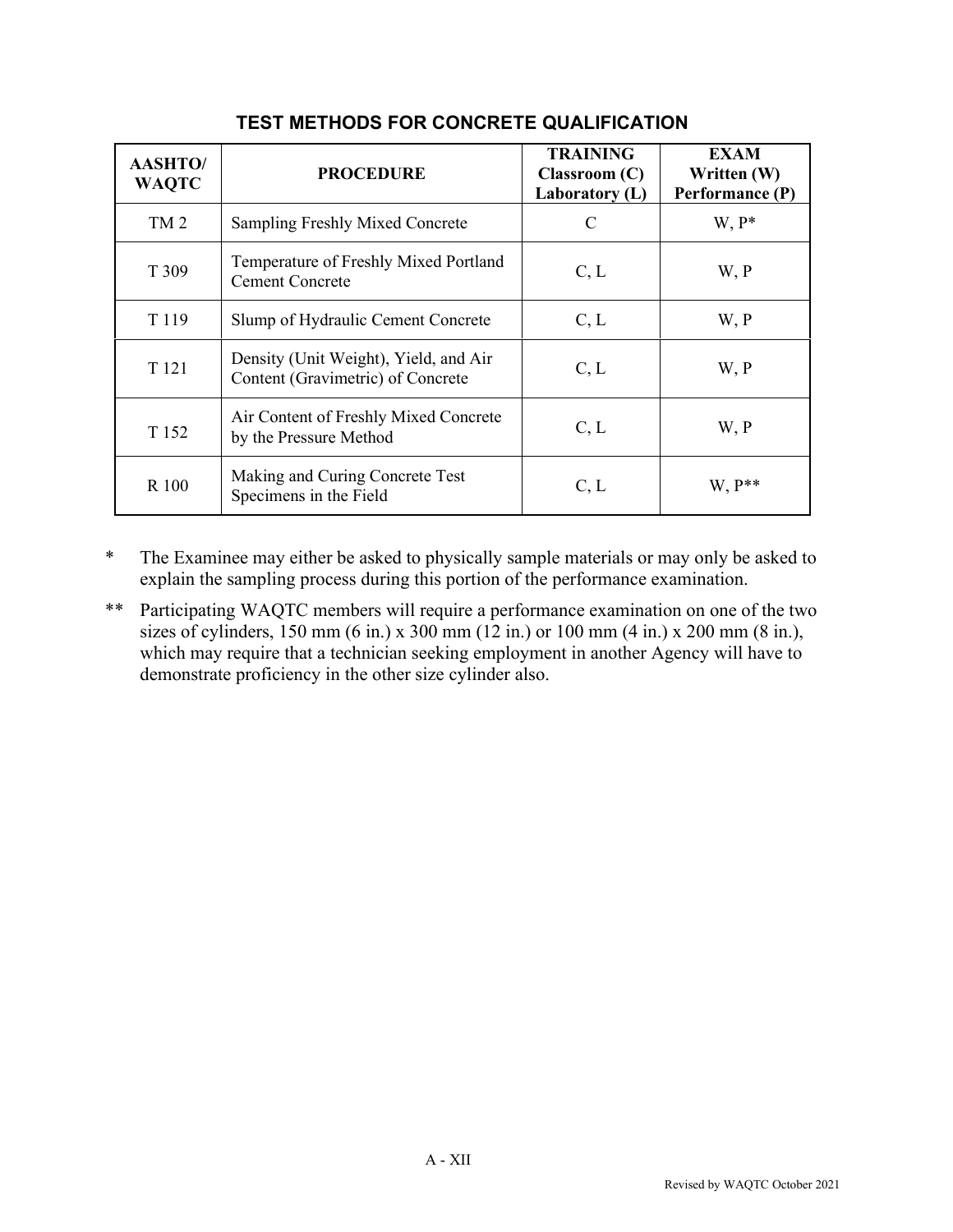## TEST METHODS FOR CONCRETE QUALIFICATION

| AASHTO/ WAQTC | PROCEDURE | TRAINING Classroom (C) Laboratory (L) | EXAM Written (W) Performance (P) |
|---|---|---|---|
| TM 2 | Sampling Freshly Mixed Concrete | C | W, P* |
| T 309 | Temperature of Freshly Mixed Portland Cement Concrete | C, L | W, P |
| T 119 | Slump of Hydraulic Cement Concrete | C, L | W, P |
| T 121 | Density (Unit Weight), Yield, and Air Content (Gravimetric) of Concrete | C, L | W, P |
| T 152 | Air Content of Freshly Mixed Concrete by the Pressure Method | C, L | W, P |
| R 100 | Making and Curing Concrete Test Specimens in the Field | C, L | W, P** |

\* The Examinee may either be asked to physically sample materials or may only be asked to explain the sampling process during this portion of the performance examination.

\** Participating WAQTC members will require a performance examination on one of the two sizes of cylinders, 150 mm (6 in.) x 300 mm (12 in.) or 100 mm (4 in.) x 200 mm (8 in.), which may require that a technician seeking employment in another Agency will have to demonstrate proficiency in the other size cylinder also.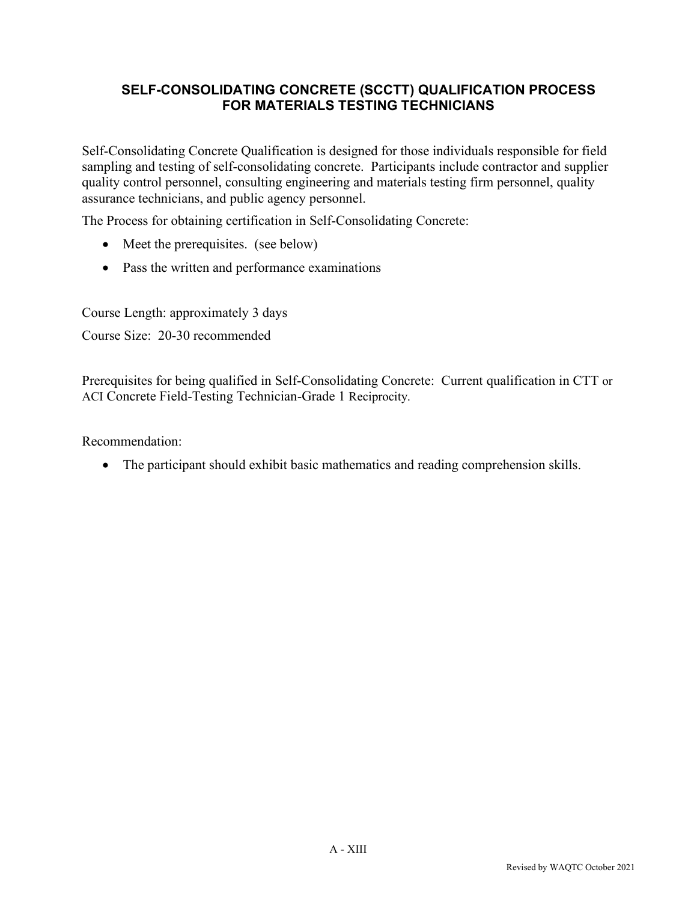## SELF-CONSOLIDATING CONCRETE (SCCTT) QUALIFICATION PROCESS FOR MATERIALS TESTING TECHNICIANS

Self-Consolidating Concrete Qualification is designed for those individuals responsible for field sampling and testing of self-consolidating concrete. Participants include contractor and supplier quality control personnel, consulting engineering and materials testing firm personnel, quality assurance technicians, and public agency personnel.

The Process for obtaining certification in Self-Consolidating Concrete:

- Meet the prerequisites. (see below)
- Pass the written and performance examinations

Course Length: approximately 3 days

Course Size: 20-30 recommended

Prerequisites for being qualified in Self-Consolidating Concrete: Current qualification in CTT or ACI Concrete Field-Testing Technician-Grade 1 Reciprocity.

Recommendation:

- The participant should exhibit basic mathematics and reading comprehension skills.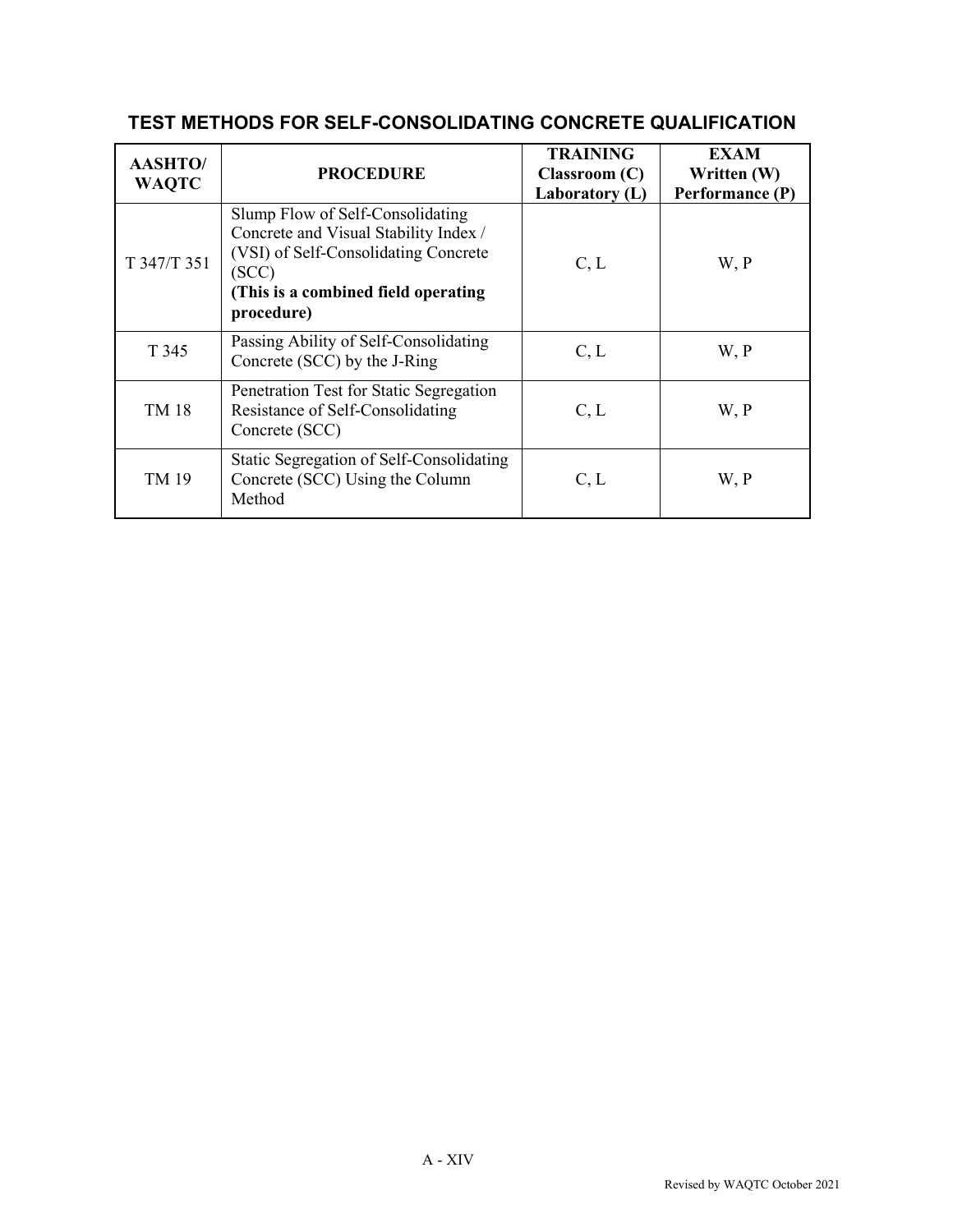## TEST METHODS FOR SELF-CONSOLIDATING CONCRETE QUALIFICATION

| AASHTO/ WAQTC | PROCEDURE | TRAINING Classroom (C) Laboratory (L) | EXAM Written (W) Performance (P) |
|---|---|---|---|
| T 347/T 351 | Slump Flow of Self-Consolidating Concrete and Visual Stability Index / (VSI) of Self-Consolidating Concrete (SCC) **(This is a combined field operating procedure)** | C, L | W, P |
| T 345 | Passing Ability of Self-Consolidating Concrete (SCC) by the J-Ring | C, L | W, P |
| TM 18 | Penetration Test for Static Segregation Resistance of Self-Consolidating Concrete (SCC) | C, L | W, P |
| TM 19 | Static Segregation of Self-Consolidating Concrete (SCC) Using the Column Method | C, L | W, P |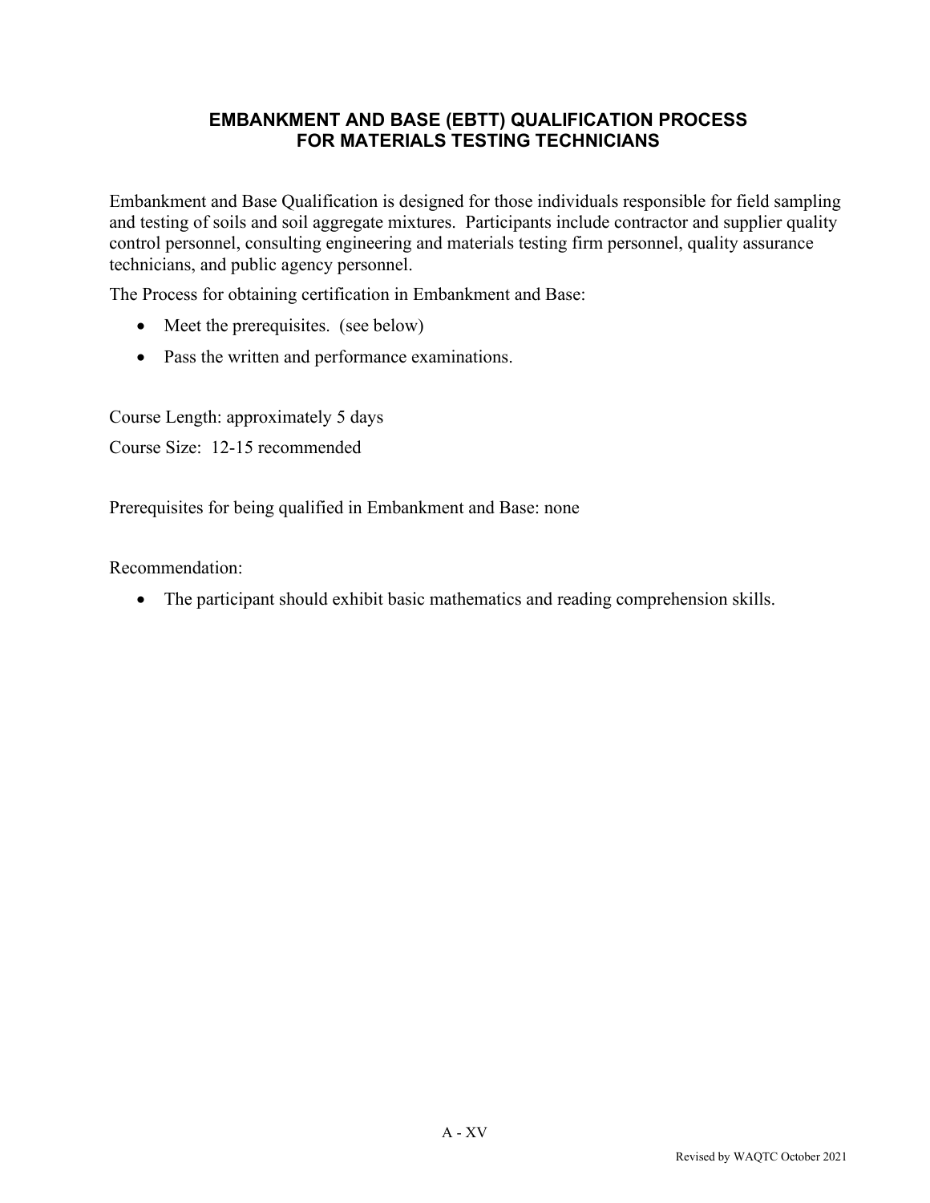# EMBANKMENT AND BASE (EBTT) QUALIFICATION PROCESS FOR MATERIALS TESTING TECHNICIANS

Embankment and Base Qualification is designed for those individuals responsible for field sampling and testing of soils and soil aggregate mixtures. Participants include contractor and supplier quality control personnel, consulting engineering and materials testing firm personnel, quality assurance technicians, and public agency personnel.

The Process for obtaining certification in Embankment and Base:

- Meet the prerequisites. (see below)
- Pass the written and performance examinations.

Course Length: approximately 5 days

Course Size: 12-15 recommended

Prerequisites for being qualified in Embankment and Base: none

Recommendation:

- The participant should exhibit basic mathematics and reading comprehension skills.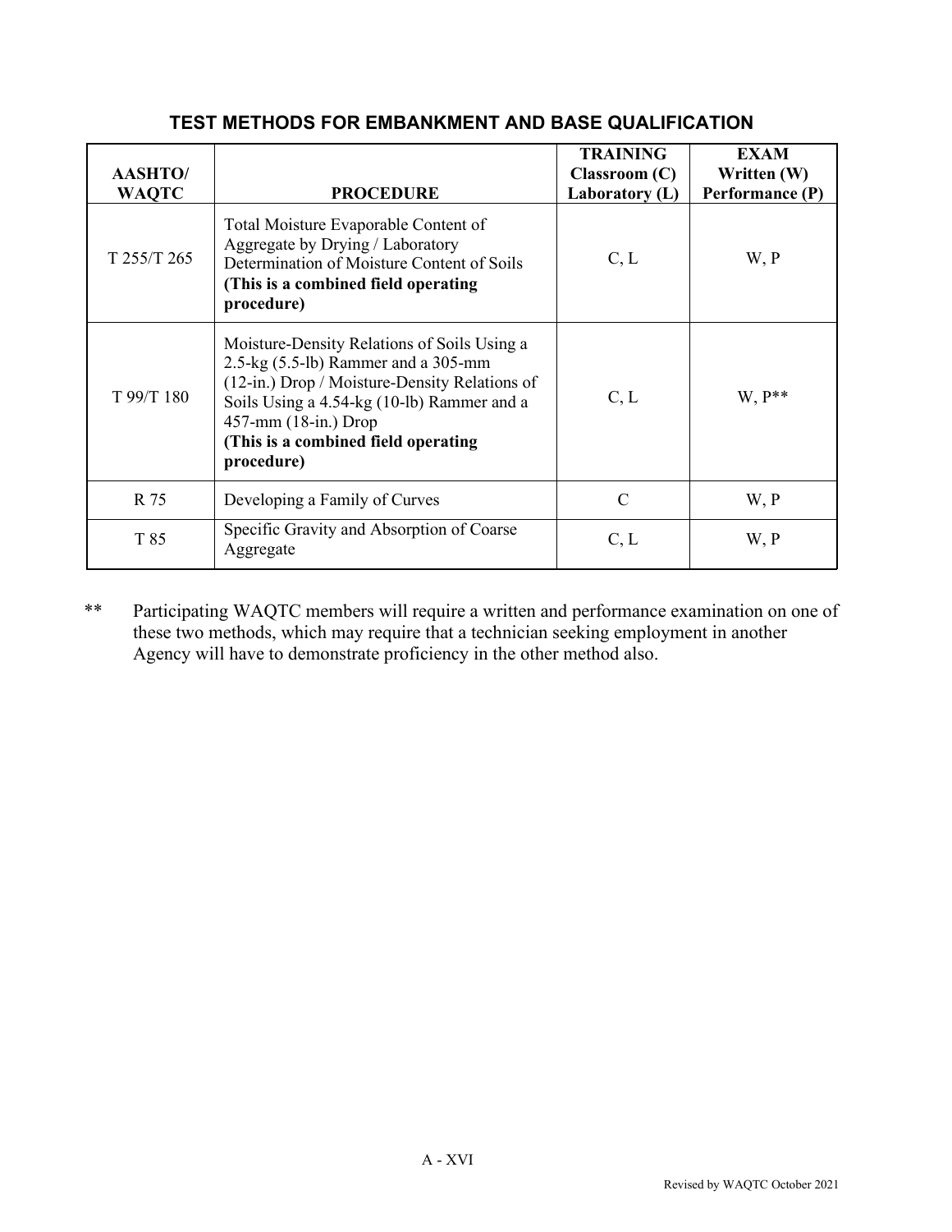## TEST METHODS FOR EMBANKMENT AND BASE QUALIFICATION

| AASHTO/ WAQTC | PROCEDURE | TRAINING Classroom (C) Laboratory (L) | EXAM Written (W) Performance (P) |
|---|---|---|---|
| T 255/T 265 | Total Moisture Evaporable Content of Aggregate by Drying / Laboratory Determination of Moisture Content of Soils **(This is a combined field operating procedure)** | C, L | W, P |
| T 99/T 180 | Moisture-Density Relations of Soils Using a 2.5-kg (5.5-lb) Rammer and a 305-mm (12-in.) Drop / Moisture-Density Relations of Soils Using a 4.54-kg (10-lb) Rammer and a 457-mm (18-in.) Drop **(This is a combined field operating procedure)** | C, L | W, P** |
| R 75 | Developing a Family of Curves | C | W, P |
| T 85 | Specific Gravity and Absorption of Coarse Aggregate | C, L | W, P |

** Participating WAQTC members will require a written and performance examination on one of these two methods, which may require that a technician seeking employment in another Agency will have to demonstrate proficiency in the other method also.

Revised by WAQTC October 2021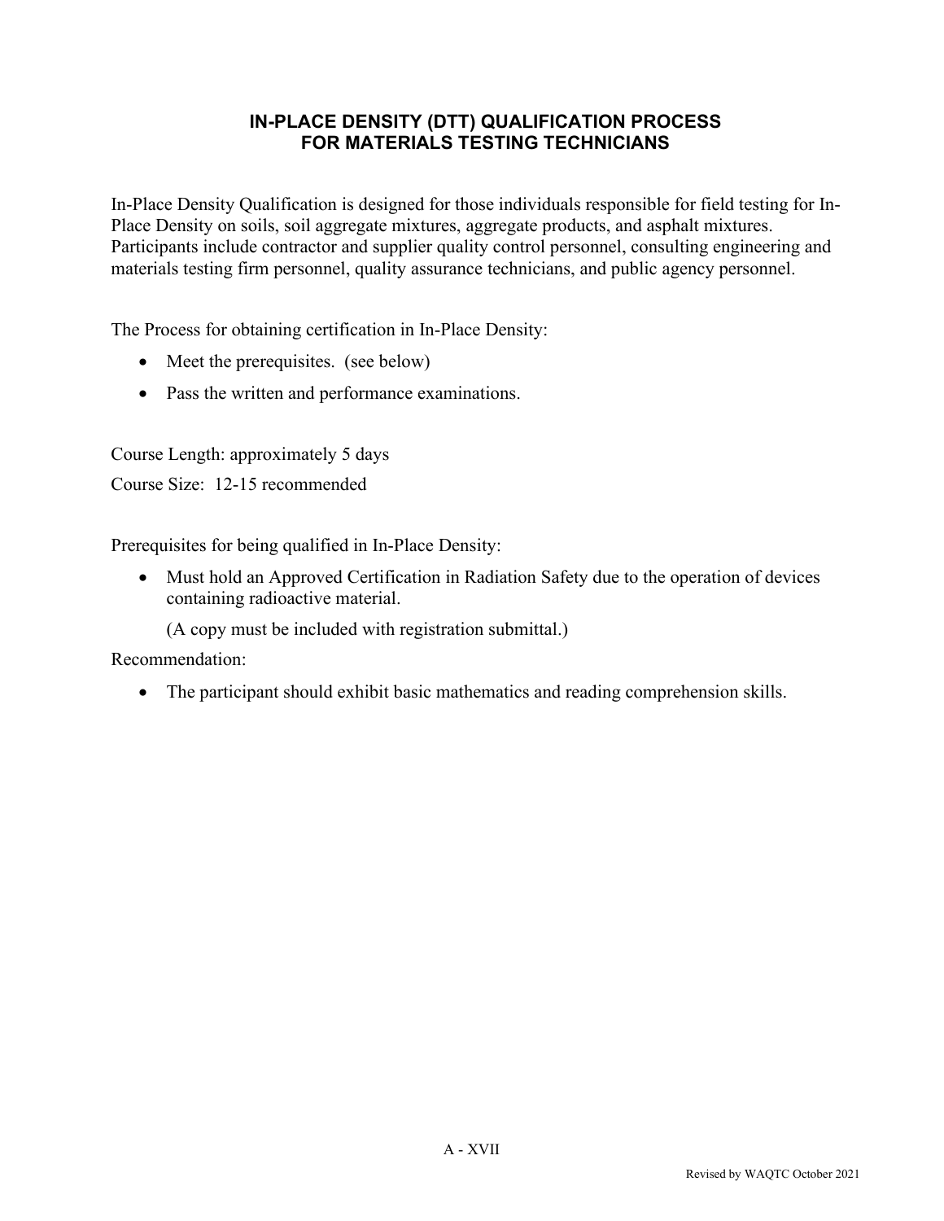# IN-PLACE DENSITY (DTT) QUALIFICATION PROCESS FOR MATERIALS TESTING TECHNICIANS

In-Place Density Qualification is designed for those individuals responsible for field testing for In-Place Density on soils, soil aggregate mixtures, aggregate products, and asphalt mixtures. Participants include contractor and supplier quality control personnel, consulting engineering and materials testing firm personnel, quality assurance technicians, and public agency personnel.

The Process for obtaining certification in In-Place Density:

- Meet the prerequisites. (see below)
- Pass the written and performance examinations.

Course Length: approximately 5 days

Course Size: 12-15 recommended

Prerequisites for being qualified in In-Place Density:

- Must hold an Approved Certification in Radiation Safety due to the operation of devices containing radioactive material.

  (A copy must be included with registration submittal.)

Recommendation:

- The participant should exhibit basic mathematics and reading comprehension skills.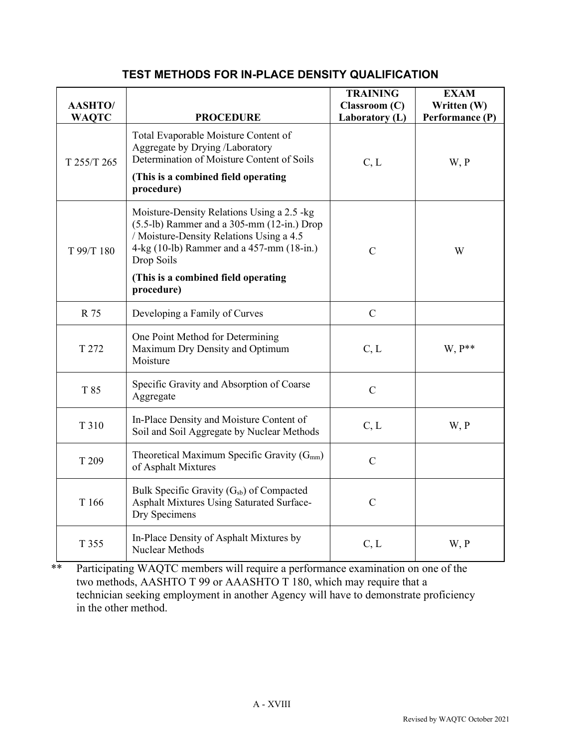## TEST METHODS FOR IN-PLACE DENSITY QUALIFICATION

| AASHTO/ WAQTC | PROCEDURE | TRAINING Classroom (C) Laboratory (L) | EXAM Written (W) Performance (P) |
|---|---|---|---|
| T 255/T 265 | Total Evaporable Moisture Content of Aggregate by Drying /Laboratory Determination of Moisture Content of Soils **(This is a combined field operating procedure)** | C, L | W, P |
| T 99/T 180 | Moisture-Density Relations Using a 2.5 -kg (5.5-lb) Rammer and a 305-mm (12-in.) Drop / Moisture-Density Relations Using a 4.5 4-kg (10-lb) Rammer and a 457-mm (18-in.) Drop Soils **(This is a combined field operating procedure)** | C | W |
| R 75 | Developing a Family of Curves | C | |
| T 272 | One Point Method for Determining Maximum Dry Density and Optimum Moisture | C, L | W, P** |
| T 85 | Specific Gravity and Absorption of Coarse Aggregate | C | |
| T 310 | In-Place Density and Moisture Content of Soil and Soil Aggregate by Nuclear Methods | C, L | W, P |
| T 209 | Theoretical Maximum Specific Gravity ($G_{mm}$) of Asphalt Mixtures | C | |
| T 166 | Bulk Specific Gravity ($G_{sb}$) of Compacted Asphalt Mixtures Using Saturated Surface-Dry Specimens | C | |
| T 355 | In-Place Density of Asphalt Mixtures by Nuclear Methods | C, L | W, P |

** Participating WAQTC members will require a performance examination on one of the two methods, AASHTO T 99 or AAASHTO T 180, which may require that a technician seeking employment in another Agency will have to demonstrate proficiency in the other method.

A - XVIII

Revised by WAQTC October 2021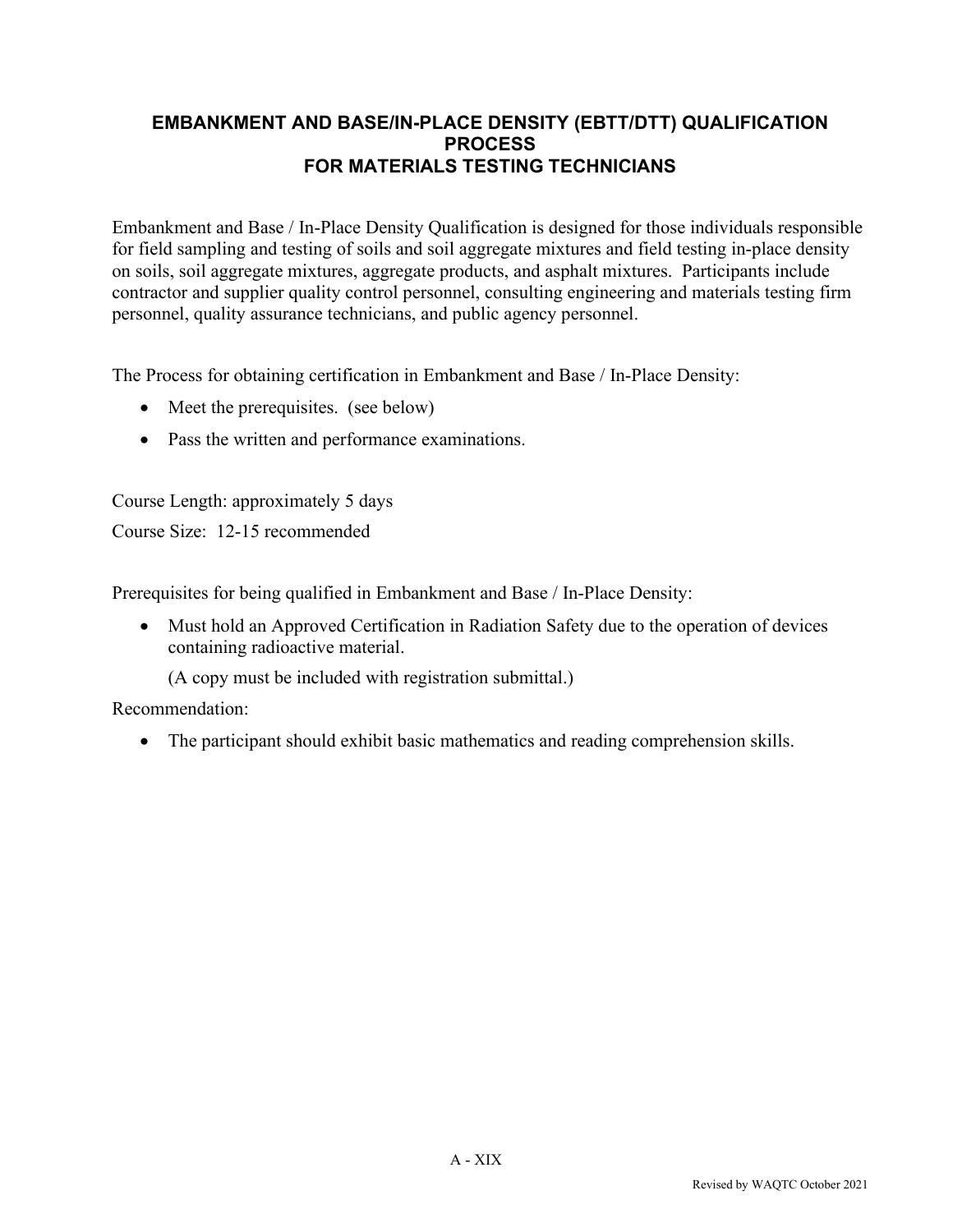# EMBANKMENT AND BASE/IN-PLACE DENSITY (EBTT/DTT) QUALIFICATION PROCESS FOR MATERIALS TESTING TECHNICIANS

Embankment and Base / In-Place Density Qualification is designed for those individuals responsible for field sampling and testing of soils and soil aggregate mixtures and field testing in-place density on soils, soil aggregate mixtures, aggregate products, and asphalt mixtures. Participants include contractor and supplier quality control personnel, consulting engineering and materials testing firm personnel, quality assurance technicians, and public agency personnel.

The Process for obtaining certification in Embankment and Base / In-Place Density:

- Meet the prerequisites. (see below)
- Pass the written and performance examinations.

Course Length: approximately 5 days

Course Size: 12-15 recommended

Prerequisites for being qualified in Embankment and Base / In-Place Density:

- Must hold an Approved Certification in Radiation Safety due to the operation of devices containing radioactive material.

  (A copy must be included with registration submittal.)

Recommendation:

- The participant should exhibit basic mathematics and reading comprehension skills.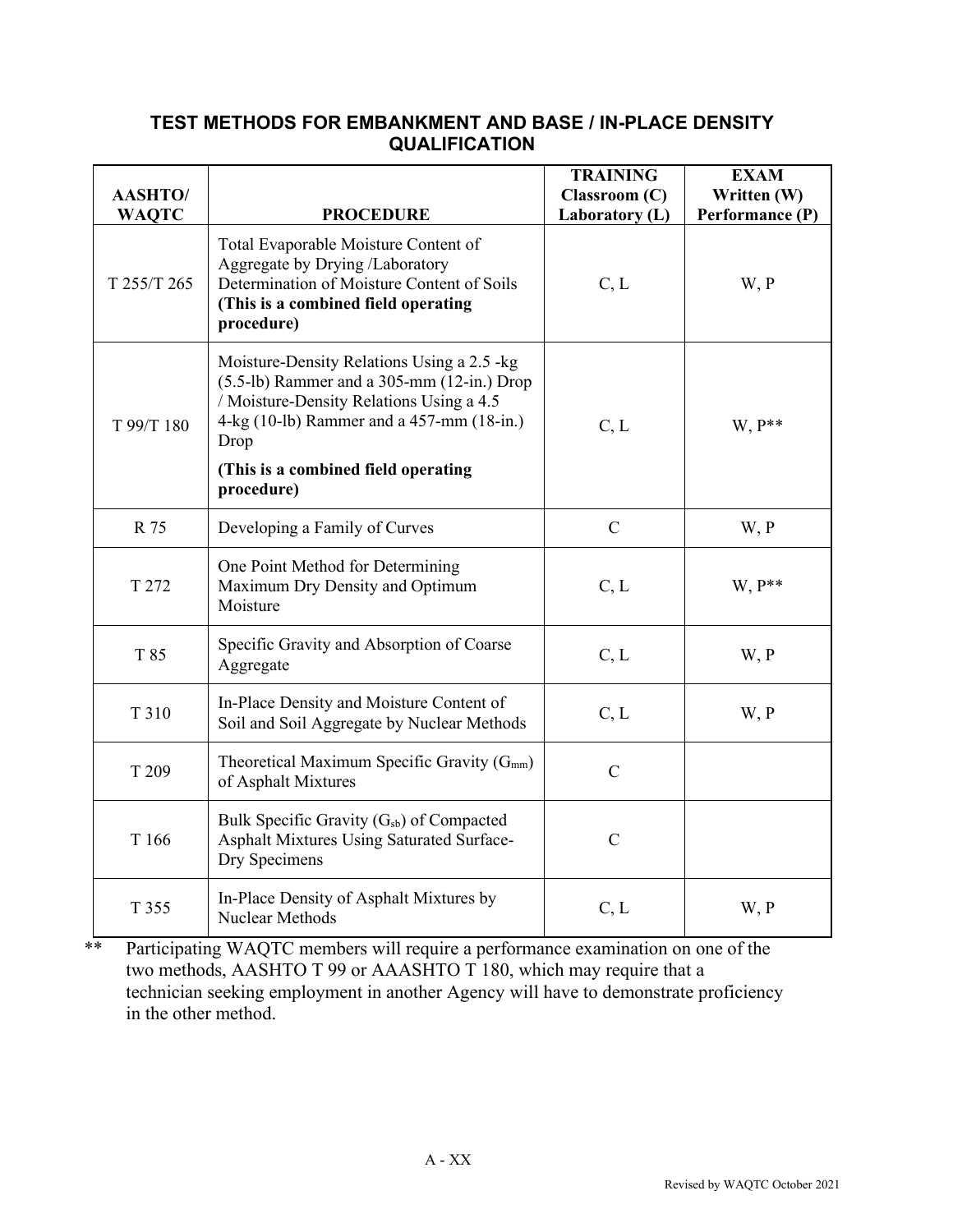## TEST METHODS FOR EMBANKMENT AND BASE / IN-PLACE DENSITY QUALIFICATION

| AASHTO/ WAQTC | PROCEDURE | TRAINING Classroom (C) Laboratory (L) | EXAM Written (W) Performance (P) |
|---|---|---|---|
| T 255/T 265 | Total Evaporable Moisture Content of Aggregate by Drying /Laboratory Determination of Moisture Content of Soils **(This is a combined field operating procedure)** | C, L | W, P |
| T 99/T 180 | Moisture-Density Relations Using a 2.5 -kg (5.5-lb) Rammer and a 305-mm (12-in.) Drop / Moisture-Density Relations Using a 4.5 4-kg (10-lb) Rammer and a 457-mm (18-in.) Drop **(This is a combined field operating procedure)** | C, L | W, P** |
| R 75 | Developing a Family of Curves | C | W, P |
| T 272 | One Point Method for Determining Maximum Dry Density and Optimum Moisture | C, L | W, P** |
| T 85 | Specific Gravity and Absorption of Coarse Aggregate | C, L | W, P |
| T 310 | In-Place Density and Moisture Content of Soil and Soil Aggregate by Nuclear Methods | C, L | W, P |
| T 209 | Theoretical Maximum Specific Gravity ($G_{mm}$) of Asphalt Mixtures | C | |
| T 166 | Bulk Specific Gravity ($G_{sb}$) of Compacted Asphalt Mixtures Using Saturated Surface-Dry Specimens | C | |
| T 355 | In-Place Density of Asphalt Mixtures by Nuclear Methods | C, L | W, P |

** Participating WAQTC members will require a performance examination on one of the two methods, AASHTO T 99 or AAASHTO T 180, which may require that a technician seeking employment in another Agency will have to demonstrate proficiency in the other method.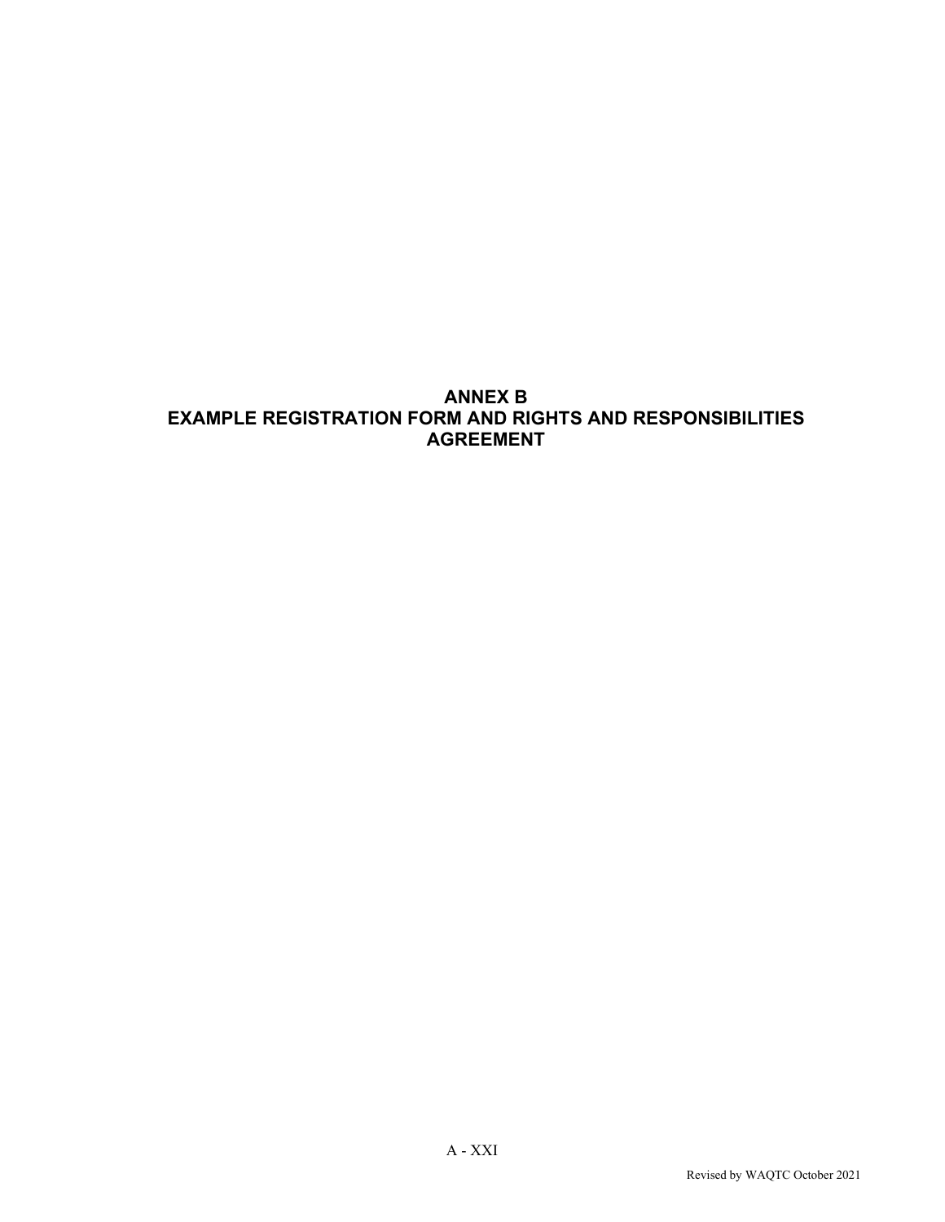# ANNEX B
# EXAMPLE REGISTRATION FORM AND RIGHTS AND RESPONSIBILITIES AGREEMENT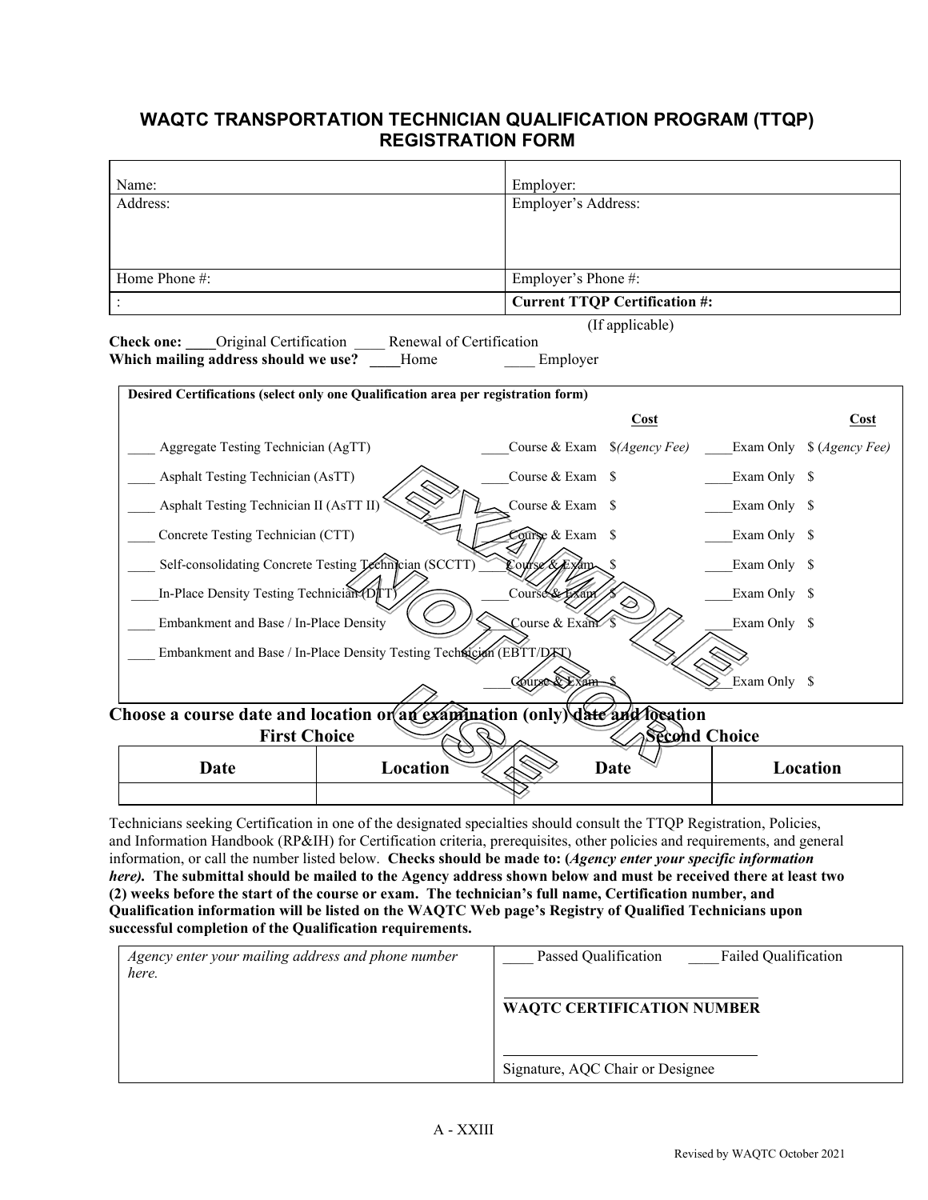# WAQTC TRANSPORTATION TECHNICIAN QUALIFICATION PROGRAM (TTQP) REGISTRATION FORM

| | |
|---|---|
| Name: | Employer: |
| Address: | Employer's Address: |
| Home Phone #: | Employer's Phone #: |
| : | **Current TTQP Certification #:** |

(If applicable)

**Check one:** ____Original Certification ____ Renewal of Certification
**Which mailing address should we use?** ____Home ____ Employer

**Desired Certifications (select only one Qualification area per registration form)**

| | | **Cost** | | **Cost** |
|---|---|---|---|---|
| ____ Aggregate Testing Technician (AgTT) | ____Course & Exam | $*(Agency Fee)* | ____Exam Only | $ *(Agency Fee)* |
| ____ Asphalt Testing Technician (AsTT) | ____Course & Exam | $ | ____Exam Only | $ |
| ____ Asphalt Testing Technician II (AsTT II) | ____Course & Exam | $ | ____Exam Only | $ |
| ____ Concrete Testing Technician (CTT) | ____Course & Exam | $ | ____Exam Only | $ |
| ____ Self-consolidating Concrete Testing Technician (SCCTT) | ____Course & Exam | $ | ____Exam Only | $ |
| ____In-Place Density Testing Technician (DTT) | ____Course & Exam | $ | ____Exam Only | $ |
| ____ Embankment and Base / In-Place Density | ____Course & Exam | $ | ____Exam Only | $ |
| ____ Embankment and Base / In-Place Density Testing Technician (EBTT/DTT) | ____Course & Exam | $ | ____Exam Only | $ |

EXAMPLE NOT FOR USE

## Choose a course date and location or an examination (only) date and location

| First Choice | | Second Choice | |
|---|---|---|---|
| **Date** | **Location** | **Date** | **Location** |
| | | | |

Technicians seeking Certification in one of the designated specialties should consult the TTQP Registration, Policies, and Information Handbook (RP&IH) for Certification criteria, prerequisites, other policies and requirements, and general information, or call the number listed below. **Checks should be made to: (*Agency enter your specific information here).* The submittal should be mailed to the Agency address shown below and must be received there at least two (2) weeks before the start of the course or exam. The technician's full name, Certification number, and Qualification information will be listed on the WAQTC Web page's Registry of Qualified Technicians upon successful completion of the Qualification requirements.**

| | |
|---|---|
| *Agency enter your mailing address and phone number here.* | ____ Passed Qualification ____Failed Qualification<br><br>______________________<br>**WAQTC CERTIFICATION NUMBER**<br><br>______________________<br>Signature, AQC Chair or Designee |

A - XXIII

Revised by WAQTC October 2021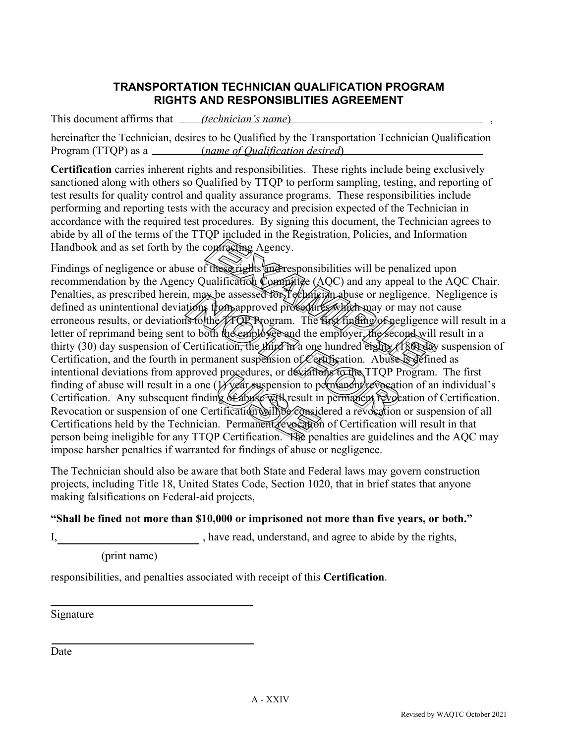## TRANSPORTATION TECHNICIAN QUALIFICATION PROGRAM RIGHTS AND RESPONSIBLITIES AGREEMENT

This document affirms that ____*(technician's name)*__________________________________ ,

hereinafter the Technician, desires to be Qualified by the Transportation Technician Qualification Program (TTQP) as a ________(*name of Qualification desired*)_______________________

**Certification** carries inherent rights and responsibilities. These rights include being exclusively sanctioned along with others so Qualified by TTQP to perform sampling, testing, and reporting of test results for quality control and quality assurance programs. These responsibilities include performing and reporting tests with the accuracy and precision expected of the Technician in accordance with the required test procedures. By signing this document, the Technician agrees to abide by all of the terms of the TTQP included in the Registration, Policies, and Information Handbook and as set forth by the contracting Agency.

Findings of negligence or abuse of these rights and responsibilities will be penalized upon recommendation by the Agency Qualification Committee (AQC) and any appeal to the AQC Chair. Penalties, as prescribed herein, may be assessed for Technician abuse or negligence. Negligence is defined as unintentional deviations from approved procedures which may or may not cause erroneous results, or deviations to the TTQP Program. The first finding of negligence will result in a letter of reprimand being sent to both the employee and the employer, the second will result in a thirty (30) day suspension of Certification, the third in a one hundred eighty (180) day suspension of Certification, and the fourth in permanent suspension of Certification. Abuse is defined as intentional deviations from approved procedures, or deviations to the TTQP Program. The first finding of abuse will result in a one (1) year suspension to permanent revocation of an individual's Certification. Any subsequent finding of abuse will result in permanent revocation of Certification. Revocation or suspension of one Certification will be considered a revocation or suspension of all Certifications held by the Technician. Permanent revocation of Certification will result in that person being ineligible for any TTQP Certification. The penalties are guidelines and the AQC may impose harsher penalties if warranted for findings of abuse or negligence.

The Technician should also be aware that both State and Federal laws may govern construction projects, including Title 18, United States Code, Section 1020, that in brief states that anyone making falsifications on Federal-aid projects,

**"Shall be fined not more than $10,000 or imprisoned not more than five years, or both."**

I, __________________________ , have read, understand, and agree to abide by the rights,

(print name)

responsibilities, and penalties associated with receipt of this **Certification**.

______________________________________
Signature

______________________________________
Date

Revised by WAQTC October 2021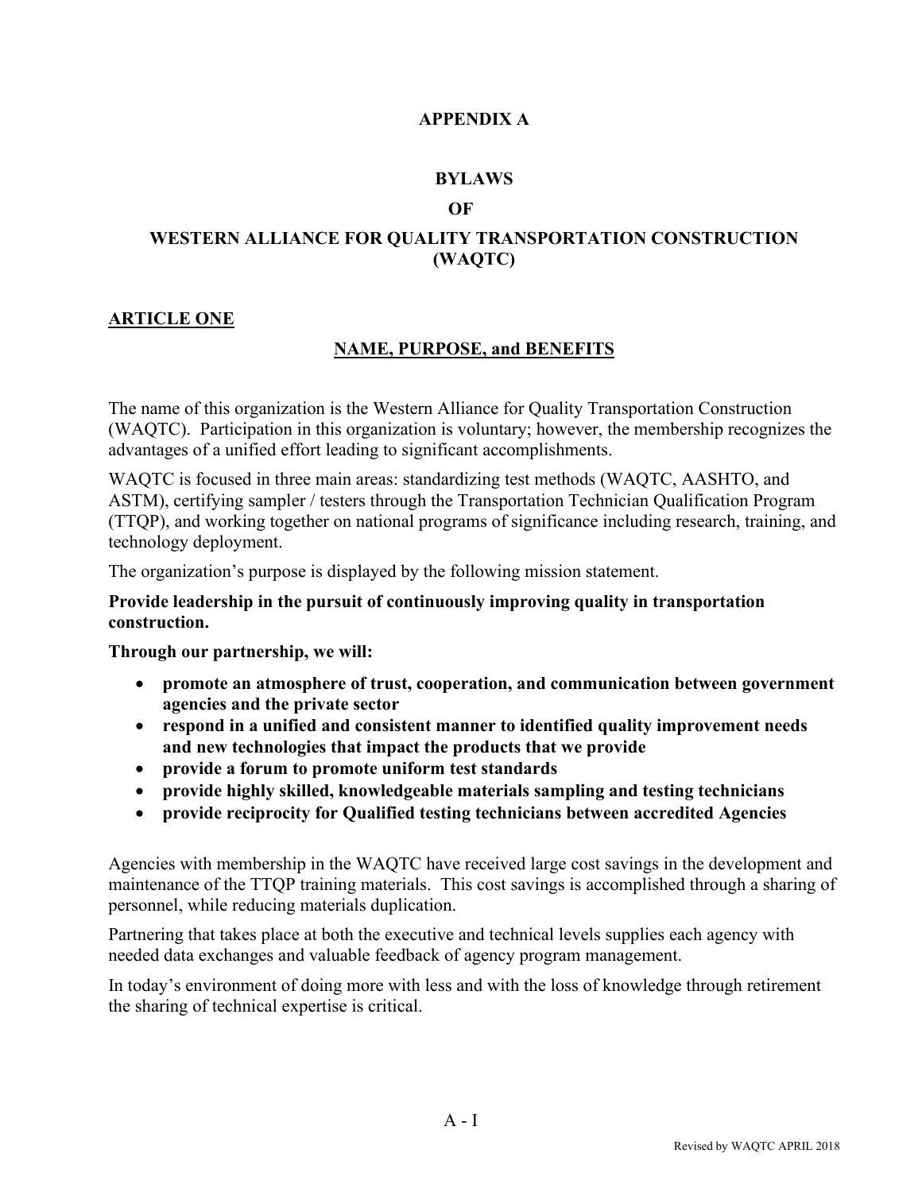# APPENDIX A

## BYLAWS

## OF

## WESTERN ALLIANCE FOR QUALITY TRANSPORTATION CONSTRUCTION (WAQTC)

### ARTICLE ONE

### NAME, PURPOSE, and BENEFITS

The name of this organization is the Western Alliance for Quality Transportation Construction (WAQTC). Participation in this organization is voluntary; however, the membership recognizes the advantages of a unified effort leading to significant accomplishments.

WAQTC is focused in three main areas: standardizing test methods (WAQTC, AASHTO, and ASTM), certifying sampler / testers through the Transportation Technician Qualification Program (TTQP), and working together on national programs of significance including research, training, and technology deployment.

The organization's purpose is displayed by the following mission statement.

**Provide leadership in the pursuit of continuously improving quality in transportation construction.**

**Through our partnership, we will:**

- **promote an atmosphere of trust, cooperation, and communication between government agencies and the private sector**
- **respond in a unified and consistent manner to identified quality improvement needs and new technologies that impact the products that we provide**
- **provide a forum to promote uniform test standards**
- **provide highly skilled, knowledgeable materials sampling and testing technicians**
- **provide reciprocity for Qualified testing technicians between accredited Agencies**

Agencies with membership in the WAQTC have received large cost savings in the development and maintenance of the TTQP training materials. This cost savings is accomplished through a sharing of personnel, while reducing materials duplication.

Partnering that takes place at both the executive and technical levels supplies each agency with needed data exchanges and valuable feedback of agency program management.

In today's environment of doing more with less and with the loss of knowledge through retirement the sharing of technical expertise is critical.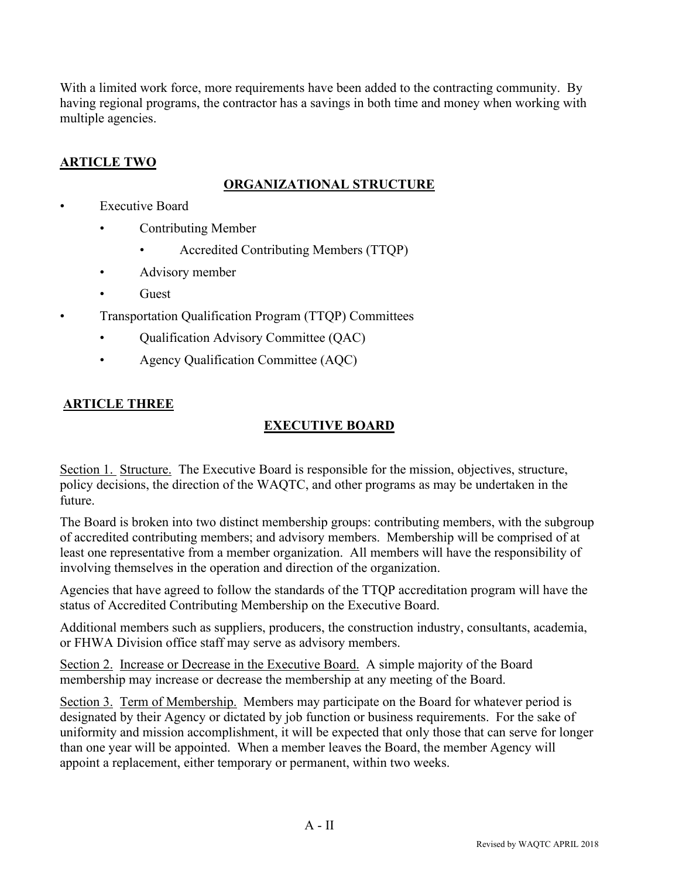With a limited work force, more requirements have been added to the contracting community. By having regional programs, the contractor has a savings in both time and money when working with multiple agencies.

## ARTICLE TWO

### ORGANIZATIONAL STRUCTURE

- Executive Board
  - Contributing Member
    - Accredited Contributing Members (TTQP)
  - Advisory member
  - Guest
- Transportation Qualification Program (TTQP) Committees
  - Qualification Advisory Committee (QAC)
  - Agency Qualification Committee (AQC)

## ARTICLE THREE

### EXECUTIVE BOARD

Section 1. Structure. The Executive Board is responsible for the mission, objectives, structure, policy decisions, the direction of the WAQTC, and other programs as may be undertaken in the future.

The Board is broken into two distinct membership groups: contributing members, with the subgroup of accredited contributing members; and advisory members. Membership will be comprised of at least one representative from a member organization. All members will have the responsibility of involving themselves in the operation and direction of the organization.

Agencies that have agreed to follow the standards of the TTQP accreditation program will have the status of Accredited Contributing Membership on the Executive Board.

Additional members such as suppliers, producers, the construction industry, consultants, academia, or FHWA Division office staff may serve as advisory members.

Section 2. Increase or Decrease in the Executive Board. A simple majority of the Board membership may increase or decrease the membership at any meeting of the Board.

Section 3. Term of Membership. Members may participate on the Board for whatever period is designated by their Agency or dictated by job function or business requirements. For the sake of uniformity and mission accomplishment, it will be expected that only those that can serve for longer than one year will be appointed. When a member leaves the Board, the member Agency will appoint a replacement, either temporary or permanent, within two weeks.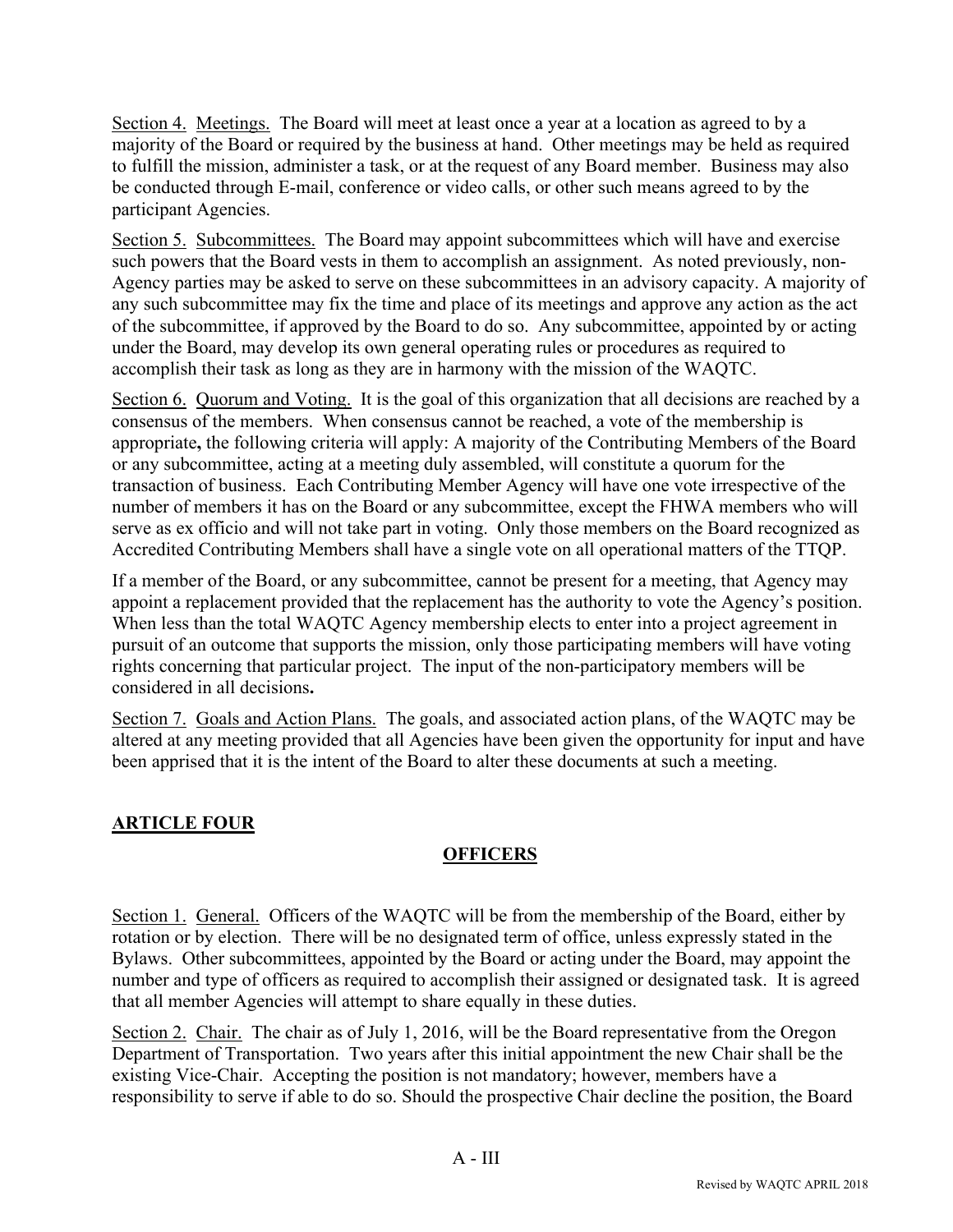Section 4. Meetings. The Board will meet at least once a year at a location as agreed to by a majority of the Board or required by the business at hand. Other meetings may be held as required to fulfill the mission, administer a task, or at the request of any Board member. Business may also be conducted through E-mail, conference or video calls, or other such means agreed to by the participant Agencies.

Section 5. Subcommittees. The Board may appoint subcommittees which will have and exercise such powers that the Board vests in them to accomplish an assignment. As noted previously, non-Agency parties may be asked to serve on these subcommittees in an advisory capacity. A majority of any such subcommittee may fix the time and place of its meetings and approve any action as the act of the subcommittee, if approved by the Board to do so. Any subcommittee, appointed by or acting under the Board, may develop its own general operating rules or procedures as required to accomplish their task as long as they are in harmony with the mission of the WAQTC.

Section 6. Quorum and Voting. It is the goal of this organization that all decisions are reached by a consensus of the members. When consensus cannot be reached, a vote of the membership is appropriate**,** the following criteria will apply: A majority of the Contributing Members of the Board or any subcommittee, acting at a meeting duly assembled, will constitute a quorum for the transaction of business. Each Contributing Member Agency will have one vote irrespective of the number of members it has on the Board or any subcommittee, except the FHWA members who will serve as ex officio and will not take part in voting. Only those members on the Board recognized as Accredited Contributing Members shall have a single vote on all operational matters of the TTQP.

If a member of the Board, or any subcommittee, cannot be present for a meeting, that Agency may appoint a replacement provided that the replacement has the authority to vote the Agency's position. When less than the total WAQTC Agency membership elects to enter into a project agreement in pursuit of an outcome that supports the mission, only those participating members will have voting rights concerning that particular project. The input of the non-participatory members will be considered in all decisions**.**

Section 7. Goals and Action Plans. The goals, and associated action plans, of the WAQTC may be altered at any meeting provided that all Agencies have been given the opportunity for input and have been apprised that it is the intent of the Board to alter these documents at such a meeting.

## ARTICLE FOUR

## OFFICERS

Section 1. General. Officers of the WAQTC will be from the membership of the Board, either by rotation or by election. There will be no designated term of office, unless expressly stated in the Bylaws. Other subcommittees, appointed by the Board or acting under the Board, may appoint the number and type of officers as required to accomplish their assigned or designated task. It is agreed that all member Agencies will attempt to share equally in these duties.

Section 2. Chair. The chair as of July 1, 2016, will be the Board representative from the Oregon Department of Transportation. Two years after this initial appointment the new Chair shall be the existing Vice-Chair. Accepting the position is not mandatory; however, members have a responsibility to serve if able to do so. Should the prospective Chair decline the position, the Board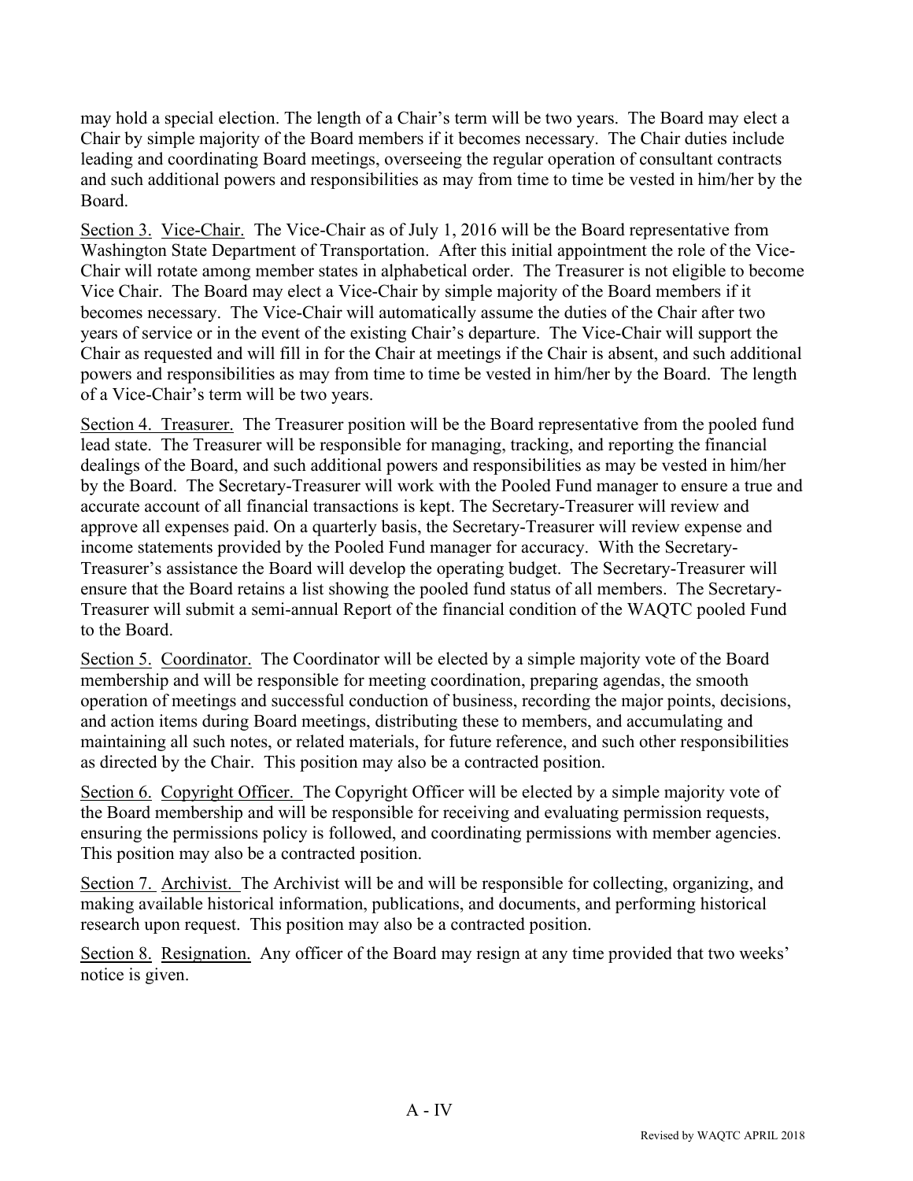may hold a special election. The length of a Chair's term will be two years. The Board may elect a Chair by simple majority of the Board members if it becomes necessary. The Chair duties include leading and coordinating Board meetings, overseeing the regular operation of consultant contracts and such additional powers and responsibilities as may from time to time be vested in him/her by the Board.

Section 3. Vice-Chair. The Vice-Chair as of July 1, 2016 will be the Board representative from Washington State Department of Transportation. After this initial appointment the role of the Vice-Chair will rotate among member states in alphabetical order. The Treasurer is not eligible to become Vice Chair. The Board may elect a Vice-Chair by simple majority of the Board members if it becomes necessary. The Vice-Chair will automatically assume the duties of the Chair after two years of service or in the event of the existing Chair's departure. The Vice-Chair will support the Chair as requested and will fill in for the Chair at meetings if the Chair is absent, and such additional powers and responsibilities as may from time to time be vested in him/her by the Board. The length of a Vice-Chair's term will be two years.

Section 4. Treasurer. The Treasurer position will be the Board representative from the pooled fund lead state. The Treasurer will be responsible for managing, tracking, and reporting the financial dealings of the Board, and such additional powers and responsibilities as may be vested in him/her by the Board. The Secretary-Treasurer will work with the Pooled Fund manager to ensure a true and accurate account of all financial transactions is kept. The Secretary-Treasurer will review and approve all expenses paid. On a quarterly basis, the Secretary-Treasurer will review expense and income statements provided by the Pooled Fund manager for accuracy. With the Secretary-Treasurer's assistance the Board will develop the operating budget. The Secretary-Treasurer will ensure that the Board retains a list showing the pooled fund status of all members. The Secretary-Treasurer will submit a semi-annual Report of the financial condition of the WAQTC pooled Fund to the Board.

Section 5. Coordinator. The Coordinator will be elected by a simple majority vote of the Board membership and will be responsible for meeting coordination, preparing agendas, the smooth operation of meetings and successful conduction of business, recording the major points, decisions, and action items during Board meetings, distributing these to members, and accumulating and maintaining all such notes, or related materials, for future reference, and such other responsibilities as directed by the Chair. This position may also be a contracted position.

Section 6. Copyright Officer. The Copyright Officer will be elected by a simple majority vote of the Board membership and will be responsible for receiving and evaluating permission requests, ensuring the permissions policy is followed, and coordinating permissions with member agencies. This position may also be a contracted position.

Section 7. Archivist. The Archivist will be and will be responsible for collecting, organizing, and making available historical information, publications, and documents, and performing historical research upon request. This position may also be a contracted position.

Section 8. Resignation. Any officer of the Board may resign at any time provided that two weeks' notice is given.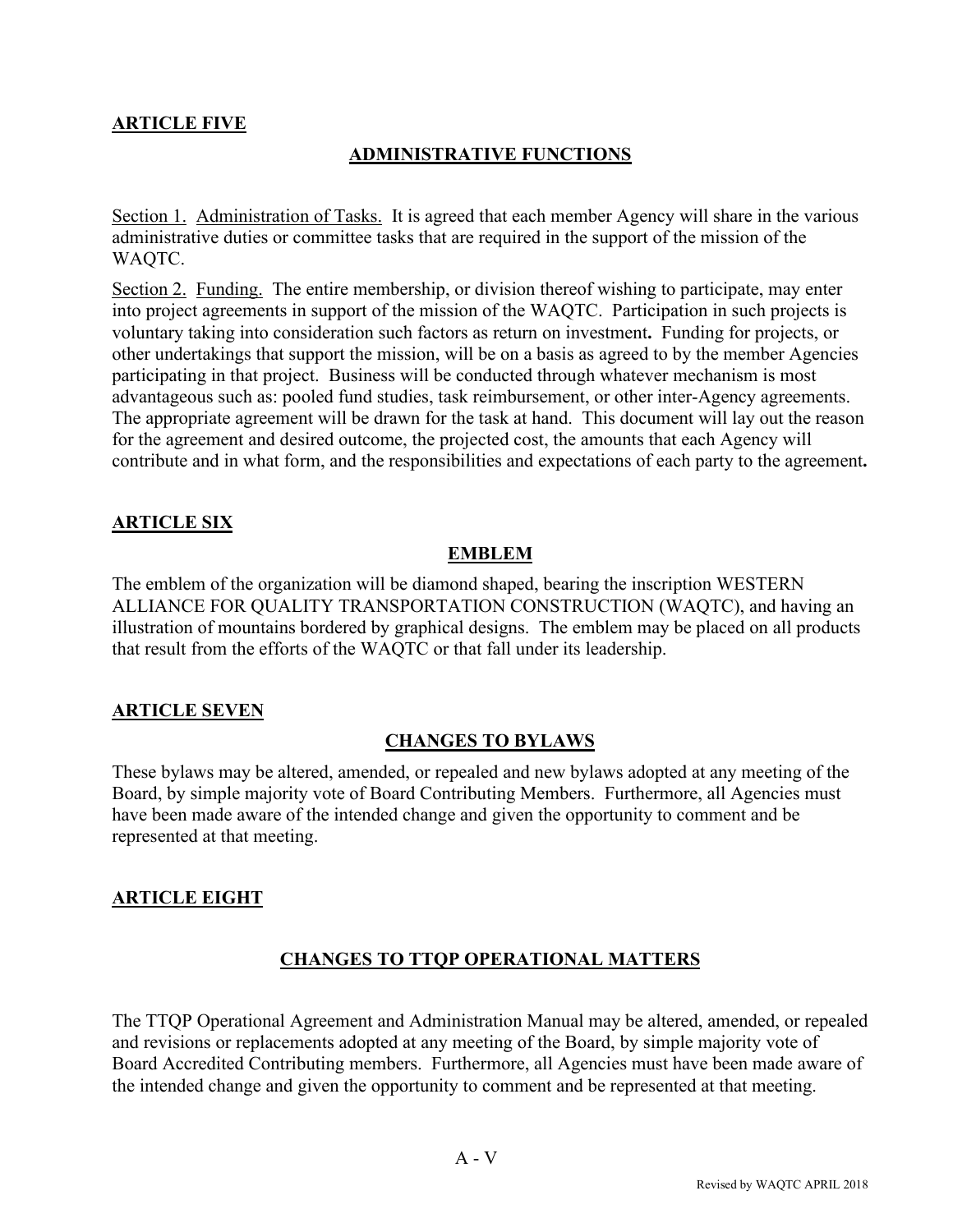**ARTICLE FIVE**

**ADMINISTRATIVE FUNCTIONS**

Section 1. Administration of Tasks. It is agreed that each member Agency will share in the various administrative duties or committee tasks that are required in the support of the mission of the WAQTC.

Section 2. Funding. The entire membership, or division thereof wishing to participate, may enter into project agreements in support of the mission of the WAQTC. Participation in such projects is voluntary taking into consideration such factors as return on investment**.** Funding for projects, or other undertakings that support the mission, will be on a basis as agreed to by the member Agencies participating in that project. Business will be conducted through whatever mechanism is most advantageous such as: pooled fund studies, task reimbursement, or other inter-Agency agreements. The appropriate agreement will be drawn for the task at hand. This document will lay out the reason for the agreement and desired outcome, the projected cost, the amounts that each Agency will contribute and in what form, and the responsibilities and expectations of each party to the agreement**.**

**ARTICLE SIX**

**EMBLEM**

The emblem of the organization will be diamond shaped, bearing the inscription WESTERN ALLIANCE FOR QUALITY TRANSPORTATION CONSTRUCTION (WAQTC), and having an illustration of mountains bordered by graphical designs. The emblem may be placed on all products that result from the efforts of the WAQTC or that fall under its leadership.

**ARTICLE SEVEN**

**CHANGES TO BYLAWS**

These bylaws may be altered, amended, or repealed and new bylaws adopted at any meeting of the Board, by simple majority vote of Board Contributing Members. Furthermore, all Agencies must have been made aware of the intended change and given the opportunity to comment and be represented at that meeting.

**ARTICLE EIGHT**

**CHANGES TO TTQP OPERATIONAL MATTERS**

The TTQP Operational Agreement and Administration Manual may be altered, amended, or repealed and revisions or replacements adopted at any meeting of the Board, by simple majority vote of Board Accredited Contributing members. Furthermore, all Agencies must have been made aware of the intended change and given the opportunity to comment and be represented at that meeting.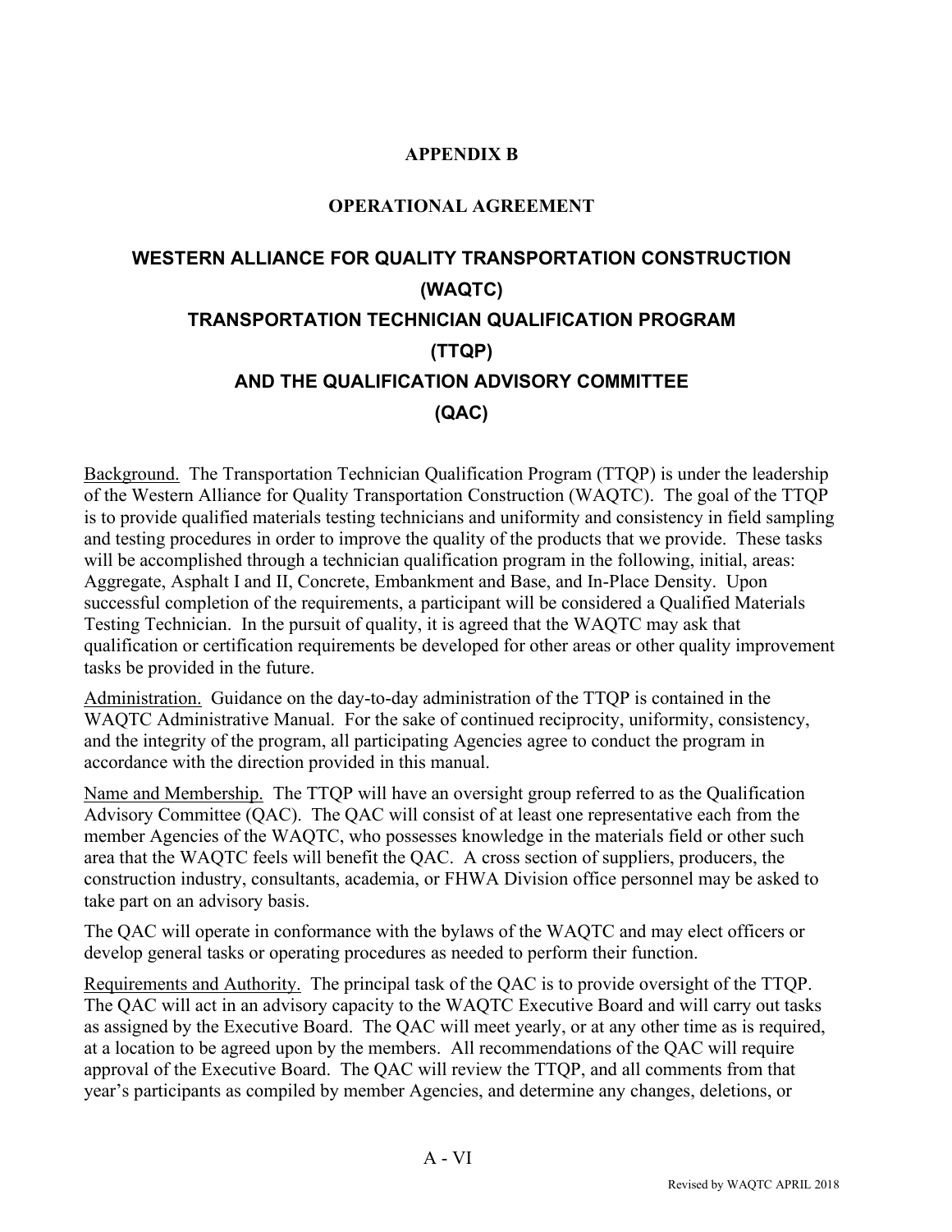# APPENDIX B

## OPERATIONAL AGREEMENT

## WESTERN ALLIANCE FOR QUALITY TRANSPORTATION CONSTRUCTION (WAQTC) TRANSPORTATION TECHNICIAN QUALIFICATION PROGRAM (TTQP) AND THE QUALIFICATION ADVISORY COMMITTEE (QAC)

Background. The Transportation Technician Qualification Program (TTQP) is under the leadership of the Western Alliance for Quality Transportation Construction (WAQTC). The goal of the TTQP is to provide qualified materials testing technicians and uniformity and consistency in field sampling and testing procedures in order to improve the quality of the products that we provide. These tasks will be accomplished through a technician qualification program in the following, initial, areas: Aggregate, Asphalt I and II, Concrete, Embankment and Base, and In-Place Density. Upon successful completion of the requirements, a participant will be considered a Qualified Materials Testing Technician. In the pursuit of quality, it is agreed that the WAQTC may ask that qualification or certification requirements be developed for other areas or other quality improvement tasks be provided in the future.

Administration. Guidance on the day-to-day administration of the TTQP is contained in the WAQTC Administrative Manual. For the sake of continued reciprocity, uniformity, consistency, and the integrity of the program, all participating Agencies agree to conduct the program in accordance with the direction provided in this manual.

Name and Membership. The TTQP will have an oversight group referred to as the Qualification Advisory Committee (QAC). The QAC will consist of at least one representative each from the member Agencies of the WAQTC, who possesses knowledge in the materials field or other such area that the WAQTC feels will benefit the QAC. A cross section of suppliers, producers, the construction industry, consultants, academia, or FHWA Division office personnel may be asked to take part on an advisory basis.

The QAC will operate in conformance with the bylaws of the WAQTC and may elect officers or develop general tasks or operating procedures as needed to perform their function.

Requirements and Authority. The principal task of the QAC is to provide oversight of the TTQP. The QAC will act in an advisory capacity to the WAQTC Executive Board and will carry out tasks as assigned by the Executive Board. The QAC will meet yearly, or at any other time as is required, at a location to be agreed upon by the members. All recommendations of the QAC will require approval of the Executive Board. The QAC will review the TTQP, and all comments from that year's participants as compiled by member Agencies, and determine any changes, deletions, or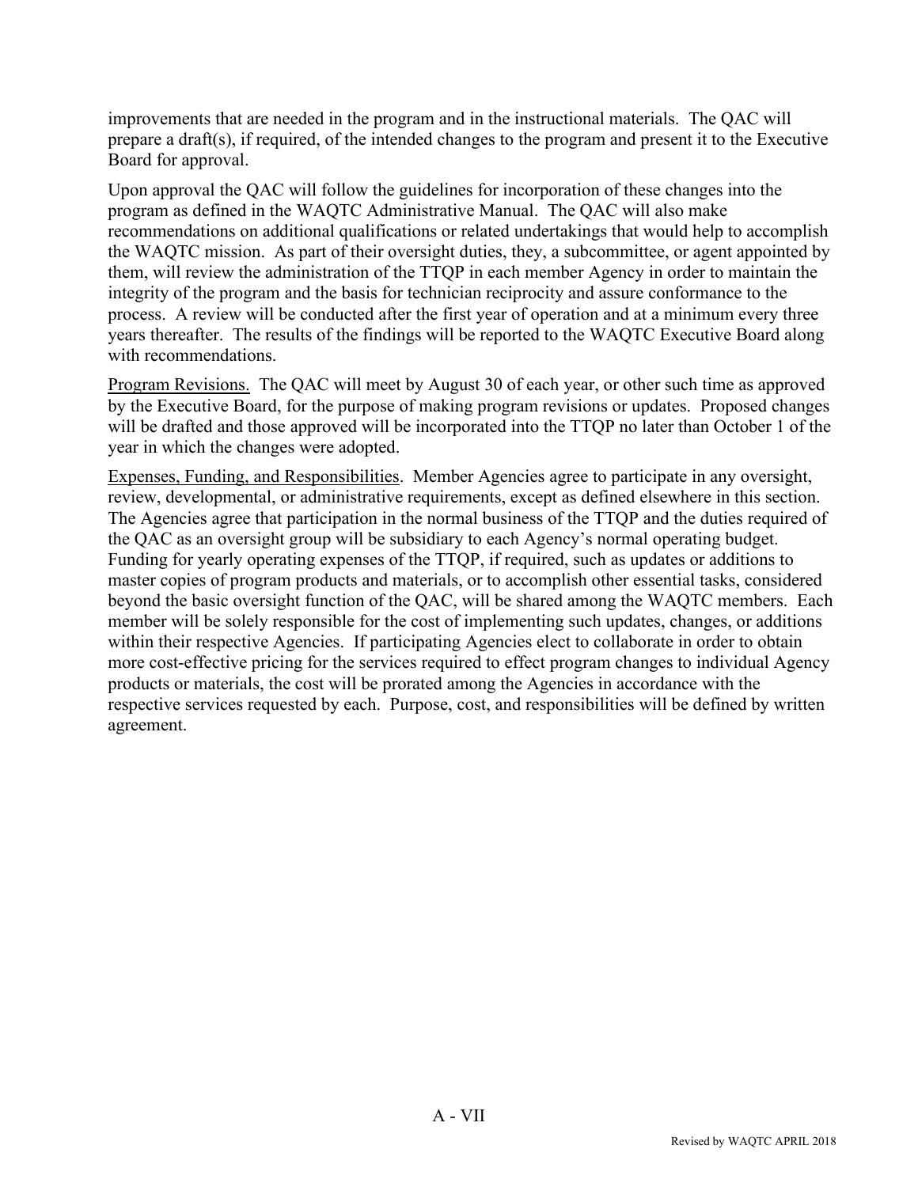improvements that are needed in the program and in the instructional materials. The QAC will prepare a draft(s), if required, of the intended changes to the program and present it to the Executive Board for approval.

Upon approval the QAC will follow the guidelines for incorporation of these changes into the program as defined in the WAQTC Administrative Manual. The QAC will also make recommendations on additional qualifications or related undertakings that would help to accomplish the WAQTC mission. As part of their oversight duties, they, a subcommittee, or agent appointed by them, will review the administration of the TTQP in each member Agency in order to maintain the integrity of the program and the basis for technician reciprocity and assure conformance to the process. A review will be conducted after the first year of operation and at a minimum every three years thereafter. The results of the findings will be reported to the WAQTC Executive Board along with recommendations.

<u>Program Revisions.</u> The QAC will meet by August 30 of each year, or other such time as approved by the Executive Board, for the purpose of making program revisions or updates. Proposed changes will be drafted and those approved will be incorporated into the TTQP no later than October 1 of the year in which the changes were adopted.

<u>Expenses, Funding, and Responsibilities</u>. Member Agencies agree to participate in any oversight, review, developmental, or administrative requirements, except as defined elsewhere in this section. The Agencies agree that participation in the normal business of the TTQP and the duties required of the QAC as an oversight group will be subsidiary to each Agency's normal operating budget. Funding for yearly operating expenses of the TTQP, if required, such as updates or additions to master copies of program products and materials, or to accomplish other essential tasks, considered beyond the basic oversight function of the QAC, will be shared among the WAQTC members. Each member will be solely responsible for the cost of implementing such updates, changes, or additions within their respective Agencies. If participating Agencies elect to collaborate in order to obtain more cost-effective pricing for the services required to effect program changes to individual Agency products or materials, the cost will be prorated among the Agencies in accordance with the respective services requested by each. Purpose, cost, and responsibilities will be defined by written agreement.